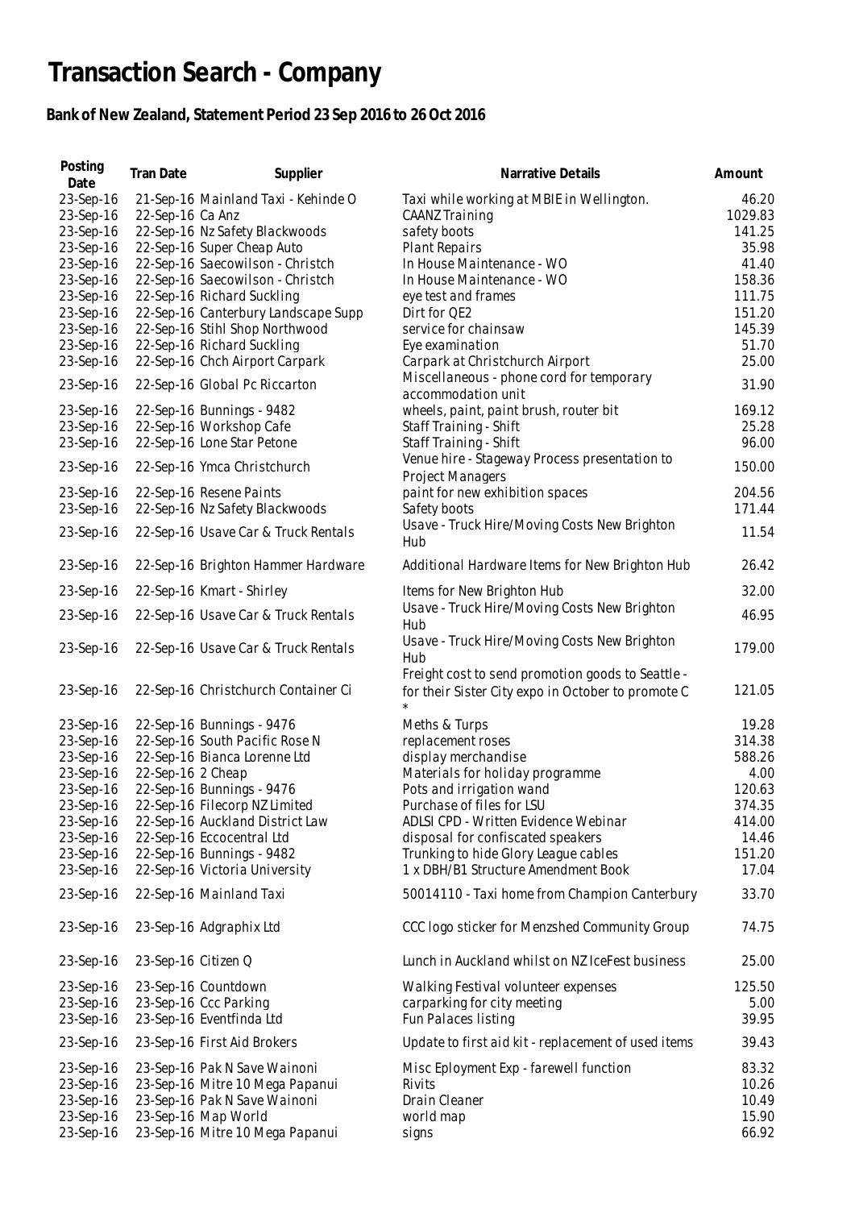# Transaction Search - Company

## Bank of New Zealand, Statement Period 23 Sep 2016 to 26 Oct 2016

| Posting Date | Tran Date | Supplier | Narrative Details | Amount |
|---|---|---|---|---|
| 23-Sep-16 | 21-Sep-16 | Mainland Taxi - Kehinde O | Taxi while working at MBIE in Wellington. | 46.20 |
| 23-Sep-16 | 22-Sep-16 | Ca Anz | CAANZ Training | 1029.83 |
| 23-Sep-16 | 22-Sep-16 | Nz Safety Blackwoods | safety boots | 141.25 |
| 23-Sep-16 | 22-Sep-16 | Super Cheap Auto | Plant Repairs | 35.98 |
| 23-Sep-16 | 22-Sep-16 | Saecowilson - Christch | In House Maintenance - WO | 41.40 |
| 23-Sep-16 | 22-Sep-16 | Saecowilson - Christch | In House Maintenance - WO | 158.36 |
| 23-Sep-16 | 22-Sep-16 | Richard Suckling | eye test and frames | 111.75 |
| 23-Sep-16 | 22-Sep-16 | Canterbury Landscape Supp | Dirt for QE2 | 151.20 |
| 23-Sep-16 | 22-Sep-16 | Stihl Shop Northwood | service for chainsaw | 145.39 |
| 23-Sep-16 | 22-Sep-16 | Richard Suckling | Eye examination | 51.70 |
| 23-Sep-16 | 22-Sep-16 | Chch Airport Carpark | Carpark at Christchurch Airport | 25.00 |
| 23-Sep-16 | 22-Sep-16 | Global Pc Riccarton | Miscellaneous - phone cord for temporary accommodation unit | 31.90 |
| 23-Sep-16 | 22-Sep-16 | Bunnings - 9482 | wheels, paint, paint brush, router bit | 169.12 |
| 23-Sep-16 | 22-Sep-16 | Workshop Cafe | Staff Training - Shift | 25.28 |
| 23-Sep-16 | 22-Sep-16 | Lone Star Petone | Staff Training - Shift | 96.00 |
| 23-Sep-16 | 22-Sep-16 | Ymca Christchurch | Venue hire - Stageway Process presentation to Project Managers | 150.00 |
| 23-Sep-16 | 22-Sep-16 | Resene Paints | paint for new exhibition spaces | 204.56 |
| 23-Sep-16 | 22-Sep-16 | Nz Safety Blackwoods | Safety boots | 171.44 |
| 23-Sep-16 | 22-Sep-16 | Usave Car & Truck Rentals | Usave - Truck Hire/Moving Costs New Brighton Hub | 11.54 |
| 23-Sep-16 | 22-Sep-16 | Brighton Hammer Hardware | Additional Hardware Items for New Brighton Hub | 26.42 |
| 23-Sep-16 | 22-Sep-16 | Kmart - Shirley | Items for New Brighton Hub | 32.00 |
| 23-Sep-16 | 22-Sep-16 | Usave Car & Truck Rentals | Usave - Truck Hire/Moving Costs New Brighton Hub | 46.95 |
| 23-Sep-16 | 22-Sep-16 | Usave Car & Truck Rentals | Usave - Truck Hire/Moving Costs New Brighton Hub | 179.00 |
| 23-Sep-16 | 22-Sep-16 | Christchurch Container Ci | Freight cost to send promotion goods to Seattle - for their Sister City expo in October to promote C * | 121.05 |
| 23-Sep-16 | 22-Sep-16 | Bunnings - 9476 | Meths & Turps | 19.28 |
| 23-Sep-16 | 22-Sep-16 | South Pacific Rose N | replacement roses | 314.38 |
| 23-Sep-16 | 22-Sep-16 | Bianca Lorenne Ltd | display merchandise | 588.26 |
| 23-Sep-16 | 22-Sep-16 | 2 Cheap | Materials for holiday programme | 4.00 |
| 23-Sep-16 | 22-Sep-16 | Bunnings - 9476 | Pots and irrigation wand | 120.63 |
| 23-Sep-16 | 22-Sep-16 | Filecorp NZ Limited | Purchase of files for LSU | 374.35 |
| 23-Sep-16 | 22-Sep-16 | Auckland District Law | ADLSI CPD - Written Evidence Webinar | 414.00 |
| 23-Sep-16 | 22-Sep-16 | Eccocentral Ltd | disposal for confiscated speakers | 14.46 |
| 23-Sep-16 | 22-Sep-16 | Bunnings - 9482 | Trunking to hide Glory League cables | 151.20 |
| 23-Sep-16 | 22-Sep-16 | Victoria University | 1 x DBH/B1 Structure Amendment Book | 17.04 |
| 23-Sep-16 | 22-Sep-16 | Mainland Taxi | 50014110 - Taxi home from Champion Canterbury | 33.70 |
| 23-Sep-16 | 23-Sep-16 | Adgraphix Ltd | CCC logo sticker for Menzshed Community Group | 74.75 |
| 23-Sep-16 | 23-Sep-16 | Citizen Q | Lunch in Auckland whilst on NZ IceFest business | 25.00 |
| 23-Sep-16 | 23-Sep-16 | Countdown | Walking Festival volunteer expenses | 125.50 |
| 23-Sep-16 | 23-Sep-16 | Ccc Parking | carparking for city meeting | 5.00 |
| 23-Sep-16 | 23-Sep-16 | Eventfinda Ltd | Fun Palaces listing | 39.95 |
| 23-Sep-16 | 23-Sep-16 | First Aid Brokers | Update to first aid kit - replacement of used items | 39.43 |
| 23-Sep-16 | 23-Sep-16 | Pak N Save Wainoni | Misc Eployment Exp - farewell function | 83.32 |
| 23-Sep-16 | 23-Sep-16 | Mitre 10 Mega Papanui | Rivits | 10.26 |
| 23-Sep-16 | 23-Sep-16 | Pak N Save Wainoni | Drain Cleaner | 10.49 |
| 23-Sep-16 | 23-Sep-16 | Map World | world map | 15.90 |
| 23-Sep-16 | 23-Sep-16 | Mitre 10 Mega Papanui | signs | 66.92 |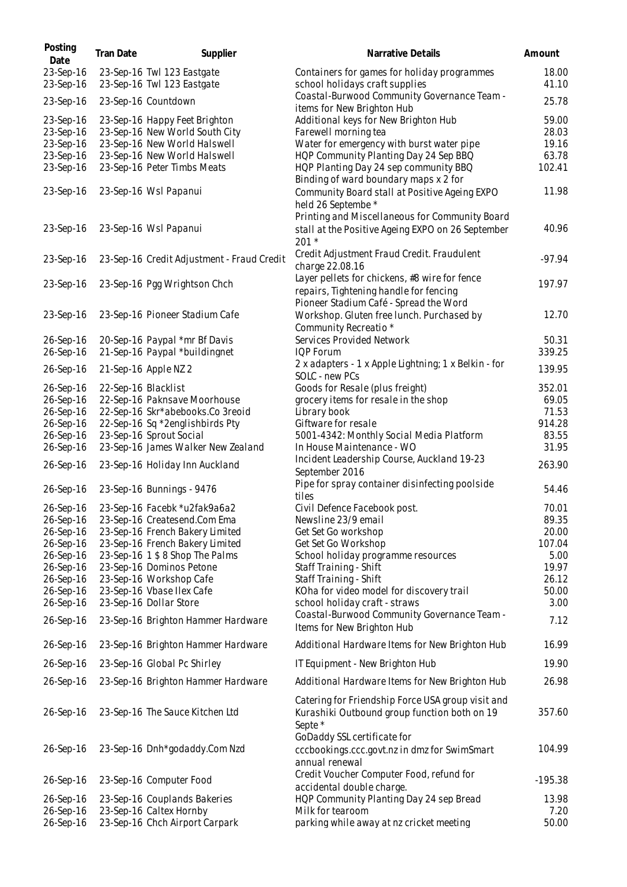| Posting Date | Tran Date | Supplier | Narrative Details | Amount |
|---|---|---|---|---|
| 23-Sep-16 | 23-Sep-16 | Twl 123 Eastgate | Containers for games for holiday programmes | 18.00 |
| 23-Sep-16 | 23-Sep-16 | Twl 123 Eastgate | school holidays craft supplies | 41.10 |
| 23-Sep-16 | 23-Sep-16 | Countdown | Coastal-Burwood Community Governance Team - items for New Brighton Hub | 25.78 |
| 23-Sep-16 | 23-Sep-16 | Happy Feet Brighton | Additional keys for New Brighton Hub | 59.00 |
| 23-Sep-16 | 23-Sep-16 | New World South City | Farewell morning tea | 28.03 |
| 23-Sep-16 | 23-Sep-16 | New World Halswell | Water for emergency with burst water pipe | 19.16 |
| 23-Sep-16 | 23-Sep-16 | New World Halswell | HQP Community Planting Day 24 Sep BBQ | 63.78 |
| 23-Sep-16 | 23-Sep-16 | Peter Timbs Meats | HQP Planting Day 24 sep community BBQ | 102.41 |
| 23-Sep-16 | 23-Sep-16 | Wsl Papanui | Binding of ward boundary maps x 2 for Community Board stall at Positive Ageing EXPO held 26 Septembe * | 11.98 |
| 23-Sep-16 | 23-Sep-16 | Wsl Papanui | Printing and Miscellaneous for Community Board stall at the Positive Ageing EXPO on 26 September 201 * | 40.96 |
| 23-Sep-16 | 23-Sep-16 | Credit Adjustment - Fraud Credit | Credit Adjustment Fraud Credit. Fraudulent charge 22.08.16 | -97.94 |
| 23-Sep-16 | 23-Sep-16 | Pgg Wrightson Chch | Layer pellets for chickens, #8 wire for fence repairs, Tightening handle for fencing | 197.97 |
| 23-Sep-16 | 23-Sep-16 | Pioneer Stadium Cafe | Pioneer Stadium Café - Spread the Word Workshop. Gluten free lunch. Purchased by Community Recreatio * | 12.70 |
| 26-Sep-16 | 20-Sep-16 | Paypal *mr Bf Davis | Services Provided Network | 50.31 |
| 26-Sep-16 | 21-Sep-16 | Paypal *buildingnet | IQP Forum | 339.25 |
| 26-Sep-16 | 21-Sep-16 | Apple NZ 2 | 2 x adapters - 1 x Apple Lightning; 1 x Belkin - for SOLC - new PCs | 139.95 |
| 26-Sep-16 | 22-Sep-16 | Blacklist | Goods for Resale (plus freight) | 352.01 |
| 26-Sep-16 | 22-Sep-16 | Paknsave Moorhouse | grocery items for resale in the shop | 69.05 |
| 26-Sep-16 | 22-Sep-16 | Skr*abebooks.Co 3reoid | Library book | 71.53 |
| 26-Sep-16 | 22-Sep-16 | Sq *2englishbirds Pty | Giftware for resale | 914.28 |
| 26-Sep-16 | 23-Sep-16 | Sprout Social | 5001-4342: Monthly Social Media Platform | 83.55 |
| 26-Sep-16 | 23-Sep-16 | James Walker New Zealand | In House Maintenance - WO | 31.95 |
| 26-Sep-16 | 23-Sep-16 | Holiday Inn Auckland | Incident Leadership Course, Auckland 19-23 September 2016 | 263.90 |
| 26-Sep-16 | 23-Sep-16 | Bunnings - 9476 | Pipe for spray container disinfecting poolside tiles | 54.46 |
| 26-Sep-16 | 23-Sep-16 | Facebk *u2fak9a6a2 | Civil Defence Facebook post. | 70.01 |
| 26-Sep-16 | 23-Sep-16 | Createsend.Com Ema | Newsline 23/9 email | 89.35 |
| 26-Sep-16 | 23-Sep-16 | French Bakery Limited | Get Set Go workshop | 20.00 |
| 26-Sep-16 | 23-Sep-16 | French Bakery Limited | Get Set Go Workshop | 107.04 |
| 26-Sep-16 | 23-Sep-16 | 1 $ 8 Shop The Palms | School holiday programme resources | 5.00 |
| 26-Sep-16 | 23-Sep-16 | Dominos Petone | Staff Training - Shift | 19.97 |
| 26-Sep-16 | 23-Sep-16 | Workshop Cafe | Staff Training - Shift | 26.12 |
| 26-Sep-16 | 23-Sep-16 | Vbase Ilex Cafe | KOha for video model for discovery trail | 50.00 |
| 26-Sep-16 | 23-Sep-16 | Dollar Store | school holiday craft - straws | 3.00 |
| 26-Sep-16 | 23-Sep-16 | Brighton Hammer Hardware | Coastal-Burwood Community Governance Team - Items for New Brighton Hub | 7.12 |
| 26-Sep-16 | 23-Sep-16 | Brighton Hammer Hardware | Additional Hardware Items for New Brighton Hub | 16.99 |
| 26-Sep-16 | 23-Sep-16 | Global Pc Shirley | IT Equipment - New Brighton Hub | 19.90 |
| 26-Sep-16 | 23-Sep-16 | Brighton Hammer Hardware | Additional Hardware Items for New Brighton Hub | 26.98 |
| 26-Sep-16 | 23-Sep-16 | The Sauce Kitchen Ltd | Catering for Friendship Force USA group visit and Kurashiki Outbound group function both on 19 Septe * | 357.60 |
| 26-Sep-16 | 23-Sep-16 | Dnh*godaddy.Com Nzd | GoDaddy SSL certificate for cccbookings.ccc.govt.nz in dmz for SwimSmart annual renewal | 104.99 |
| 26-Sep-16 | 23-Sep-16 | Computer Food | Credit Voucher Computer Food, refund for accidental double charge. | -195.38 |
| 26-Sep-16 | 23-Sep-16 | Couplands Bakeries | HQP Community Planting Day 24 sep Bread | 13.98 |
| 26-Sep-16 | 23-Sep-16 | Caltex Hornby | Milk for tearoom | 7.20 |
| 26-Sep-16 | 23-Sep-16 | Chch Airport Carpark | parking while away at nz cricket meeting | 50.00 |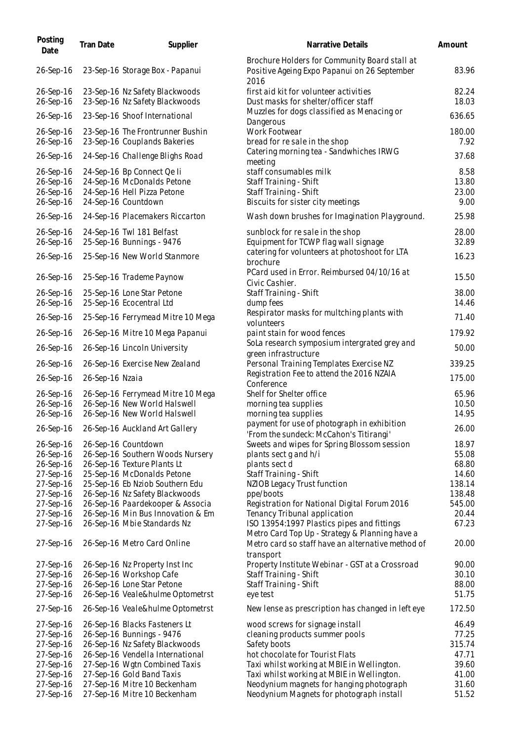| Posting Date | Tran Date | Supplier | Narrative Details | Amount |
|---|---|---|---|---|
| 26-Sep-16 | 23-Sep-16 | Storage Box - Papanui | Brochure Holders for Community Board stall at Positive Ageing Expo Papanui on 26 September 2016 | 83.96 |
| 26-Sep-16 | 23-Sep-16 | Nz Safety Blackwoods | first aid kit for volunteer activities | 82.24 |
| 26-Sep-16 | 23-Sep-16 | Nz Safety Blackwoods | Dust masks for shelter/officer staff | 18.03 |
| 26-Sep-16 | 23-Sep-16 | Shoof International | Muzzles for dogs classified as Menacing or Dangerous | 636.65 |
| 26-Sep-16 | 23-Sep-16 | The Frontrunner Bushin | Work Footwear | 180.00 |
| 26-Sep-16 | 23-Sep-16 | Couplands Bakeries | bread for re sale in the shop | 7.92 |
| 26-Sep-16 | 24-Sep-16 | Challenge Blighs Road | Catering morning tea - Sandwhiches IRWG meeting | 37.68 |
| 26-Sep-16 | 24-Sep-16 | Bp Connect Qe Ii | staff consumables milk | 8.58 |
| 26-Sep-16 | 24-Sep-16 | McDonalds Petone | Staff Training - Shift | 13.80 |
| 26-Sep-16 | 24-Sep-16 | Hell Pizza Petone | Staff Training - Shift | 23.00 |
| 26-Sep-16 | 24-Sep-16 | Countdown | Biscuits for sister city meetings | 9.00 |
| 26-Sep-16 | 24-Sep-16 | Placemakers Riccarton | Wash down brushes for Imagination Playground. | 25.98 |
| 26-Sep-16 | 24-Sep-16 | Twl 181 Belfast | sunblock for re sale in the shop | 28.00 |
| 26-Sep-16 | 25-Sep-16 | Bunnings - 9476 | Equipment for TCWP flag wall signage | 32.89 |
| 26-Sep-16 | 25-Sep-16 | New World Stanmore | catering for volunteers at photoshoot for LTA brochure | 16.23 |
| 26-Sep-16 | 25-Sep-16 | Trademe Paynow | PCard used in Error. Reimbursed 04/10/16 at Civic Cashier. | 15.50 |
| 26-Sep-16 | 25-Sep-16 | Lone Star Petone | Staff Training - Shift | 38.00 |
| 26-Sep-16 | 25-Sep-16 | Ecocentral Ltd | dump fees | 14.46 |
| 26-Sep-16 | 25-Sep-16 | Ferrymead Mitre 10 Mega | Respirator masks for multching plants with volunteers | 71.40 |
| 26-Sep-16 | 26-Sep-16 | Mitre 10 Mega Papanui | paint stain for wood fences | 179.92 |
| 26-Sep-16 | 26-Sep-16 | Lincoln University | SoLa research symposium intergrated grey and green infrastructure | 50.00 |
| 26-Sep-16 | 26-Sep-16 | Exercise New Zealand | Personal Training Templates Exercise NZ | 339.25 |
| 26-Sep-16 | 26-Sep-16 | Nzaia | Registration Fee to attend the 2016 NZAIA Conference | 175.00 |
| 26-Sep-16 | 26-Sep-16 | Ferrymead Mitre 10 Mega | Shelf for Shelter office | 65.96 |
| 26-Sep-16 | 26-Sep-16 | New World Halswell | morning tea supplies | 10.50 |
| 26-Sep-16 | 26-Sep-16 | New World Halswell | morning tea supplies | 14.95 |
| 26-Sep-16 | 26-Sep-16 | Auckland Art Gallery | payment for use of photograph in exhibition 'From the sundeck: McCahon's Titirangi' | 26.00 |
| 26-Sep-16 | 26-Sep-16 | Countdown | Sweets and wipes for Spring Blossom session | 18.97 |
| 26-Sep-16 | 26-Sep-16 | Southern Woods Nursery | plants sect g and h/i | 55.08 |
| 26-Sep-16 | 26-Sep-16 | Texture Plants Lt | plants sect d | 68.80 |
| 27-Sep-16 | 25-Sep-16 | McDonalds Petone | Staff Training - Shift | 14.60 |
| 27-Sep-16 | 25-Sep-16 | Eb Nziob Southern Edu | NZIOB Legacy Trust function | 138.14 |
| 27-Sep-16 | 26-Sep-16 | Nz Safety Blackwoods | ppe/boots | 138.48 |
| 27-Sep-16 | 26-Sep-16 | Paardekooper & Associa | Registration for National Digital Forum 2016 | 545.00 |
| 27-Sep-16 | 26-Sep-16 | Min Bus Innovation & Em | Tenancy Tribunal application | 20.44 |
| 27-Sep-16 | 26-Sep-16 | Mbie Standards Nz | ISO 13954:1997 Plastics pipes and fittings | 67.23 |
| 27-Sep-16 | 26-Sep-16 | Metro Card Online | Metro Card Top Up - Strategy & Planning have a Metro card so staff have an alternative method of transport | 20.00 |
| 27-Sep-16 | 26-Sep-16 | Nz Property Inst Inc | Property Institute Webinar - GST at a Crossroad | 90.00 |
| 27-Sep-16 | 26-Sep-16 | Workshop Cafe | Staff Training - Shift | 30.10 |
| 27-Sep-16 | 26-Sep-16 | Lone Star Petone | Staff Training - Shift | 88.00 |
| 27-Sep-16 | 26-Sep-16 | Veale&hulme Optometrst | eye test | 51.75 |
| 27-Sep-16 | 26-Sep-16 | Veale&hulme Optometrst | New lense as prescription has changed in left eye | 172.50 |
| 27-Sep-16 | 26-Sep-16 | Blacks Fasteners Lt | wood screws for signage install | 46.49 |
| 27-Sep-16 | 26-Sep-16 | Bunnings - 9476 | cleaning products summer pools | 77.25 |
| 27-Sep-16 | 26-Sep-16 | Nz Safety Blackwoods | Safety boots | 315.74 |
| 27-Sep-16 | 26-Sep-16 | Vendella International | hot chocolate for Tourist Flats | 47.71 |
| 27-Sep-16 | 27-Sep-16 | Wgtn Combined Taxis | Taxi whilst working at MBIE in Wellington. | 39.60 |
| 27-Sep-16 | 27-Sep-16 | Gold Band Taxis | Taxi whilst working at MBIE in Wellington. | 41.00 |
| 27-Sep-16 | 27-Sep-16 | Mitre 10 Beckenham | Neodymium magnets for hanging photograph | 31.60 |
| 27-Sep-16 | 27-Sep-16 | Mitre 10 Beckenham | Neodymium Magnets for photograph install | 51.52 |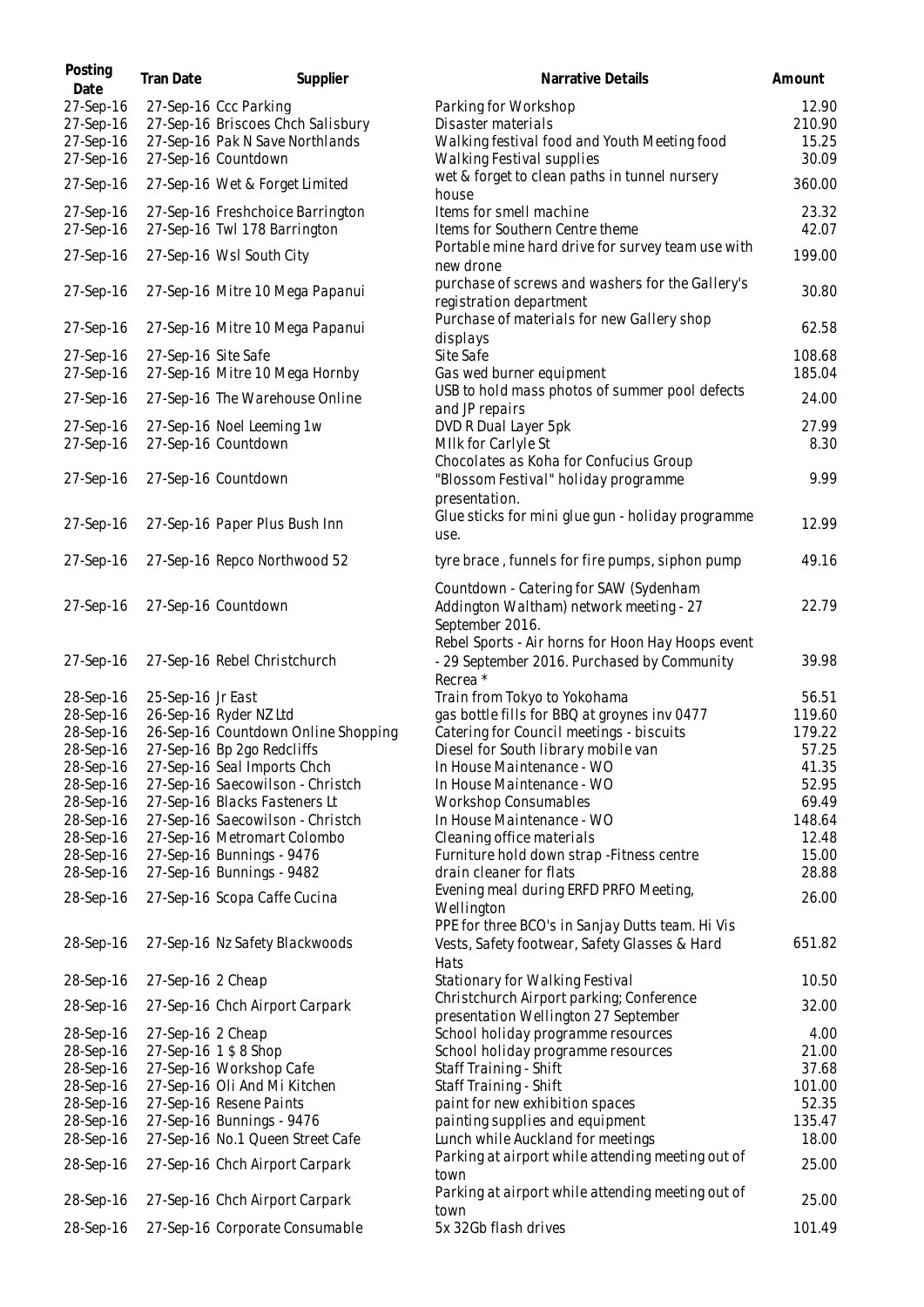| Posting Date | Tran Date | Supplier | Narrative Details | Amount |
| --- | --- | --- | --- | --- |
| 27-Sep-16 | 27-Sep-16 | Ccc Parking | Parking for Workshop | 12.90 |
| 27-Sep-16 | 27-Sep-16 | Briscoes Chch Salisbury | Disaster materials | 210.90 |
| 27-Sep-16 | 27-Sep-16 | Pak N Save Northlands | Walking festival food and Youth Meeting food | 15.25 |
| 27-Sep-16 | 27-Sep-16 | Countdown | Walking Festival supplies | 30.09 |
| 27-Sep-16 | 27-Sep-16 | Wet & Forget Limited | wet & forget to clean paths in tunnel nursery house | 360.00 |
| 27-Sep-16 | 27-Sep-16 | Freshchoice Barrington | Items for smell machine | 23.32 |
| 27-Sep-16 | 27-Sep-16 | Twl 178 Barrington | Items for Southern Centre theme | 42.07 |
| 27-Sep-16 | 27-Sep-16 | Wsl South City | Portable mine hard drive for survey team use with new drone | 199.00 |
| 27-Sep-16 | 27-Sep-16 | Mitre 10 Mega Papanui | purchase of screws and washers for the Gallery's registration department | 30.80 |
| 27-Sep-16 | 27-Sep-16 | Mitre 10 Mega Papanui | Purchase of materials for new Gallery shop displays | 62.58 |
| 27-Sep-16 | 27-Sep-16 | Site Safe | Site Safe | 108.68 |
| 27-Sep-16 | 27-Sep-16 | Mitre 10 Mega Hornby | Gas wed burner equipment | 185.04 |
| 27-Sep-16 | 27-Sep-16 | The Warehouse Online | USB to hold mass photos of summer pool defects and JP repairs | 24.00 |
| 27-Sep-16 | 27-Sep-16 | Noel Leeming 1w | DVD R Dual Layer 5pk | 27.99 |
| 27-Sep-16 | 27-Sep-16 | Countdown | MIlk for Carlyle St | 8.30 |
| 27-Sep-16 | 27-Sep-16 | Countdown | Chocolates as Koha for Confucius Group "Blossom Festival" holiday programme presentation. | 9.99 |
| 27-Sep-16 | 27-Sep-16 | Paper Plus Bush Inn | Glue sticks for mini glue gun - holiday programme use. | 12.99 |
| 27-Sep-16 | 27-Sep-16 | Repco Northwood 52 | tyre brace , funnels for fire pumps, siphon pump | 49.16 |
| 27-Sep-16 | 27-Sep-16 | Countdown | Countdown - Catering for SAW (Sydenham Addington Waltham) network meeting - 27 September 2016. | 22.79 |
| 27-Sep-16 | 27-Sep-16 | Rebel Christchurch | Rebel Sports - Air horns for Hoon Hay Hoops event - 29 September 2016. Purchased by Community Recrea * | 39.98 |
| 28-Sep-16 | 25-Sep-16 | Jr East | Train from Tokyo to Yokohama | 56.51 |
| 28-Sep-16 | 26-Sep-16 | Ryder NZ Ltd | gas bottle fills for BBQ at groynes inv 0477 | 119.60 |
| 28-Sep-16 | 26-Sep-16 | Countdown Online Shopping | Catering for Council meetings - biscuits | 179.22 |
| 28-Sep-16 | 27-Sep-16 | Bp 2go Redcliffs | Diesel for South library mobile van | 57.25 |
| 28-Sep-16 | 27-Sep-16 | Seal Imports Chch | In House Maintenance - WO | 41.35 |
| 28-Sep-16 | 27-Sep-16 | Saecowilson - Christch | In House Maintenance - WO | 52.95 |
| 28-Sep-16 | 27-Sep-16 | Blacks Fasteners Lt | Workshop Consumables | 69.49 |
| 28-Sep-16 | 27-Sep-16 | Saecowilson - Christch | In House Maintenance - WO | 148.64 |
| 28-Sep-16 | 27-Sep-16 | Metromart Colombo | Cleaning office materials | 12.48 |
| 28-Sep-16 | 27-Sep-16 | Bunnings - 9476 | Furniture hold down strap -Fitness centre | 15.00 |
| 28-Sep-16 | 27-Sep-16 | Bunnings - 9482 | drain cleaner for flats | 28.88 |
| 28-Sep-16 | 27-Sep-16 | Scopa Caffe Cucina | Evening meal during ERFD PRFO Meeting, Wellington | 26.00 |
| 28-Sep-16 | 27-Sep-16 | Nz Safety Blackwoods | PPE for three BCO's in Sanjay Dutts team. Hi Vis Vests, Safety footwear, Safety Glasses & Hard Hats | 651.82 |
| 28-Sep-16 | 27-Sep-16 | 2 Cheap | Stationary for Walking Festival | 10.50 |
| 28-Sep-16 | 27-Sep-16 | Chch Airport Carpark | Christchurch Airport parking; Conference presentation Wellington 27 September | 32.00 |
| 28-Sep-16 | 27-Sep-16 | 2 Cheap | School holiday programme resources | 4.00 |
| 28-Sep-16 | 27-Sep-16 | 1 $ 8 Shop | School holiday programme resources | 21.00 |
| 28-Sep-16 | 27-Sep-16 | Workshop Cafe | Staff Training - Shift | 37.68 |
| 28-Sep-16 | 27-Sep-16 | Oli And Mi Kitchen | Staff Training - Shift | 101.00 |
| 28-Sep-16 | 27-Sep-16 | Resene Paints | paint for new exhibition spaces | 52.35 |
| 28-Sep-16 | 27-Sep-16 | Bunnings - 9476 | painting supplies and equipment | 135.47 |
| 28-Sep-16 | 27-Sep-16 | No.1 Queen Street Cafe | Lunch while Auckland for meetings | 18.00 |
| 28-Sep-16 | 27-Sep-16 | Chch Airport Carpark | Parking at airport while attending meeting out of town | 25.00 |
| 28-Sep-16 | 27-Sep-16 | Chch Airport Carpark | Parking at airport while attending meeting out of town | 25.00 |
| 28-Sep-16 | 27-Sep-16 | Corporate Consumable | 5x 32Gb flash drives | 101.49 |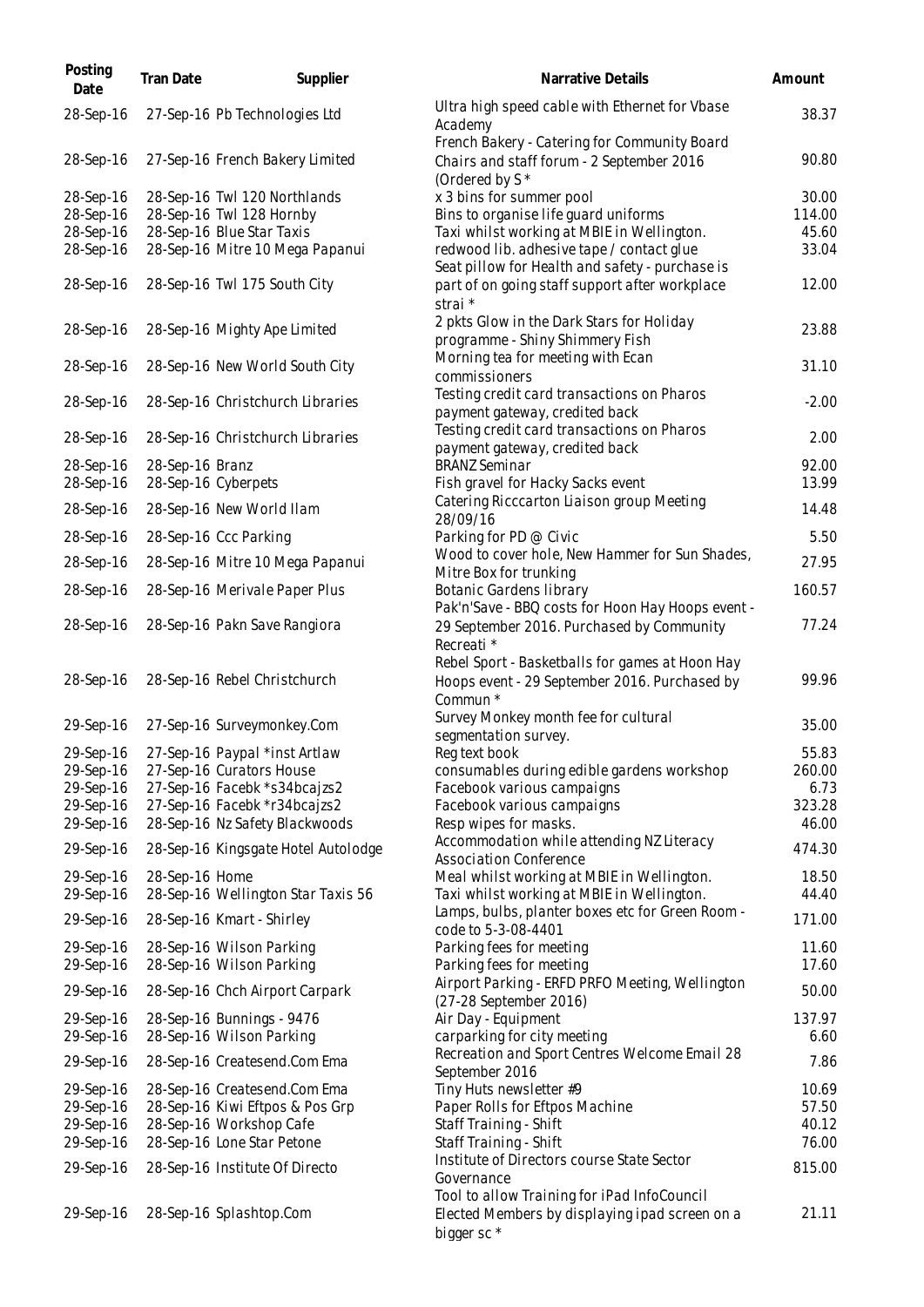| Posting Date | Tran Date | Supplier | Narrative Details | Amount |
| --- | --- | --- | --- | --- |
| 28-Sep-16 | 27-Sep-16 | Pb Technologies Ltd | Ultra high speed cable with Ethernet for Vbase Academy | 38.37 |
| 28-Sep-16 | 27-Sep-16 | French Bakery Limited | French Bakery - Catering for Community Board Chairs and staff forum - 2 September 2016 (Ordered by S * | 90.80 |
| 28-Sep-16 | 28-Sep-16 | Twl 120 Northlands | x 3 bins for summer pool | 30.00 |
| 28-Sep-16 | 28-Sep-16 | Twl 128 Hornby | Bins to organise life guard uniforms | 114.00 |
| 28-Sep-16 | 28-Sep-16 | Blue Star Taxis | Taxi whilst working at MBIE in Wellington. | 45.60 |
| 28-Sep-16 | 28-Sep-16 | Mitre 10 Mega Papanui | redwood lib. adhesive tape / contact glue | 33.04 |
| 28-Sep-16 | 28-Sep-16 | Twl 175 South City | Seat pillow for Health and safety - purchase is part of on going staff support after workplace strai * | 12.00 |
| 28-Sep-16 | 28-Sep-16 | Mighty Ape Limited | 2 pkts Glow in the Dark Stars for Holiday programme - Shiny Shimmery Fish | 23.88 |
| 28-Sep-16 | 28-Sep-16 | New World South City | Morning tea for meeting with Ecan commissioners | 31.10 |
| 28-Sep-16 | 28-Sep-16 | Christchurch Libraries | Testing credit card transactions on Pharos payment gateway, credited back | -2.00 |
| 28-Sep-16 | 28-Sep-16 | Christchurch Libraries | Testing credit card transactions on Pharos payment gateway, credited back | 2.00 |
| 28-Sep-16 | 28-Sep-16 | Branz | BRANZ Seminar | 92.00 |
| 28-Sep-16 | 28-Sep-16 | Cyberpets | Fish gravel for Hacky Sacks event | 13.99 |
| 28-Sep-16 | 28-Sep-16 | New World Ilam | Catering Ricccarton Liaison group Meeting 28/09/16 | 14.48 |
| 28-Sep-16 | 28-Sep-16 | Ccc Parking | Parking for PD @ Civic | 5.50 |
| 28-Sep-16 | 28-Sep-16 | Mitre 10 Mega Papanui | Wood to cover hole, New Hammer for Sun Shades, Mitre Box for trunking | 27.95 |
| 28-Sep-16 | 28-Sep-16 | Merivale Paper Plus | Botanic Gardens library | 160.57 |
| 28-Sep-16 | 28-Sep-16 | Pakn Save Rangiora | Pak'n'Save - BBQ costs for Hoon Hay Hoops event - 29 September 2016. Purchased by Community Recreati * | 77.24 |
| 28-Sep-16 | 28-Sep-16 | Rebel Christchurch | Rebel Sport - Basketballs for games at Hoon Hay Hoops event - 29 September 2016. Purchased by Commun * | 99.96 |
| 29-Sep-16 | 27-Sep-16 | Surveymonkey.Com | Survey Monkey month fee for cultural segmentation survey. | 35.00 |
| 29-Sep-16 | 27-Sep-16 | Paypal *inst Artlaw | Reg text book | 55.83 |
| 29-Sep-16 | 27-Sep-16 | Curators House | consumables during edible gardens workshop | 260.00 |
| 29-Sep-16 | 27-Sep-16 | Facebk *s34bcajzs2 | Facebook various campaigns | 6.73 |
| 29-Sep-16 | 27-Sep-16 | Facebk *r34bcajzs2 | Facebook various campaigns | 323.28 |
| 29-Sep-16 | 28-Sep-16 | Nz Safety Blackwoods | Resp wipes for masks. | 46.00 |
| 29-Sep-16 | 28-Sep-16 | Kingsgate Hotel Autolodge | Accommodation while attending NZ Literacy Association Conference | 474.30 |
| 29-Sep-16 | 28-Sep-16 | Home | Meal whilst working at MBIE in Wellington. | 18.50 |
| 29-Sep-16 | 28-Sep-16 | Wellington Star Taxis 56 | Taxi whilst working at MBIE in Wellington. | 44.40 |
| 29-Sep-16 | 28-Sep-16 | Kmart - Shirley | Lamps, bulbs, planter boxes etc for Green Room - code to 5-3-08-4401 | 171.00 |
| 29-Sep-16 | 28-Sep-16 | Wilson Parking | Parking fees for meeting | 11.60 |
| 29-Sep-16 | 28-Sep-16 | Wilson Parking | Parking fees for meeting | 17.60 |
| 29-Sep-16 | 28-Sep-16 | Chch Airport Carpark | Airport Parking - ERFD PRFO Meeting, Wellington (27-28 September 2016) | 50.00 |
| 29-Sep-16 | 28-Sep-16 | Bunnings - 9476 | Air Day - Equipment | 137.97 |
| 29-Sep-16 | 28-Sep-16 | Wilson Parking | carparking for city meeting | 6.60 |
| 29-Sep-16 | 28-Sep-16 | Createsend.Com Ema | Recreation and Sport Centres Welcome Email 28 September 2016 | 7.86 |
| 29-Sep-16 | 28-Sep-16 | Createsend.Com Ema | Tiny Huts newsletter #9 | 10.69 |
| 29-Sep-16 | 28-Sep-16 | Kiwi Eftpos & Pos Grp | Paper Rolls for Eftpos Machine | 57.50 |
| 29-Sep-16 | 28-Sep-16 | Workshop Cafe | Staff Training - Shift | 40.12 |
| 29-Sep-16 | 28-Sep-16 | Lone Star Petone | Staff Training - Shift | 76.00 |
| 29-Sep-16 | 28-Sep-16 | Institute Of Directo | Institute of Directors course State Sector Governance | 815.00 |
| 29-Sep-16 | 28-Sep-16 | Splashtop.Com | Tool to allow Training for iPad InfoCouncil Elected Members by displaying ipad screen on a bigger sc * | 21.11 |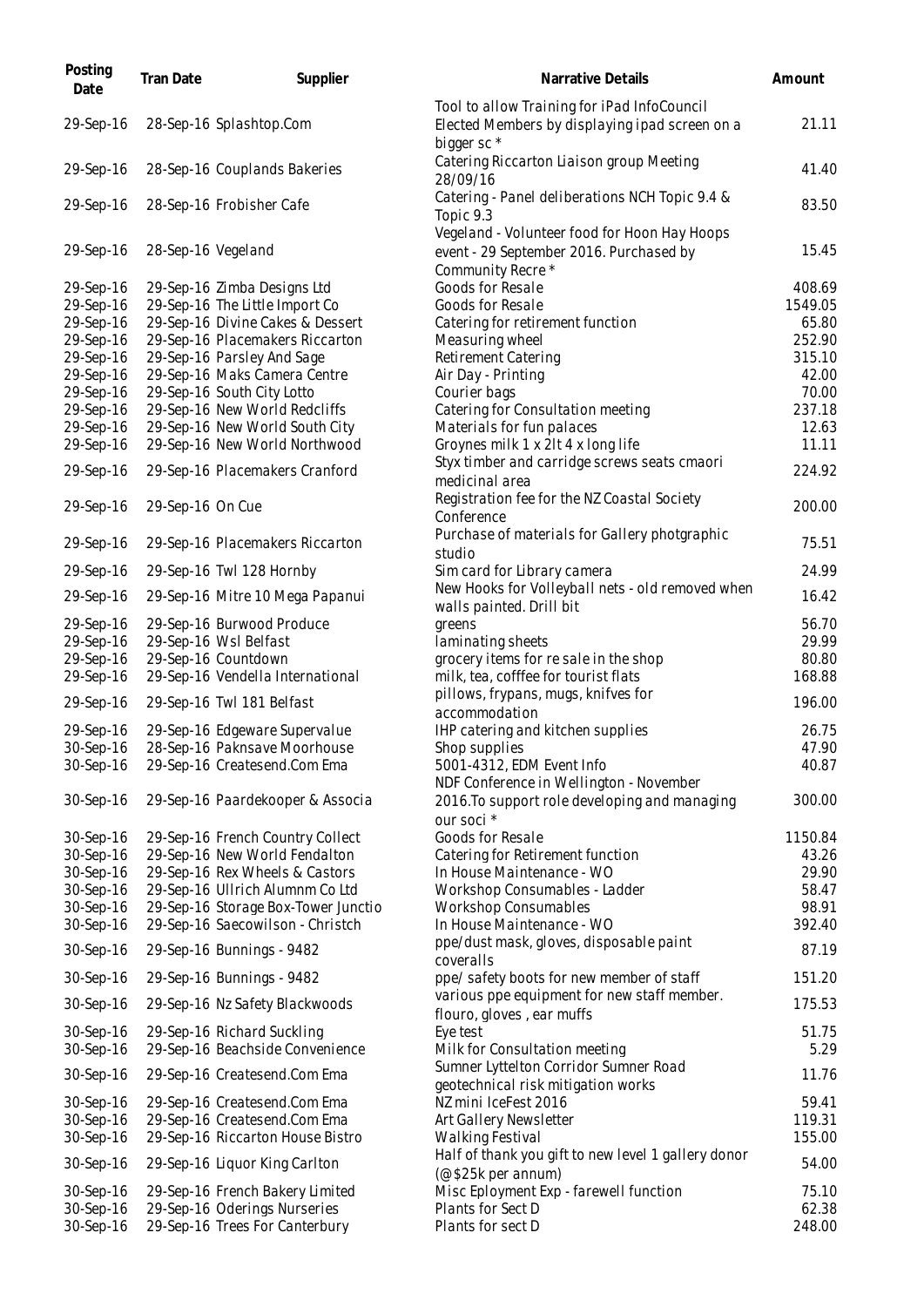| Posting Date | Tran Date | Supplier | Narrative Details | Amount |
|---|---|---|---|---|
| 29-Sep-16 | 28-Sep-16 | Splashtop.Com | Tool to allow Training for iPad InfoCouncil Elected Members by displaying ipad screen on a bigger sc * | 21.11 |
| 29-Sep-16 | 28-Sep-16 | Couplands Bakeries | Catering Riccarton Liaison group Meeting 28/09/16 | 41.40 |
| 29-Sep-16 | 28-Sep-16 | Frobisher Cafe | Catering - Panel deliberations NCH Topic 9.4 & Topic 9.3 | 83.50 |
| 29-Sep-16 | 28-Sep-16 | Vegeland | Vegeland - Volunteer food for Hoon Hay Hoops event - 29 September 2016. Purchased by Community Recre * | 15.45 |
| 29-Sep-16 | 29-Sep-16 | Zimba Designs Ltd | Goods for Resale | 408.69 |
| 29-Sep-16 | 29-Sep-16 | The Little Import Co | Goods for Resale | 1549.05 |
| 29-Sep-16 | 29-Sep-16 | Divine Cakes & Dessert | Catering for retirement function | 65.80 |
| 29-Sep-16 | 29-Sep-16 | Placemakers Riccarton | Measuring wheel | 252.90 |
| 29-Sep-16 | 29-Sep-16 | Parsley And Sage | Retirement Catering | 315.10 |
| 29-Sep-16 | 29-Sep-16 | Maks Camera Centre | Air Day - Printing | 42.00 |
| 29-Sep-16 | 29-Sep-16 | South City Lotto | Courier bags | 70.00 |
| 29-Sep-16 | 29-Sep-16 | New World Redcliffs | Catering for Consultation meeting | 237.18 |
| 29-Sep-16 | 29-Sep-16 | New World South City | Materials for fun palaces | 12.63 |
| 29-Sep-16 | 29-Sep-16 | New World Northwood | Groynes milk 1 x 2lt 4 x long life | 11.11 |
| 29-Sep-16 | 29-Sep-16 | Placemakers Cranford | Styx timber and carridge screws seats cmaori medicinal area | 224.92 |
| 29-Sep-16 | 29-Sep-16 | On Cue | Registration fee for the NZ Coastal Society Conference | 200.00 |
| 29-Sep-16 | 29-Sep-16 | Placemakers Riccarton | Purchase of materials for Gallery photgraphic studio | 75.51 |
| 29-Sep-16 | 29-Sep-16 | Twl 128 Hornby | Sim card for Library camera | 24.99 |
| 29-Sep-16 | 29-Sep-16 | Mitre 10 Mega Papanui | New Hooks for Volleyball nets - old removed when walls painted. Drill bit | 16.42 |
| 29-Sep-16 | 29-Sep-16 | Burwood Produce | greens | 56.70 |
| 29-Sep-16 | 29-Sep-16 | Wsl Belfast | laminating sheets | 29.99 |
| 29-Sep-16 | 29-Sep-16 | Countdown | grocery items for re sale in the shop | 80.80 |
| 29-Sep-16 | 29-Sep-16 | Vendella International | milk, tea, cofffee for tourist flats | 168.88 |
| 29-Sep-16 | 29-Sep-16 | Twl 181 Belfast | pillows, frypans, mugs, knifves for accommodation | 196.00 |
| 29-Sep-16 | 29-Sep-16 | Edgeware Supervalue | IHP catering and kitchen supplies | 26.75 |
| 30-Sep-16 | 28-Sep-16 | Paknsave Moorhouse | Shop supplies | 47.90 |
| 30-Sep-16 | 29-Sep-16 | Createsend.Com Ema | 5001-4312, EDM Event Info | 40.87 |
| 30-Sep-16 | 29-Sep-16 | Paardekooper & Associa | NDF Conference in Wellington - November 2016.To support role developing and managing our soci * | 300.00 |
| 30-Sep-16 | 29-Sep-16 | French Country Collect | Goods for Resale | 1150.84 |
| 30-Sep-16 | 29-Sep-16 | New World Fendalton | Catering for Retirement function | 43.26 |
| 30-Sep-16 | 29-Sep-16 | Rex Wheels & Castors | In House Maintenance - WO | 29.90 |
| 30-Sep-16 | 29-Sep-16 | Ullrich Alumnm Co Ltd | Workshop Consumables - Ladder | 58.47 |
| 30-Sep-16 | 29-Sep-16 | Storage Box-Tower Junctio | Workshop Consumables | 98.91 |
| 30-Sep-16 | 29-Sep-16 | Saecowilson - Christch | In House Maintenance - WO | 392.40 |
| 30-Sep-16 | 29-Sep-16 | Bunnings - 9482 | ppe/dust mask, gloves, disposable paint coveralls | 87.19 |
| 30-Sep-16 | 29-Sep-16 | Bunnings - 9482 | ppe/ safety boots for new member of staff | 151.20 |
| 30-Sep-16 | 29-Sep-16 | Nz Safety Blackwoods | various ppe equipment for new staff member. flouro, gloves , ear muffs | 175.53 |
| 30-Sep-16 | 29-Sep-16 | Richard Suckling | Eye test | 51.75 |
| 30-Sep-16 | 29-Sep-16 | Beachside Convenience | Milk for Consultation meeting | 5.29 |
| 30-Sep-16 | 29-Sep-16 | Createsend.Com Ema | Sumner Lyttelton Corridor Sumner Road geotechnical risk mitigation works | 11.76 |
| 30-Sep-16 | 29-Sep-16 | Createsend.Com Ema | NZ mini IceFest 2016 | 59.41 |
| 30-Sep-16 | 29-Sep-16 | Createsend.Com Ema | Art Gallery Newsletter | 119.31 |
| 30-Sep-16 | 29-Sep-16 | Riccarton House Bistro | Walking Festival | 155.00 |
| 30-Sep-16 | 29-Sep-16 | Liquor King Carlton | Half of thank you gift to new level 1 gallery donor (@$25k per annum) | 54.00 |
| 30-Sep-16 | 29-Sep-16 | French Bakery Limited | Misc Eployment Exp - farewell function | 75.10 |
| 30-Sep-16 | 29-Sep-16 | Oderings Nurseries | Plants for Sect D | 62.38 |
| 30-Sep-16 | 29-Sep-16 | Trees For Canterbury | Plants for sect D | 248.00 |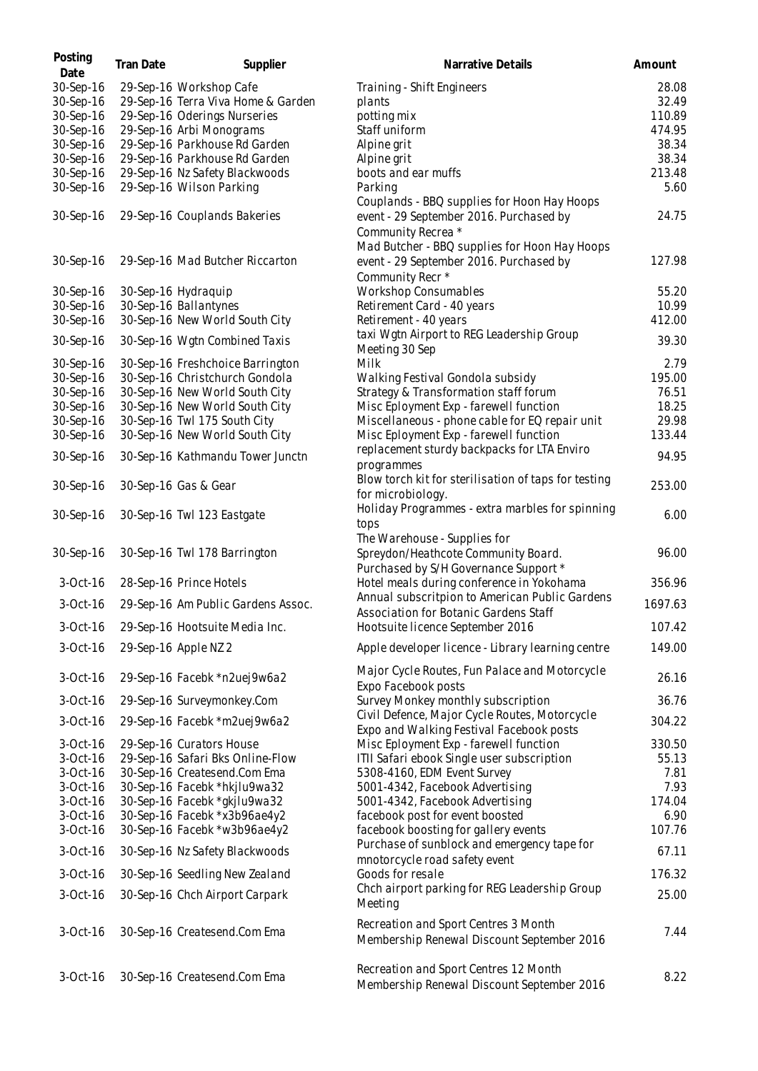| Posting Date | Tran Date | Supplier | Narrative Details | Amount |
|---|---|---|---|---|
| 30-Sep-16 | 29-Sep-16 | Workshop Cafe | Training - Shift Engineers | 28.08 |
| 30-Sep-16 | 29-Sep-16 | Terra Viva Home & Garden | plants | 32.49 |
| 30-Sep-16 | 29-Sep-16 | Oderings Nurseries | potting mix | 110.89 |
| 30-Sep-16 | 29-Sep-16 | Arbi Monograms | Staff uniform | 474.95 |
| 30-Sep-16 | 29-Sep-16 | Parkhouse Rd Garden | Alpine grit | 38.34 |
| 30-Sep-16 | 29-Sep-16 | Parkhouse Rd Garden | Alpine grit | 38.34 |
| 30-Sep-16 | 29-Sep-16 | Nz Safety Blackwoods | boots and ear muffs | 213.48 |
| 30-Sep-16 | 29-Sep-16 | Wilson Parking | Parking | 5.60 |
| 30-Sep-16 | 29-Sep-16 | Couplands Bakeries | Couplands - BBQ supplies for Hoon Hay Hoops event - 29 September 2016. Purchased by Community Recrea * | 24.75 |
| 30-Sep-16 | 29-Sep-16 | Mad Butcher Riccarton | Mad Butcher - BBQ supplies for Hoon Hay Hoops event - 29 September 2016. Purchased by Community Recr * | 127.98 |
| 30-Sep-16 | 30-Sep-16 | Hydraquip | Workshop Consumables | 55.20 |
| 30-Sep-16 | 30-Sep-16 | Ballantynes | Retirement Card - 40 years | 10.99 |
| 30-Sep-16 | 30-Sep-16 | New World South City | Retirement - 40 years | 412.00 |
| 30-Sep-16 | 30-Sep-16 | Wgtn Combined Taxis | taxi Wgtn Airport to REG Leadership Group Meeting 30 Sep | 39.30 |
| 30-Sep-16 | 30-Sep-16 | Freshchoice Barrington | Milk | 2.79 |
| 30-Sep-16 | 30-Sep-16 | Christchurch Gondola | Walking Festival Gondola subsidy | 195.00 |
| 30-Sep-16 | 30-Sep-16 | New World South City | Strategy & Transformation staff forum | 76.51 |
| 30-Sep-16 | 30-Sep-16 | New World South City | Misc Eployment Exp - farewell function | 18.25 |
| 30-Sep-16 | 30-Sep-16 | Twl 175 South City | Miscellaneous - phone cable for EQ repair unit | 29.98 |
| 30-Sep-16 | 30-Sep-16 | New World South City | Misc Eployment Exp - farewell function | 133.44 |
| 30-Sep-16 | 30-Sep-16 | Kathmandu Tower Junctn | replacement sturdy backpacks for LTA Enviro programmes | 94.95 |
| 30-Sep-16 | 30-Sep-16 | Gas & Gear | Blow torch kit for sterilisation of taps for testing for microbiology. | 253.00 |
| 30-Sep-16 | 30-Sep-16 | Twl 123 Eastgate | Holiday Programmes - extra marbles for spinning tops | 6.00 |
| 30-Sep-16 | 30-Sep-16 | Twl 178 Barrington | The Warehouse - Supplies for Spreydon/Heathcote Community Board. Purchased by S/H Governance Support * | 96.00 |
| 3-Oct-16 | 28-Sep-16 | Prince Hotels | Hotel meals during conference in Yokohama | 356.96 |
| 3-Oct-16 | 29-Sep-16 | Am Public Gardens Assoc. | Annual subscritpion to American Public Gardens Association for Botanic Gardens Staff | 1697.63 |
| 3-Oct-16 | 29-Sep-16 | Hootsuite Media Inc. | Hootsuite licence September 2016 | 107.42 |
| 3-Oct-16 | 29-Sep-16 | Apple NZ 2 | Apple developer licence - Library learning centre | 149.00 |
| 3-Oct-16 | 29-Sep-16 | Facebk *n2uej9w6a2 | Major Cycle Routes, Fun Palace and Motorcycle Expo Facebook posts | 26.16 |
| 3-Oct-16 | 29-Sep-16 | Surveymonkey.Com | Survey Monkey monthly subscription | 36.76 |
| 3-Oct-16 | 29-Sep-16 | Facebk *m2uej9w6a2 | Civil Defence, Major Cycle Routes, Motorcycle Expo and Walking Festival Facebook posts | 304.22 |
| 3-Oct-16 | 29-Sep-16 | Curators House | Misc Eployment Exp - farewell function | 330.50 |
| 3-Oct-16 | 29-Sep-16 | Safari Bks Online-Flow | ITII Safari ebook Single user subscription | 55.13 |
| 3-Oct-16 | 30-Sep-16 | Createsend.Com Ema | 5308-4160, EDM Event Survey | 7.81 |
| 3-Oct-16 | 30-Sep-16 | Facebk *hkjlu9wa32 | 5001-4342, Facebook Advertising | 7.93 |
| 3-Oct-16 | 30-Sep-16 | Facebk *gkjlu9wa32 | 5001-4342, Facebook Advertising | 174.04 |
| 3-Oct-16 | 30-Sep-16 | Facebk *x3b96ae4y2 | facebook post for event boosted | 6.90 |
| 3-Oct-16 | 30-Sep-16 | Facebk *w3b96ae4y2 | facebook boosting for gallery events | 107.76 |
| 3-Oct-16 | 30-Sep-16 | Nz Safety Blackwoods | Purchase of sunblock and emergency tape for mnotorcycle road safety event | 67.11 |
| 3-Oct-16 | 30-Sep-16 | Seedling New Zealand | Goods for resale | 176.32 |
| 3-Oct-16 | 30-Sep-16 | Chch Airport Carpark | Chch airport parking for REG Leadership Group Meeting | 25.00 |
| 3-Oct-16 | 30-Sep-16 | Createsend.Com Ema | Recreation and Sport Centres 3 Month Membership Renewal Discount September 2016 | 7.44 |
| 3-Oct-16 | 30-Sep-16 | Createsend.Com Ema | Recreation and Sport Centres 12 Month Membership Renewal Discount September 2016 | 8.22 |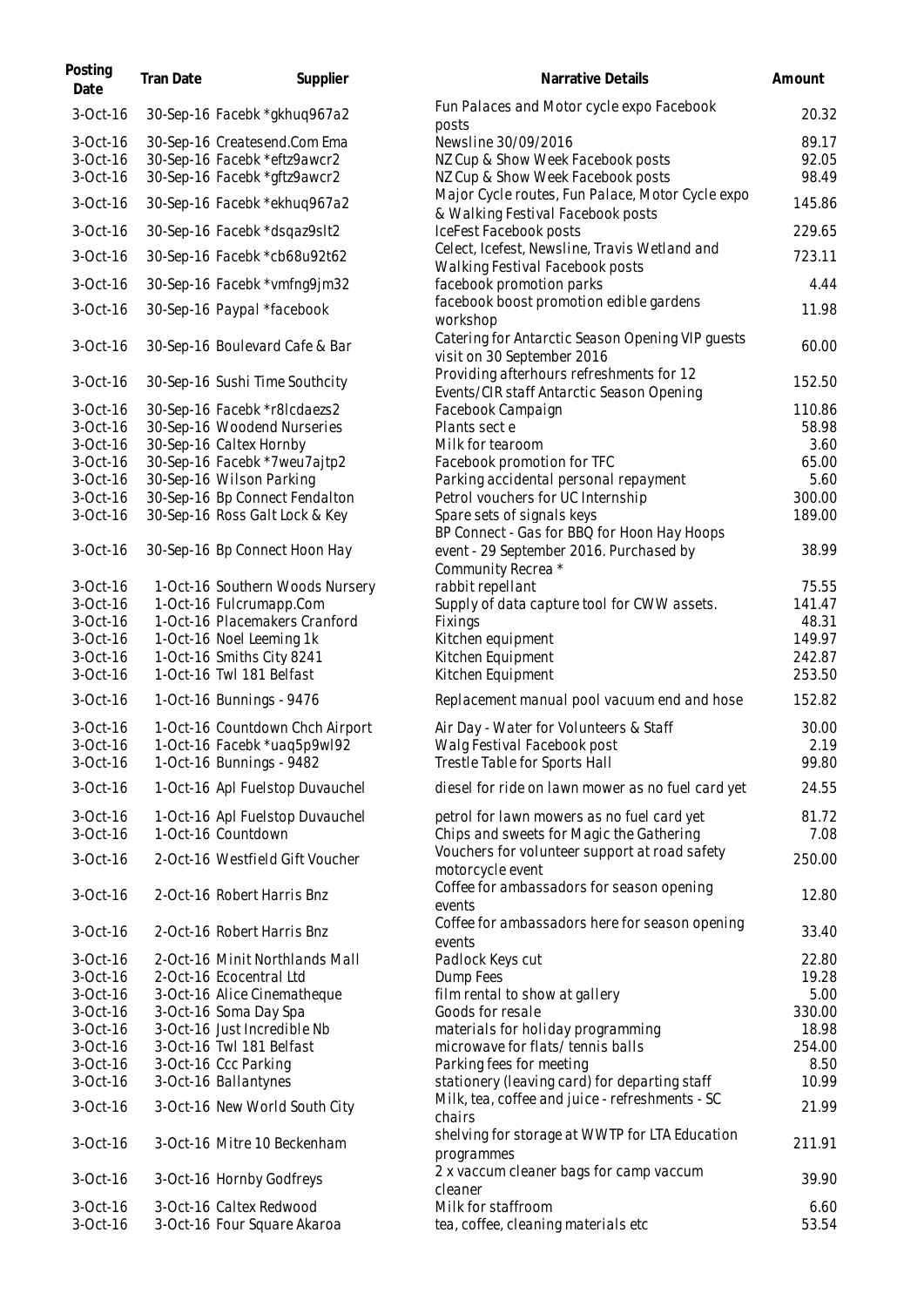| Posting Date | Tran Date | Supplier | Narrative Details | Amount |
|---|---|---|---|---|
| 3-Oct-16 | 30-Sep-16 | Facebk *gkhuq967a2 | Fun Palaces and Motor cycle expo Facebook posts | 20.32 |
| 3-Oct-16 | 30-Sep-16 | Createsend.Com Ema | Newsline 30/09/2016 | 89.17 |
| 3-Oct-16 | 30-Sep-16 | Facebk *eftz9awcr2 | NZ Cup & Show Week Facebook posts | 92.05 |
| 3-Oct-16 | 30-Sep-16 | Facebk *gftz9awcr2 | NZ Cup & Show Week Facebook posts | 98.49 |
| 3-Oct-16 | 30-Sep-16 | Facebk *ekhuq967a2 | Major Cycle routes, Fun Palace, Motor Cycle expo & Walking Festival Facebook posts | 145.86 |
| 3-Oct-16 | 30-Sep-16 | Facebk *dsqaz9slt2 | IceFest Facebook posts | 229.65 |
| 3-Oct-16 | 30-Sep-16 | Facebk *cb68u92t62 | Celect, Icefest, Newsline, Travis Wetland and Walking Festival Facebook posts | 723.11 |
| 3-Oct-16 | 30-Sep-16 | Facebk *vmfng9jm32 | facebook promotion parks | 4.44 |
| 3-Oct-16 | 30-Sep-16 | Paypal *facebook | facebook boost promotion edible gardens workshop | 11.98 |
| 3-Oct-16 | 30-Sep-16 | Boulevard Cafe & Bar | Catering for Antarctic Season Opening VIP guests visit on 30 September 2016 | 60.00 |
| 3-Oct-16 | 30-Sep-16 | Sushi Time Southcity | Providing afterhours refreshments for 12 Events/CIR staff Antarctic Season Opening | 152.50 |
| 3-Oct-16 | 30-Sep-16 | Facebk *r8lcdaezs2 | Facebook Campaign | 110.86 |
| 3-Oct-16 | 30-Sep-16 | Woodend Nurseries | Plants sect e | 58.98 |
| 3-Oct-16 | 30-Sep-16 | Caltex Hornby | Milk for tearoom | 3.60 |
| 3-Oct-16 | 30-Sep-16 | Facebk *7weu7ajtp2 | Facebook promotion for TFC | 65.00 |
| 3-Oct-16 | 30-Sep-16 | Wilson Parking | Parking accidental personal repayment | 5.60 |
| 3-Oct-16 | 30-Sep-16 | Bp Connect Fendalton | Petrol vouchers for UC Internship | 300.00 |
| 3-Oct-16 | 30-Sep-16 | Ross Galt Lock & Key | Spare sets of signals keys | 189.00 |
| 3-Oct-16 | 30-Sep-16 | Bp Connect Hoon Hay | BP Connect - Gas for BBQ for Hoon Hay Hoops event - 29 September 2016. Purchased by Community Recrea * | 38.99 |
| 3-Oct-16 | 1-Oct-16 | Southern Woods Nursery | rabbit repellant | 75.55 |
| 3-Oct-16 | 1-Oct-16 | Fulcrumapp.Com | Supply of data capture tool for CWW assets. | 141.47 |
| 3-Oct-16 | 1-Oct-16 | Placemakers Cranford | Fixings | 48.31 |
| 3-Oct-16 | 1-Oct-16 | Noel Leeming 1k | Kitchen equipment | 149.97 |
| 3-Oct-16 | 1-Oct-16 | Smiths City 8241 | Kitchen Equipment | 242.87 |
| 3-Oct-16 | 1-Oct-16 | Twl 181 Belfast | Kitchen Equipment | 253.50 |
| 3-Oct-16 | 1-Oct-16 | Bunnings - 9476 | Replacement manual pool vacuum end and hose | 152.82 |
| 3-Oct-16 | 1-Oct-16 | Countdown Chch Airport | Air Day - Water for Volunteers & Staff | 30.00 |
| 3-Oct-16 | 1-Oct-16 | Facebk *uaq5p9wl92 | Walg Festival Facebook post | 2.19 |
| 3-Oct-16 | 1-Oct-16 | Bunnings - 9482 | Trestle Table for Sports Hall | 99.80 |
| 3-Oct-16 | 1-Oct-16 | Apl Fuelstop Duvauchel | diesel for ride on lawn mower as no fuel card yet | 24.55 |
| 3-Oct-16 | 1-Oct-16 | Apl Fuelstop Duvauchel | petrol for lawn mowers as no fuel card yet | 81.72 |
| 3-Oct-16 | 1-Oct-16 | Countdown | Chips and sweets for Magic the Gathering | 7.08 |
| 3-Oct-16 | 2-Oct-16 | Westfield Gift Voucher | Vouchers for volunteer support at road safety motorcycle event | 250.00 |
| 3-Oct-16 | 2-Oct-16 | Robert Harris Bnz | Coffee for ambassadors for season opening events | 12.80 |
| 3-Oct-16 | 2-Oct-16 | Robert Harris Bnz | Coffee for ambassadors here for season opening events | 33.40 |
| 3-Oct-16 | 2-Oct-16 | Minit Northlands Mall | Padlock Keys cut | 22.80 |
| 3-Oct-16 | 2-Oct-16 | Ecocentral Ltd | Dump Fees | 19.28 |
| 3-Oct-16 | 3-Oct-16 | Alice Cinematheque | film rental to show at gallery | 5.00 |
| 3-Oct-16 | 3-Oct-16 | Soma Day Spa | Goods for resale | 330.00 |
| 3-Oct-16 | 3-Oct-16 | Just Incredible Nb | materials for holiday programming | 18.98 |
| 3-Oct-16 | 3-Oct-16 | Twl 181 Belfast | microwave for flats/ tennis balls | 254.00 |
| 3-Oct-16 | 3-Oct-16 | Ccc Parking | Parking fees for meeting | 8.50 |
| 3-Oct-16 | 3-Oct-16 | Ballantynes | stationery (leaving card) for departing staff | 10.99 |
| 3-Oct-16 | 3-Oct-16 | New World South City | Milk, tea, coffee and juice - refreshments - SC chairs | 21.99 |
| 3-Oct-16 | 3-Oct-16 | Mitre 10 Beckenham | shelving for storage at WWTP for LTA Education programmes | 211.91 |
| 3-Oct-16 | 3-Oct-16 | Hornby Godfreys | 2 x vaccum cleaner bags for camp vaccum cleaner | 39.90 |
| 3-Oct-16 | 3-Oct-16 | Caltex Redwood | Milk for staffroom | 6.60 |
| 3-Oct-16 | 3-Oct-16 | Four Square Akaroa | tea, coffee, cleaning materials etc | 53.54 |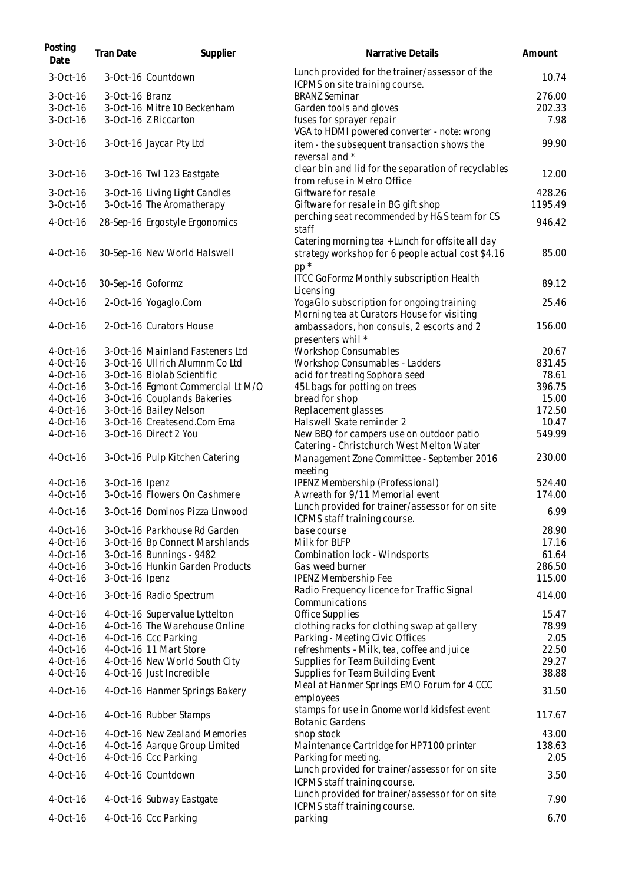| Posting Date | Tran Date | Supplier | Narrative Details | Amount |
|---|---|---|---|---|
| 3-Oct-16 | 3-Oct-16 | Countdown | Lunch provided for the trainer/assessor of the ICPMS on site training course. | 10.74 |
| 3-Oct-16 | 3-Oct-16 | Branz | BRANZ Seminar | 276.00 |
| 3-Oct-16 | 3-Oct-16 | Mitre 10 Beckenham | Garden tools and gloves | 202.33 |
| 3-Oct-16 | 3-Oct-16 | Z Riccarton | fuses for sprayer repair | 7.98 |
| 3-Oct-16 | 3-Oct-16 | Jaycar Pty Ltd | VGA to HDMI powered converter - note: wrong item - the subsequent transaction shows the reversal and * | 99.90 |
| 3-Oct-16 | 3-Oct-16 | Twl 123 Eastgate | clear bin and lid for the separation of recyclables from refuse in Metro Office | 12.00 |
| 3-Oct-16 | 3-Oct-16 | Living Light Candles | Giftware for resale | 428.26 |
| 3-Oct-16 | 3-Oct-16 | The Aromatherapy | Giftware for resale in BG gift shop | 1195.49 |
| 4-Oct-16 | 28-Sep-16 | Ergostyle Ergonomics | perching seat recommended by H&S team for CS staff | 946.42 |
| 4-Oct-16 | 30-Sep-16 | New World Halswell | Catering morning tea + Lunch for offsite all day strategy workshop for 6 people actual cost $4.16 pp * | 85.00 |
| 4-Oct-16 | 30-Sep-16 | Goformz | ITCC GoFormz Monthly subscription Health Licensing | 89.12 |
| 4-Oct-16 | 2-Oct-16 | Yogaglo.Com | YogaGlo subscription for ongoing training | 25.46 |
| 4-Oct-16 | 2-Oct-16 | Curators House | Morning tea at Curators House for visiting ambassadors, hon consuls, 2 escorts and 2 presenters whil * | 156.00 |
| 4-Oct-16 | 3-Oct-16 | Mainland Fasteners Ltd | Workshop Consumables | 20.67 |
| 4-Oct-16 | 3-Oct-16 | Ullrich Alumnm Co Ltd | Workshop Consumables - Ladders | 831.45 |
| 4-Oct-16 | 3-Oct-16 | Biolab Scientific | acid for treating Sophora seed | 78.61 |
| 4-Oct-16 | 3-Oct-16 | Egmont Commercial Lt M/O | 45L bags for potting on trees | 396.75 |
| 4-Oct-16 | 3-Oct-16 | Couplands Bakeries | bread for shop | 15.00 |
| 4-Oct-16 | 3-Oct-16 | Bailey Nelson | Replacement glasses | 172.50 |
| 4-Oct-16 | 3-Oct-16 | Createsend.Com Ema | Halswell Skate reminder 2 | 10.47 |
| 4-Oct-16 | 3-Oct-16 | Direct 2 You | New BBQ for campers use on outdoor patio | 549.99 |
| 4-Oct-16 | 3-Oct-16 | Pulp Kitchen Catering | Catering - Christchurch West Melton Water Management Zone Committee - September 2016 meeting | 230.00 |
| 4-Oct-16 | 3-Oct-16 | Ipenz | IPENZ Membership (Professional) | 524.40 |
| 4-Oct-16 | 3-Oct-16 | Flowers On Cashmere | A wreath for 9/11 Memorial event | 174.00 |
| 4-Oct-16 | 3-Oct-16 | Dominos Pizza Linwood | Lunch provided for trainer/assessor for on site ICPMS staff training course. | 6.99 |
| 4-Oct-16 | 3-Oct-16 | Parkhouse Rd Garden | base course | 28.90 |
| 4-Oct-16 | 3-Oct-16 | Bp Connect Marshlands | Milk for BLFP | 17.16 |
| 4-Oct-16 | 3-Oct-16 | Bunnings - 9482 | Combination lock - Windsports | 61.64 |
| 4-Oct-16 | 3-Oct-16 | Hunkin Garden Products | Gas weed burner | 286.50 |
| 4-Oct-16 | 3-Oct-16 | Ipenz | IPENZ Membership Fee | 115.00 |
| 4-Oct-16 | 3-Oct-16 | Radio Spectrum | Radio Frequency licence for Traffic Signal Communications | 414.00 |
| 4-Oct-16 | 4-Oct-16 | Supervalue Lyttelton | Office Supplies | 15.47 |
| 4-Oct-16 | 4-Oct-16 | The Warehouse Online | clothing racks for clothing swap at gallery | 78.99 |
| 4-Oct-16 | 4-Oct-16 | Ccc Parking | Parking - Meeting Civic Offices | 2.05 |
| 4-Oct-16 | 4-Oct-16 | 11 Mart Store | refreshments - Milk, tea, coffee and juice | 22.50 |
| 4-Oct-16 | 4-Oct-16 | New World South City | Supplies for Team Building Event | 29.27 |
| 4-Oct-16 | 4-Oct-16 | Just Incredible | Supplies for Team Building Event | 38.88 |
| 4-Oct-16 | 4-Oct-16 | Hanmer Springs Bakery | Meal at Hanmer Springs EMO Forum for 4 CCC employees | 31.50 |
| 4-Oct-16 | 4-Oct-16 | Rubber Stamps | stamps for use in Gnome world kidsfest event Botanic Gardens | 117.67 |
| 4-Oct-16 | 4-Oct-16 | New Zealand Memories | shop stock | 43.00 |
| 4-Oct-16 | 4-Oct-16 | Aarque Group Limited | Maintenance Cartridge for HP7100 printer | 138.63 |
| 4-Oct-16 | 4-Oct-16 | Ccc Parking | Parking for meeting. | 2.05 |
| 4-Oct-16 | 4-Oct-16 | Countdown | Lunch provided for trainer/assessor for on site ICPMS staff training course. | 3.50 |
| 4-Oct-16 | 4-Oct-16 | Subway Eastgate | Lunch provided for trainer/assessor for on site ICPMS staff training course. | 7.90 |
| 4-Oct-16 | 4-Oct-16 | Ccc Parking | parking | 6.70 |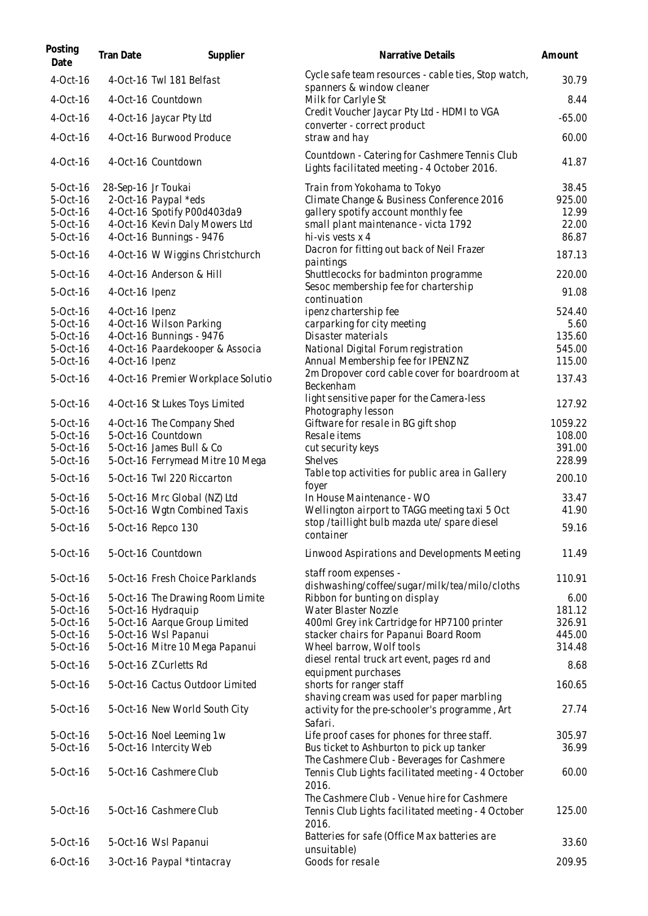| Posting Date | Tran Date | Supplier | Narrative Details | Amount |
|---|---|---|---|---|
| 4-Oct-16 | 4-Oct-16 | Twl 181 Belfast | Cycle safe team resources - cable ties, Stop watch, spanners & window cleaner | 30.79 |
| 4-Oct-16 | 4-Oct-16 | Countdown | Milk for Carlyle St | 8.44 |
| 4-Oct-16 | 4-Oct-16 | Jaycar Pty Ltd | Credit Voucher Jaycar Pty Ltd - HDMI to VGA converter - correct product | -65.00 |
| 4-Oct-16 | 4-Oct-16 | Burwood Produce | straw and hay | 60.00 |
| 4-Oct-16 | 4-Oct-16 | Countdown | Countdown - Catering for Cashmere Tennis Club Lights facilitated meeting - 4 October 2016. | 41.87 |
| 5-Oct-16 | 28-Sep-16 | Jr Toukai | Train from Yokohama to Tokyo | 38.45 |
| 5-Oct-16 | 2-Oct-16 | Paypal *eds | Climate Change & Business Conference 2016 | 925.00 |
| 5-Oct-16 | 4-Oct-16 | Spotify P00d403da9 | gallery spotify account monthly fee | 12.99 |
| 5-Oct-16 | 4-Oct-16 | Kevin Daly Mowers Ltd | small plant maintenance - victa 1792 | 22.00 |
| 5-Oct-16 | 4-Oct-16 | Bunnings - 9476 | hi-vis vests x 4 | 86.87 |
| 5-Oct-16 | 4-Oct-16 | W Wiggins Christchurch | Dacron for fitting out back of Neil Frazer paintings | 187.13 |
| 5-Oct-16 | 4-Oct-16 | Anderson & Hill | Shuttlecocks for badminton programme | 220.00 |
| 5-Oct-16 | 4-Oct-16 | Ipenz | Sesoc membership fee for chartership continuation | 91.08 |
| 5-Oct-16 | 4-Oct-16 | Ipenz | ipenz chartership fee | 524.40 |
| 5-Oct-16 | 4-Oct-16 | Wilson Parking | carparking for city meeting | 5.60 |
| 5-Oct-16 | 4-Oct-16 | Bunnings - 9476 | Disaster materials | 135.60 |
| 5-Oct-16 | 4-Oct-16 | Paardekooper & Associa | National Digital Forum registration | 545.00 |
| 5-Oct-16 | 4-Oct-16 | Ipenz | Annual Membership fee for IPENZ NZ | 115.00 |
| 5-Oct-16 | 4-Oct-16 | Premier Workplace Solutio | 2m Dropover cord cable cover for boardroom at Beckenham | 137.43 |
| 5-Oct-16 | 4-Oct-16 | St Lukes Toys Limited | light sensitive paper for the Camera-less Photography lesson | 127.92 |
| 5-Oct-16 | 4-Oct-16 | The Company Shed | Giftware for resale in BG gift shop | 1059.22 |
| 5-Oct-16 | 5-Oct-16 | Countdown | Resale items | 108.00 |
| 5-Oct-16 | 5-Oct-16 | James Bull & Co | cut security keys | 391.00 |
| 5-Oct-16 | 5-Oct-16 | Ferrymead Mitre 10 Mega | Shelves | 228.99 |
| 5-Oct-16 | 5-Oct-16 | Twl 220 Riccarton | Table top activities for public area in Gallery foyer | 200.10 |
| 5-Oct-16 | 5-Oct-16 | Mrc Global (NZ) Ltd | In House Maintenance - WO | 33.47 |
| 5-Oct-16 | 5-Oct-16 | Wgtn Combined Taxis | Wellington airport to TAGG meeting taxi 5 Oct | 41.90 |
| 5-Oct-16 | 5-Oct-16 | Repco 130 | stop /taillight bulb mazda ute/ spare diesel container | 59.16 |
| 5-Oct-16 | 5-Oct-16 | Countdown | Linwood Aspirations and Developments Meeting | 11.49 |
| 5-Oct-16 | 5-Oct-16 | Fresh Choice Parklands | staff room expenses - dishwashing/coffee/sugar/milk/tea/milo/cloths | 110.91 |
| 5-Oct-16 | 5-Oct-16 | The Drawing Room Limite | Ribbon for bunting on display | 6.00 |
| 5-Oct-16 | 5-Oct-16 | Hydraquip | Water Blaster Nozzle | 181.12 |
| 5-Oct-16 | 5-Oct-16 | Aarque Group Limited | 400ml Grey ink Cartridge for HP7100 printer | 326.91 |
| 5-Oct-16 | 5-Oct-16 | Wsl Papanui | stacker chairs for Papanui Board Room | 445.00 |
| 5-Oct-16 | 5-Oct-16 | Mitre 10 Mega Papanui | Wheel barrow, Wolf tools | 314.48 |
| 5-Oct-16 | 5-Oct-16 | Z Curletts Rd | diesel rental truck art event, pages rd and equipment purchases | 8.68 |
| 5-Oct-16 | 5-Oct-16 | Cactus Outdoor Limited | shorts for ranger staff | 160.65 |
| 5-Oct-16 | 5-Oct-16 | New World South City | shaving cream was used for paper marbling activity for the pre-schooler's programme , Art Safari. | 27.74 |
| 5-Oct-16 | 5-Oct-16 | Noel Leeming 1w | Life proof cases for phones for three staff. | 305.97 |
| 5-Oct-16 | 5-Oct-16 | Intercity Web | Bus ticket to Ashburton to pick up tanker | 36.99 |
| 5-Oct-16 | 5-Oct-16 | Cashmere Club | The Cashmere Club - Beverages for Cashmere Tennis Club Lights facilitated meeting - 4 October 2016. | 60.00 |
| 5-Oct-16 | 5-Oct-16 | Cashmere Club | The Cashmere Club - Venue hire for Cashmere Tennis Club Lights facilitated meeting - 4 October 2016. | 125.00 |
| 5-Oct-16 | 5-Oct-16 | Wsl Papanui | Batteries for safe (Office Max batteries are unsuitable) | 33.60 |
| 6-Oct-16 | 3-Oct-16 | Paypal *tintacray | Goods for resale | 209.95 |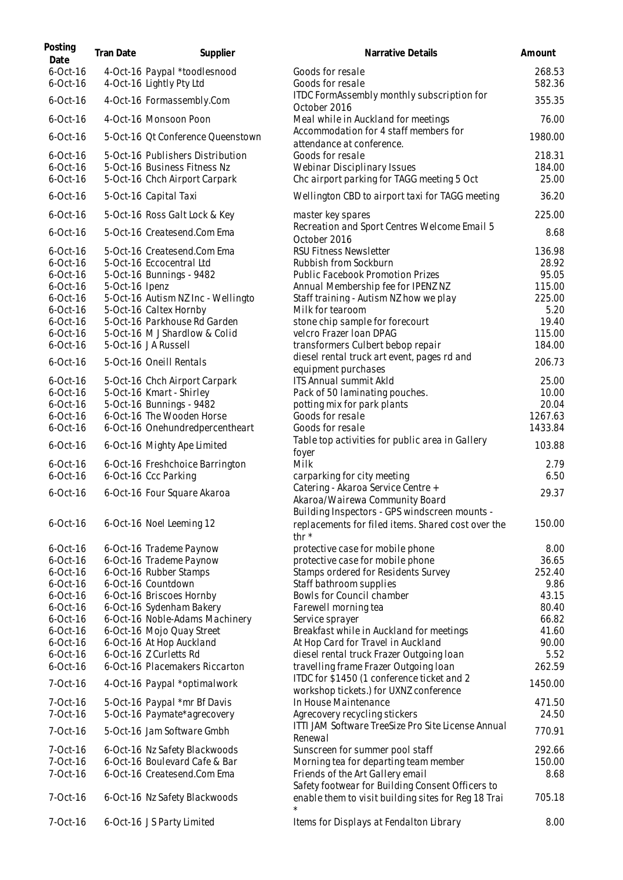| Posting Date | Tran Date | Supplier | Narrative Details | Amount |
| --- | --- | --- | --- | --- |
| 6-Oct-16 | 4-Oct-16 | Paypal *toodlesnood | Goods for resale | 268.53 |
| 6-Oct-16 | 4-Oct-16 | Lightly Pty Ltd | Goods for resale | 582.36 |
| 6-Oct-16 | 4-Oct-16 | Formassembly.Com | ITDC FormAssembly monthly subscription for October 2016 | 355.35 |
| 6-Oct-16 | 4-Oct-16 | Monsoon Poon | Meal while in Auckland for meetings | 76.00 |
| 6-Oct-16 | 5-Oct-16 | Qt Conference Queenstown | Accommodation for 4 staff members for attendance at conference. | 1980.00 |
| 6-Oct-16 | 5-Oct-16 | Publishers Distribution | Goods for resale | 218.31 |
| 6-Oct-16 | 5-Oct-16 | Business Fitness Nz | Webinar Disciplinary Issues | 184.00 |
| 6-Oct-16 | 5-Oct-16 | Chch Airport Carpark | Chc airport parking for TAGG meeting 5 Oct | 25.00 |
| 6-Oct-16 | 5-Oct-16 | Capital Taxi | Wellington CBD to airport taxi for TAGG meeting | 36.20 |
| 6-Oct-16 | 5-Oct-16 | Ross Galt Lock & Key | master key spares | 225.00 |
| 6-Oct-16 | 5-Oct-16 | Createsend.Com Ema | Recreation and Sport Centres Welcome Email 5 October 2016 | 8.68 |
| 6-Oct-16 | 5-Oct-16 | Createsend.Com Ema | RSU Fitness Newsletter | 136.98 |
| 6-Oct-16 | 5-Oct-16 | Eccocentral Ltd | Rubbish from Sockburn | 28.92 |
| 6-Oct-16 | 5-Oct-16 | Bunnings - 9482 | Public Facebook Promotion Prizes | 95.05 |
| 6-Oct-16 | 5-Oct-16 | Ipenz | Annual Membership fee for IPENZ NZ | 115.00 |
| 6-Oct-16 | 5-Oct-16 | Autism NZ Inc - Wellingto | Staff training - Autism NZ how we play | 225.00 |
| 6-Oct-16 | 5-Oct-16 | Caltex Hornby | Milk for tearoom | 5.20 |
| 6-Oct-16 | 5-Oct-16 | Parkhouse Rd Garden | stone chip sample for forecourt | 19.40 |
| 6-Oct-16 | 5-Oct-16 | M J Shardlow & Colid | velcro Frazer loan DPAG | 115.00 |
| 6-Oct-16 | 5-Oct-16 | J A Russell | transformers Culbert bebop repair | 184.00 |
| 6-Oct-16 | 5-Oct-16 | Oneill Rentals | diesel rental truck art event, pages rd and equipment purchases | 206.73 |
| 6-Oct-16 | 5-Oct-16 | Chch Airport Carpark | ITS Annual summit Akld | 25.00 |
| 6-Oct-16 | 5-Oct-16 | Kmart - Shirley | Pack of 50 laminating pouches. | 10.00 |
| 6-Oct-16 | 5-Oct-16 | Bunnings - 9482 | potting mix for park plants | 20.04 |
| 6-Oct-16 | 6-Oct-16 | The Wooden Horse | Goods for resale | 1267.63 |
| 6-Oct-16 | 6-Oct-16 | Onehundredpercentheart | Goods for resale | 1433.84 |
| 6-Oct-16 | 6-Oct-16 | Mighty Ape Limited | Table top activities for public area in Gallery foyer | 103.88 |
| 6-Oct-16 | 6-Oct-16 | Freshchoice Barrington | Milk | 2.79 |
| 6-Oct-16 | 6-Oct-16 | Ccc Parking | carparking for city meeting | 6.50 |
| 6-Oct-16 | 6-Oct-16 | Four Square Akaroa | Catering - Akaroa Service Centre + Akaroa/Wairewa Community Board | 29.37 |
| 6-Oct-16 | 6-Oct-16 | Noel Leeming 12 | Building Inspectors - GPS windscreen mounts - replacements for filed items. Shared cost over the thr * | 150.00 |
| 6-Oct-16 | 6-Oct-16 | Trademe Paynow | protective case for mobile phone | 8.00 |
| 6-Oct-16 | 6-Oct-16 | Trademe Paynow | protective case for mobile phone | 36.65 |
| 6-Oct-16 | 6-Oct-16 | Rubber Stamps | Stamps ordered for Residents Survey | 252.40 |
| 6-Oct-16 | 6-Oct-16 | Countdown | Staff bathroom supplies | 9.86 |
| 6-Oct-16 | 6-Oct-16 | Briscoes Hornby | Bowls for Council chamber | 43.15 |
| 6-Oct-16 | 6-Oct-16 | Sydenham Bakery | Farewell morning tea | 80.40 |
| 6-Oct-16 | 6-Oct-16 | Noble-Adams Machinery | Service sprayer | 66.82 |
| 6-Oct-16 | 6-Oct-16 | Mojo Quay Street | Breakfast while in Auckland for meetings | 41.60 |
| 6-Oct-16 | 6-Oct-16 | At Hop Auckland | At Hop Card for Travel in Auckland | 90.00 |
| 6-Oct-16 | 6-Oct-16 | Z Curletts Rd | diesel rental truck Frazer Outgoing loan | 5.52 |
| 6-Oct-16 | 6-Oct-16 | Placemakers Riccarton | travelling frame Frazer Outgoing loan | 262.59 |
| 7-Oct-16 | 4-Oct-16 | Paypal *optimalwork | ITDC for $1450 (1 conference ticket and 2 workshop tickets.) for UXNZ conference | 1450.00 |
| 7-Oct-16 | 5-Oct-16 | Paypal *mr Bf Davis | In House Maintenance | 471.50 |
| 7-Oct-16 | 5-Oct-16 | Paymate*agrecovery | Agrecovery recycling stickers | 24.50 |
| 7-Oct-16 | 5-Oct-16 | Jam Software Gmbh | ITTI JAM Software TreeSize Pro Site License Annual Renewal | 770.91 |
| 7-Oct-16 | 6-Oct-16 | Nz Safety Blackwoods | Sunscreen for summer pool staff | 292.66 |
| 7-Oct-16 | 6-Oct-16 | Boulevard Cafe & Bar | Morning tea for departing team member | 150.00 |
| 7-Oct-16 | 6-Oct-16 | Createsend.Com Ema | Friends of the Art Gallery email | 8.68 |
| 7-Oct-16 | 6-Oct-16 | Nz Safety Blackwoods | Safety footwear for Building Consent Officers to enable them to visit building sites for Reg 18 Trai * | 705.18 |
| 7-Oct-16 | 6-Oct-16 | J S Party Limited | Items for Displays at Fendalton Library | 8.00 |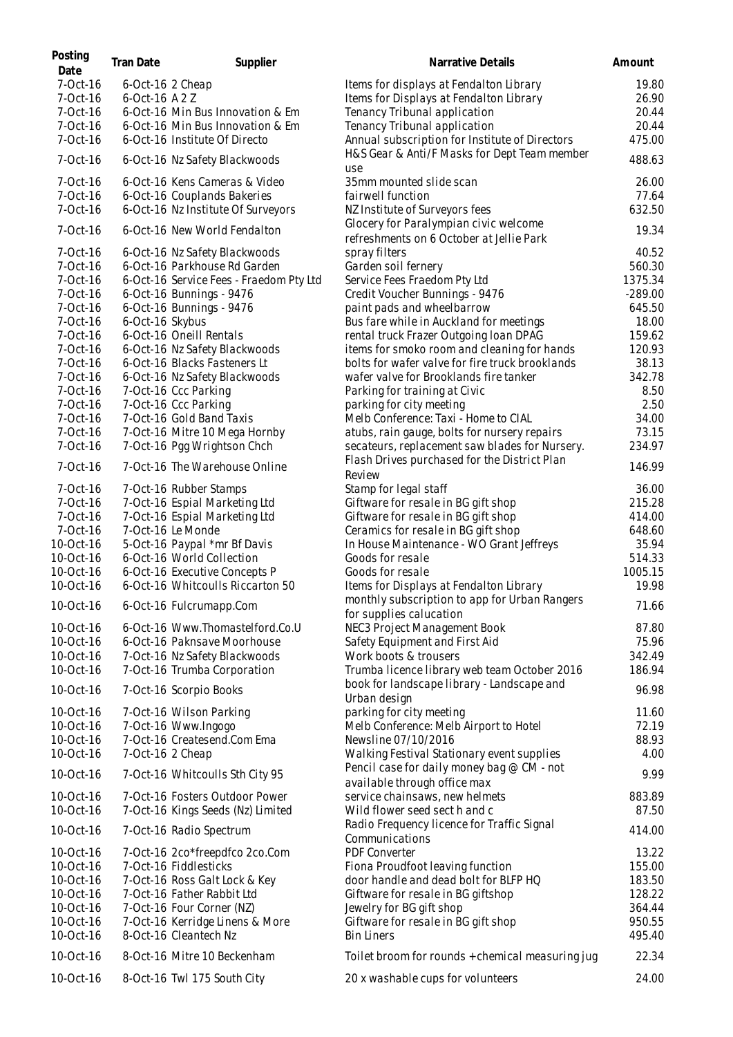| Posting Date | Tran Date | Supplier | Narrative Details | Amount |
|---|---|---|---|---|
| 7-Oct-16 | 6-Oct-16 | 2 Cheap | Items for displays at Fendalton Library | 19.80 |
| 7-Oct-16 | 6-Oct-16 | A 2 Z | Items for Displays at Fendalton Library | 26.90 |
| 7-Oct-16 | 6-Oct-16 | Min Bus Innovation & Em | Tenancy Tribunal application | 20.44 |
| 7-Oct-16 | 6-Oct-16 | Min Bus Innovation & Em | Tenancy Tribunal application | 20.44 |
| 7-Oct-16 | 6-Oct-16 | Institute Of Directo | Annual subscription for Institute of Directors | 475.00 |
| 7-Oct-16 | 6-Oct-16 | Nz Safety Blackwoods | H&S Gear & Anti/F Masks for Dept Team member use | 488.63 |
| 7-Oct-16 | 6-Oct-16 | Kens Cameras & Video | 35mm mounted slide scan | 26.00 |
| 7-Oct-16 | 6-Oct-16 | Couplands Bakeries | fairwell function | 77.64 |
| 7-Oct-16 | 6-Oct-16 | Nz Institute Of Surveyors | NZ Institute of Surveyors fees | 632.50 |
| 7-Oct-16 | 6-Oct-16 | New World Fendalton | Glocery for Paralympian civic welcome refreshments on 6 October at Jellie Park | 19.34 |
| 7-Oct-16 | 6-Oct-16 | Nz Safety Blackwoods | spray filters | 40.52 |
| 7-Oct-16 | 6-Oct-16 | Parkhouse Rd Garden | Garden soil fernery | 560.30 |
| 7-Oct-16 | 6-Oct-16 | Service Fees - Fraedom Pty Ltd | Service Fees Fraedom Pty Ltd | 1375.34 |
| 7-Oct-16 | 6-Oct-16 | Bunnings - 9476 | Credit Voucher Bunnings - 9476 | -289.00 |
| 7-Oct-16 | 6-Oct-16 | Bunnings - 9476 | paint pads and wheelbarrow | 645.50 |
| 7-Oct-16 | 6-Oct-16 | Skybus | Bus fare while in Auckland for meetings | 18.00 |
| 7-Oct-16 | 6-Oct-16 | Oneill Rentals | rental truck Frazer Outgoing loan DPAG | 159.62 |
| 7-Oct-16 | 6-Oct-16 | Nz Safety Blackwoods | items for smoko room and cleaning for hands | 120.93 |
| 7-Oct-16 | 6-Oct-16 | Blacks Fasteners Lt | bolts for wafer valve for fire truck brooklands | 38.13 |
| 7-Oct-16 | 6-Oct-16 | Nz Safety Blackwoods | wafer valve for Brooklands fire tanker | 342.78 |
| 7-Oct-16 | 7-Oct-16 | Ccc Parking | Parking for training at Civic | 8.50 |
| 7-Oct-16 | 7-Oct-16 | Ccc Parking | parking for city meeting | 2.50 |
| 7-Oct-16 | 7-Oct-16 | Gold Band Taxis | Melb Conference: Taxi - Home to CIAL | 34.00 |
| 7-Oct-16 | 7-Oct-16 | Mitre 10 Mega Hornby | atubs, rain gauge, bolts for nursery repairs | 73.15 |
| 7-Oct-16 | 7-Oct-16 | Pgg Wrightson Chch | secateurs, replacement saw blades for Nursery. | 234.97 |
| 7-Oct-16 | 7-Oct-16 | The Warehouse Online | Flash Drives purchased for the District Plan Review | 146.99 |
| 7-Oct-16 | 7-Oct-16 | Rubber Stamps | Stamp for legal staff | 36.00 |
| 7-Oct-16 | 7-Oct-16 | Espial Marketing Ltd | Giftware for resale in BG gift shop | 215.28 |
| 7-Oct-16 | 7-Oct-16 | Espial Marketing Ltd | Giftware for resale in BG gift shop | 414.00 |
| 7-Oct-16 | 7-Oct-16 | Le Monde | Ceramics for resale in BG gift shop | 648.60 |
| 10-Oct-16 | 5-Oct-16 | Paypal *mr Bf Davis | In House Maintenance - WO Grant Jeffreys | 35.94 |
| 10-Oct-16 | 6-Oct-16 | World Collection | Goods for resale | 514.33 |
| 10-Oct-16 | 6-Oct-16 | Executive Concepts P | Goods for resale | 1005.15 |
| 10-Oct-16 | 6-Oct-16 | Whitcoulls Riccarton 50 | Items for Displays at Fendalton Library | 19.98 |
| 10-Oct-16 | 6-Oct-16 | Fulcrumapp.Com | monthly subscription to app for Urban Rangers for supplies calucation | 71.66 |
| 10-Oct-16 | 6-Oct-16 | Www.Thomastelford.Co.U | NEC3 Project Management Book | 87.80 |
| 10-Oct-16 | 6-Oct-16 | Paknsave Moorhouse | Safety Equipment and First Aid | 75.96 |
| 10-Oct-16 | 7-Oct-16 | Nz Safety Blackwoods | Work boots & trousers | 342.49 |
| 10-Oct-16 | 7-Oct-16 | Trumba Corporation | Trumba licence library web team October 2016 | 186.94 |
| 10-Oct-16 | 7-Oct-16 | Scorpio Books | book for landscape library - Landscape and Urban design | 96.98 |
| 10-Oct-16 | 7-Oct-16 | Wilson Parking | parking for city meeting | 11.60 |
| 10-Oct-16 | 7-Oct-16 | Www.Ingogo | Melb Conference: Melb Airport to Hotel | 72.19 |
| 10-Oct-16 | 7-Oct-16 | Createsend.Com Ema | Newsline 07/10/2016 | 88.93 |
| 10-Oct-16 | 7-Oct-16 | 2 Cheap | Walking Festival Stationary event supplies | 4.00 |
| 10-Oct-16 | 7-Oct-16 | Whitcoulls Sth City 95 | Pencil case for daily money bag @ CM - not available through office max | 9.99 |
| 10-Oct-16 | 7-Oct-16 | Fosters Outdoor Power | service chainsaws, new helmets | 883.89 |
| 10-Oct-16 | 7-Oct-16 | Kings Seeds (Nz) Limited | Wild flower seed sect h and c | 87.50 |
| 10-Oct-16 | 7-Oct-16 | Radio Spectrum | Radio Frequency licence for Traffic Signal Communications | 414.00 |
| 10-Oct-16 | 7-Oct-16 | 2co*freepdfco 2co.Com | PDF Converter | 13.22 |
| 10-Oct-16 | 7-Oct-16 | Fiddlesticks | Fiona Proudfoot leaving function | 155.00 |
| 10-Oct-16 | 7-Oct-16 | Ross Galt Lock & Key | door handle and dead bolt for BLFP HQ | 183.50 |
| 10-Oct-16 | 7-Oct-16 | Father Rabbit Ltd | Giftware for resale in BG giftshop | 128.22 |
| 10-Oct-16 | 7-Oct-16 | Four Corner (NZ) | Jewelry for BG gift shop | 364.44 |
| 10-Oct-16 | 7-Oct-16 | Kerridge Linens & More | Giftware for resale in BG gift shop | 950.55 |
| 10-Oct-16 | 8-Oct-16 | Cleantech Nz | Bin Liners | 495.40 |
| 10-Oct-16 | 8-Oct-16 | Mitre 10 Beckenham | Toilet broom for rounds + chemical measuring jug | 22.34 |
| 10-Oct-16 | 8-Oct-16 | Twl 175 South City | 20 x washable cups for volunteers | 24.00 |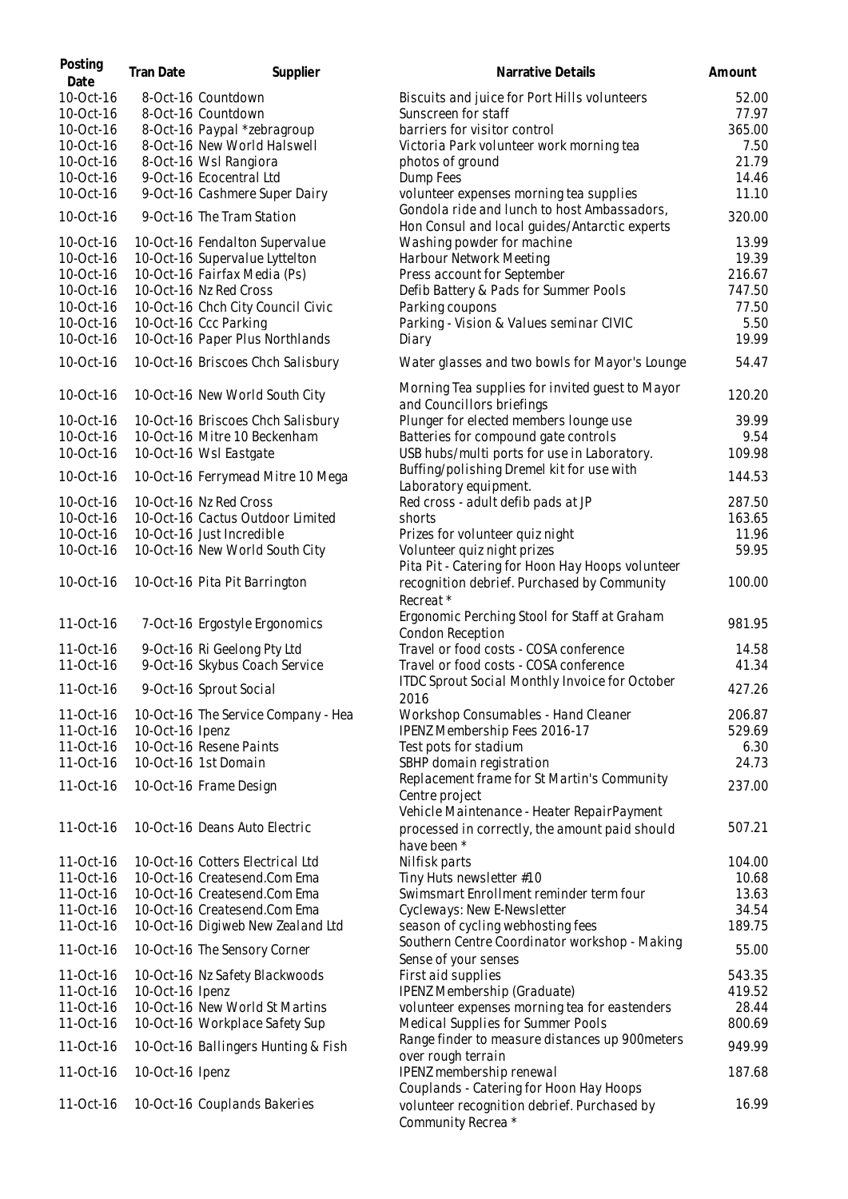| Posting Date | Tran Date | Supplier | Narrative Details | Amount |
|---|---|---|---|---|
| 10-Oct-16 | 8-Oct-16 | Countdown | Biscuits and juice for Port Hills volunteers | 52.00 |
| 10-Oct-16 | 8-Oct-16 | Countdown | Sunscreen for staff | 77.97 |
| 10-Oct-16 | 8-Oct-16 | Paypal *zebragroup | barriers for visitor control | 365.00 |
| 10-Oct-16 | 8-Oct-16 | New World Halswell | Victoria Park volunteer work morning tea | 7.50 |
| 10-Oct-16 | 8-Oct-16 | Wsl Rangiora | photos of ground | 21.79 |
| 10-Oct-16 | 9-Oct-16 | Ecocentral Ltd | Dump Fees | 14.46 |
| 10-Oct-16 | 9-Oct-16 | Cashmere Super Dairy | volunteer expenses morning tea supplies | 11.10 |
| 10-Oct-16 | 9-Oct-16 | The Tram Station | Gondola ride and lunch to host Ambassadors, Hon Consul and local guides/Antarctic experts | 320.00 |
| 10-Oct-16 | 10-Oct-16 | Fendalton Supervalue | Washing powder for machine | 13.99 |
| 10-Oct-16 | 10-Oct-16 | Supervalue Lyttelton | Harbour Network Meeting | 19.39 |
| 10-Oct-16 | 10-Oct-16 | Fairfax Media (Ps) | Press account for September | 216.67 |
| 10-Oct-16 | 10-Oct-16 | Nz Red Cross | Defib Battery & Pads for Summer Pools | 747.50 |
| 10-Oct-16 | 10-Oct-16 | Chch City Council Civic | Parking coupons | 77.50 |
| 10-Oct-16 | 10-Oct-16 | Ccc Parking | Parking - Vision & Values seminar CIVIC | 5.50 |
| 10-Oct-16 | 10-Oct-16 | Paper Plus Northlands | Diary | 19.99 |
| 10-Oct-16 | 10-Oct-16 | Briscoes Chch Salisbury | Water glasses and two bowls for Mayor's Lounge | 54.47 |
| 10-Oct-16 | 10-Oct-16 | New World South City | Morning Tea supplies for invited guest to Mayor and Councillors briefings | 120.20 |
| 10-Oct-16 | 10-Oct-16 | Briscoes Chch Salisbury | Plunger for elected members lounge use | 39.99 |
| 10-Oct-16 | 10-Oct-16 | Mitre 10 Beckenham | Batteries for compound gate controls | 9.54 |
| 10-Oct-16 | 10-Oct-16 | Wsl Eastgate | USB hubs/multi ports for use in Laboratory. | 109.98 |
| 10-Oct-16 | 10-Oct-16 | Ferrymead Mitre 10 Mega | Buffing/polishing Dremel kit for use with Laboratory equipment. | 144.53 |
| 10-Oct-16 | 10-Oct-16 | Nz Red Cross | Red cross - adult defib pads at JP | 287.50 |
| 10-Oct-16 | 10-Oct-16 | Cactus Outdoor Limited | shorts | 163.65 |
| 10-Oct-16 | 10-Oct-16 | Just Incredible | Prizes for volunteer quiz night | 11.96 |
| 10-Oct-16 | 10-Oct-16 | New World South City | Volunteer quiz night prizes | 59.95 |
| 10-Oct-16 | 10-Oct-16 | Pita Pit Barrington | Pita Pit - Catering for Hoon Hay Hoops volunteer recognition debrief. Purchased by Community Recreat * | 100.00 |
| 11-Oct-16 | 7-Oct-16 | Ergostyle Ergonomics | Ergonomic Perching Stool for Staff at Graham Condon Reception | 981.95 |
| 11-Oct-16 | 9-Oct-16 | Ri Geelong Pty Ltd | Travel or food costs - COSA conference | 14.58 |
| 11-Oct-16 | 9-Oct-16 | Skybus Coach Service | Travel or food costs - COSA conference | 41.34 |
| 11-Oct-16 | 9-Oct-16 | Sprout Social | ITDC Sprout Social Monthly Invoice for October 2016 | 427.26 |
| 11-Oct-16 | 10-Oct-16 | The Service Company - Hea | Workshop Consumables - Hand Cleaner | 206.87 |
| 11-Oct-16 | 10-Oct-16 | Ipenz | IPENZ Membership Fees 2016-17 | 529.69 |
| 11-Oct-16 | 10-Oct-16 | Resene Paints | Test pots for stadium | 6.30 |
| 11-Oct-16 | 10-Oct-16 | 1st Domain | SBHP domain registration | 24.73 |
| 11-Oct-16 | 10-Oct-16 | Frame Design | Replacement frame for St Martin's Community Centre project | 237.00 |
| 11-Oct-16 | 10-Oct-16 | Deans Auto Electric | Vehicle Maintenance - Heater RepairPayment processed in correctly, the amount paid should have been * | 507.21 |
| 11-Oct-16 | 10-Oct-16 | Cotters Electrical Ltd | Nilfisk parts | 104.00 |
| 11-Oct-16 | 10-Oct-16 | Createsend.Com Ema | Tiny Huts newsletter #10 | 10.68 |
| 11-Oct-16 | 10-Oct-16 | Createsend.Com Ema | Swimsmart Enrollment reminder term four | 13.63 |
| 11-Oct-16 | 10-Oct-16 | Createsend.Com Ema | Cycleways: New E-Newsletter | 34.54 |
| 11-Oct-16 | 10-Oct-16 | Digiweb New Zealand Ltd | season of cycling webhosting fees | 189.75 |
| 11-Oct-16 | 10-Oct-16 | The Sensory Corner | Southern Centre Coordinator workshop - Making Sense of your senses | 55.00 |
| 11-Oct-16 | 10-Oct-16 | Nz Safety Blackwoods | First aid supplies | 543.35 |
| 11-Oct-16 | 10-Oct-16 | Ipenz | IPENZ Membership (Graduate) | 419.52 |
| 11-Oct-16 | 10-Oct-16 | New World St Martins | volunteer expenses morning tea for eastenders | 28.44 |
| 11-Oct-16 | 10-Oct-16 | Workplace Safety Sup | Medical Supplies for Summer Pools | 800.69 |
| 11-Oct-16 | 10-Oct-16 | Ballingers Hunting & Fish | Range finder to measure distances up 900meters over rough terrain | 949.99 |
| 11-Oct-16 | 10-Oct-16 | Ipenz | IPENZ membership renewal | 187.68 |
| 11-Oct-16 | 10-Oct-16 | Couplands Bakeries | Couplands - Catering for Hoon Hay Hoops volunteer recognition debrief. Purchased by Community Recrea * | 16.99 |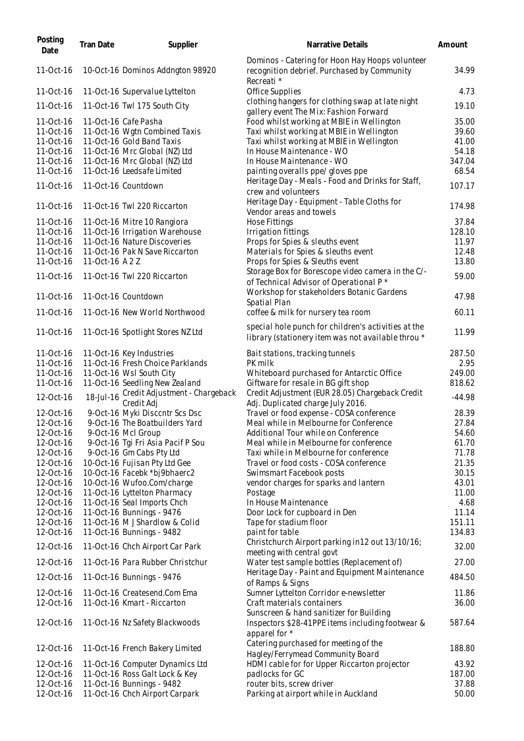| Posting Date | Tran Date | Supplier | Narrative Details | Amount |
| --- | --- | --- | --- | --- |
| 11-Oct-16 | 10-Oct-16 | Dominos Addngton 98920 | Dominos - Catering for Hoon Hay Hoops volunteer recognition debrief. Purchased by Community Recreati * | 34.99 |
| 11-Oct-16 | 11-Oct-16 | Supervalue Lyttelton | Office Supplies | 4.73 |
| 11-Oct-16 | 11-Oct-16 | Twl 175 South City | clothing hangers for clothing swap at late night gallery event The Mix: Fashion Forward | 19.10 |
| 11-Oct-16 | 11-Oct-16 | Cafe Pasha | Food whilst working at MBIE in Wellington | 35.00 |
| 11-Oct-16 | 11-Oct-16 | Wgtn Combined Taxis | Taxi whilst working at MBIE in Wellington | 39.60 |
| 11-Oct-16 | 11-Oct-16 | Gold Band Taxis | Taxi whilst working at MBIE in Wellington | 41.00 |
| 11-Oct-16 | 11-Oct-16 | Mrc Global (NZ) Ltd | In House Maintenance - WO | 54.18 |
| 11-Oct-16 | 11-Oct-16 | Mrc Global (NZ) Ltd | In House Maintenance - WO | 347.04 |
| 11-Oct-16 | 11-Oct-16 | Leedsafe Limited | painting overalls ppe/ gloves ppe | 68.54 |
| 11-Oct-16 | 11-Oct-16 | Countdown | Heritage Day - Meals - Food and Drinks for Staff, crew and volunteers | 107.17 |
| 11-Oct-16 | 11-Oct-16 | Twl 220 Riccarton | Heritage Day - Equipment - Table Cloths for Vendor areas and towels | 174.98 |
| 11-Oct-16 | 11-Oct-16 | Mitre 10 Rangiora | Hose Fittings | 37.84 |
| 11-Oct-16 | 11-Oct-16 | Irrigation Warehouse | Irrigation fittings | 128.10 |
| 11-Oct-16 | 11-Oct-16 | Nature Discoveries | Props for Spies & sleuths event | 11.97 |
| 11-Oct-16 | 11-Oct-16 | Pak N Save Riccarton | Materials for Spies & sleuths event | 12.48 |
| 11-Oct-16 | 11-Oct-16 | A 2 Z | Props for Spies & Sleuths event | 13.80 |
| 11-Oct-16 | 11-Oct-16 | Twl 220 Riccarton | Storage Box for Borescope video camera in the C/- of Technical Advisor of Operational P * | 59.00 |
| 11-Oct-16 | 11-Oct-16 | Countdown | Workshop for stakeholders Botanic Gardens Spatial Plan | 47.98 |
| 11-Oct-16 | 11-Oct-16 | New World Northwood | coffee & milk for nursery tea room | 60.11 |
| 11-Oct-16 | 11-Oct-16 | Spotlight Stores NZ Ltd | special hole punch for children's activities at the library (stationery item was not available throu * | 11.99 |
| 11-Oct-16 | 11-Oct-16 | Key Industries | Bait stations, tracking tunnels | 287.50 |
| 11-Oct-16 | 11-Oct-16 | Fresh Choice Parklands | PK milk | 2.95 |
| 11-Oct-16 | 11-Oct-16 | Wsl South City | Whiteboard purchased for Antarctic Office | 249.00 |
| 11-Oct-16 | 11-Oct-16 | Seedling New Zealand | Giftware for resale in BG gift shop | 818.62 |
| 12-Oct-16 | 18-Jul-16 | Credit Adjustment - Chargeback Credit Adj | Credit Adjustment (EUR 28.05) Chargeback Credit Adj. Duplicated charge July 2016. | -44.98 |
| 12-Oct-16 | 9-Oct-16 | Myki Disccntr Scs Dsc | Travel or food expense - COSA conference | 28.39 |
| 12-Oct-16 | 9-Oct-16 | The Boatbuilders Yard | Meal while in Melbourne for Conference | 27.84 |
| 12-Oct-16 | 9-Oct-16 | McI Group | Additional Tour while on Conference | 54.60 |
| 12-Oct-16 | 9-Oct-16 | Tgi Fri Asia Pacif P Sou | Meal while in Melbourne for conference | 61.70 |
| 12-Oct-16 | 9-Oct-16 | Gm Cabs Pty Ltd | Taxi while in Melbourne for conference | 71.78 |
| 12-Oct-16 | 10-Oct-16 | Fujisan Pty Ltd Gee | Travel or food costs - COSA conference | 21.35 |
| 12-Oct-16 | 10-Oct-16 | Facebk *bj9bhaerc2 | Swimsmart Facebook posts | 30.15 |
| 12-Oct-16 | 10-Oct-16 | Wufoo.Com/charge | vendor charges for sparks and lantern | 43.01 |
| 12-Oct-16 | 11-Oct-16 | Lyttelton Pharmacy | Postage | 11.00 |
| 12-Oct-16 | 11-Oct-16 | Seal Imports Chch | In House Maintenance | 4.68 |
| 12-Oct-16 | 11-Oct-16 | Bunnings - 9476 | Door Lock for cupboard in Den | 11.14 |
| 12-Oct-16 | 11-Oct-16 | M J Shardlow & Colid | Tape for stadium floor | 151.11 |
| 12-Oct-16 | 11-Oct-16 | Bunnings - 9482 | paint for table | 134.83 |
| 12-Oct-16 | 11-Oct-16 | Chch Airport Car Park | Christchurch Airport parking in12 out 13/10/16; meeting with central govt | 32.00 |
| 12-Oct-16 | 11-Oct-16 | Para Rubber Christchur | Water test sample bottles (Replacement of) | 27.00 |
| 12-Oct-16 | 11-Oct-16 | Bunnings - 9476 | Heritage Day - Paint and Equipment Maintenance of Ramps & Signs | 484.50 |
| 12-Oct-16 | 11-Oct-16 | Createsend.Com Ema | Sumner Lyttelton Corridor e-newsletter | 11.86 |
| 12-Oct-16 | 11-Oct-16 | Kmart - Riccarton | Craft materials containers | 36.00 |
| 12-Oct-16 | 11-Oct-16 | Nz Safety Blackwoods | Sunscreen & hand sanitizer for Building Inspectors $28-41PPE items including footwear & apparel for * | 587.64 |
| 12-Oct-16 | 11-Oct-16 | French Bakery Limited | Catering purchased for meeting of the Hagley/Ferrymead Community Board | 188.80 |
| 12-Oct-16 | 11-Oct-16 | Computer Dynamics Ltd | HDMI cable for for Upper Riccarton projector | 43.92 |
| 12-Oct-16 | 11-Oct-16 | Ross Galt Lock & Key | padlocks for GC | 187.00 |
| 12-Oct-16 | 11-Oct-16 | Bunnings - 9482 | router bits, screw driver | 37.88 |
| 12-Oct-16 | 11-Oct-16 | Chch Airport Carpark | Parking at airport while in Auckland | 50.00 |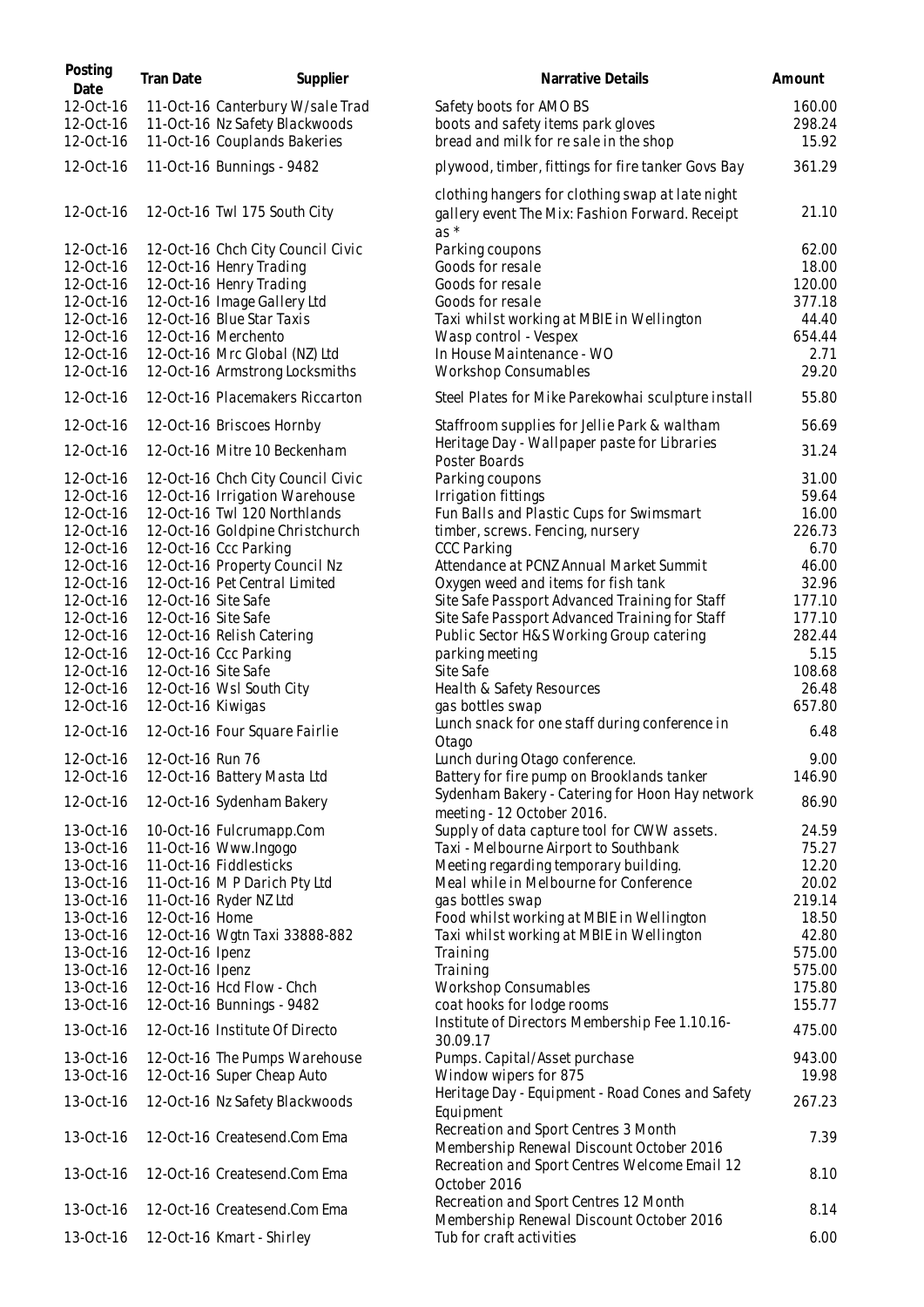| Posting Date | Tran Date | Supplier | Narrative Details | Amount |
|---|---|---|---|---|
| 12-Oct-16 | 11-Oct-16 | Canterbury W/sale Trad | Safety boots for AMO BS | 160.00 |
| 12-Oct-16 | 11-Oct-16 | Nz Safety Blackwoods | boots and safety items park gloves | 298.24 |
| 12-Oct-16 | 11-Oct-16 | Couplands Bakeries | bread and milk for re sale in the shop | 15.92 |
| 12-Oct-16 | 11-Oct-16 | Bunnings - 9482 | plywood, timber, fittings for fire tanker Govs Bay | 361.29 |
| 12-Oct-16 | 12-Oct-16 | Twl 175 South City | clothing hangers for clothing swap at late night gallery event The Mix: Fashion Forward. Receipt as * | 21.10 |
| 12-Oct-16 | 12-Oct-16 | Chch City Council Civic | Parking coupons | 62.00 |
| 12-Oct-16 | 12-Oct-16 | Henry Trading | Goods for resale | 18.00 |
| 12-Oct-16 | 12-Oct-16 | Henry Trading | Goods for resale | 120.00 |
| 12-Oct-16 | 12-Oct-16 | Image Gallery Ltd | Goods for resale | 377.18 |
| 12-Oct-16 | 12-Oct-16 | Blue Star Taxis | Taxi whilst working at MBIE in Wellington | 44.40 |
| 12-Oct-16 | 12-Oct-16 | Merchento | Wasp control - Vespex | 654.44 |
| 12-Oct-16 | 12-Oct-16 | Mrc Global (NZ) Ltd | In House Maintenance - WO | 2.71 |
| 12-Oct-16 | 12-Oct-16 | Armstrong Locksmiths | Workshop Consumables | 29.20 |
| 12-Oct-16 | 12-Oct-16 | Placemakers Riccarton | Steel Plates for Mike Parekowhai sculpture install | 55.80 |
| 12-Oct-16 | 12-Oct-16 | Briscoes Hornby | Staffroom supplies for Jellie Park & waltham | 56.69 |
| 12-Oct-16 | 12-Oct-16 | Mitre 10 Beckenham | Heritage Day - Wallpaper paste for Libraries Poster Boards | 31.24 |
| 12-Oct-16 | 12-Oct-16 | Chch City Council Civic | Parking coupons | 31.00 |
| 12-Oct-16 | 12-Oct-16 | Irrigation Warehouse | Irrigation fittings | 59.64 |
| 12-Oct-16 | 12-Oct-16 | Twl 120 Northlands | Fun Balls and Plastic Cups for Swimsmart | 16.00 |
| 12-Oct-16 | 12-Oct-16 | Goldpine Christchurch | timber, screws. Fencing, nursery | 226.73 |
| 12-Oct-16 | 12-Oct-16 | Ccc Parking | CCC Parking | 6.70 |
| 12-Oct-16 | 12-Oct-16 | Property Council Nz | Attendance at PCNZ Annual Market Summit | 46.00 |
| 12-Oct-16 | 12-Oct-16 | Pet Central Limited | Oxygen weed and items for fish tank | 32.96 |
| 12-Oct-16 | 12-Oct-16 | Site Safe | Site Safe Passport Advanced Training for Staff | 177.10 |
| 12-Oct-16 | 12-Oct-16 | Site Safe | Site Safe Passport Advanced Training for Staff | 177.10 |
| 12-Oct-16 | 12-Oct-16 | Relish Catering | Public Sector H&S Working Group catering | 282.44 |
| 12-Oct-16 | 12-Oct-16 | Ccc Parking | parking meeting | 5.15 |
| 12-Oct-16 | 12-Oct-16 | Site Safe | Site Safe | 108.68 |
| 12-Oct-16 | 12-Oct-16 | Wsl South City | Health & Safety Resources | 26.48 |
| 12-Oct-16 | 12-Oct-16 | Kiwigas | gas bottles swap | 657.80 |
| 12-Oct-16 | 12-Oct-16 | Four Square Fairlie | Lunch snack for one staff during conference in Otago | 6.48 |
| 12-Oct-16 | 12-Oct-16 | Run 76 | Lunch during Otago conference. | 9.00 |
| 12-Oct-16 | 12-Oct-16 | Battery Masta Ltd | Battery for fire pump on Brooklands tanker | 146.90 |
| 12-Oct-16 | 12-Oct-16 | Sydenham Bakery | Sydenham Bakery - Catering for Hoon Hay network meeting - 12 October 2016. | 86.90 |
| 13-Oct-16 | 10-Oct-16 | Fulcrumapp.Com | Supply of data capture tool for CWW assets. | 24.59 |
| 13-Oct-16 | 11-Oct-16 | Www.Ingogo | Taxi - Melbourne Airport to Southbank | 75.27 |
| 13-Oct-16 | 11-Oct-16 | Fiddlesticks | Meeting regarding temporary building. | 12.20 |
| 13-Oct-16 | 11-Oct-16 | M P Darich Pty Ltd | Meal while in Melbourne for Conference | 20.02 |
| 13-Oct-16 | 11-Oct-16 | Ryder NZ Ltd | gas bottles swap | 219.14 |
| 13-Oct-16 | 12-Oct-16 | Home | Food whilst working at MBIE in Wellington | 18.50 |
| 13-Oct-16 | 12-Oct-16 | Wgtn Taxi 33888-882 | Taxi whilst working at MBIE in Wellington | 42.80 |
| 13-Oct-16 | 12-Oct-16 | Ipenz | Training | 575.00 |
| 13-Oct-16 | 12-Oct-16 | Ipenz | Training | 575.00 |
| 13-Oct-16 | 12-Oct-16 | Hcd Flow - Chch | Workshop Consumables | 175.80 |
| 13-Oct-16 | 12-Oct-16 | Bunnings - 9482 | coat hooks for lodge rooms | 155.77 |
| 13-Oct-16 | 12-Oct-16 | Institute Of Directo | Institute of Directors Membership Fee 1.10.16-30.09.17 | 475.00 |
| 13-Oct-16 | 12-Oct-16 | The Pumps Warehouse | Pumps. Capital/Asset purchase | 943.00 |
| 13-Oct-16 | 12-Oct-16 | Super Cheap Auto | Window wipers for 875 | 19.98 |
| 13-Oct-16 | 12-Oct-16 | Nz Safety Blackwoods | Heritage Day - Equipment - Road Cones and Safety Equipment | 267.23 |
| 13-Oct-16 | 12-Oct-16 | Createsend.Com Ema | Recreation and Sport Centres 3 Month Membership Renewal Discount October 2016 | 7.39 |
| 13-Oct-16 | 12-Oct-16 | Createsend.Com Ema | Recreation and Sport Centres Welcome Email 12 October 2016 | 8.10 |
| 13-Oct-16 | 12-Oct-16 | Createsend.Com Ema | Recreation and Sport Centres 12 Month Membership Renewal Discount October 2016 | 8.14 |
| 13-Oct-16 | 12-Oct-16 | Kmart - Shirley | Tub for craft activities | 6.00 |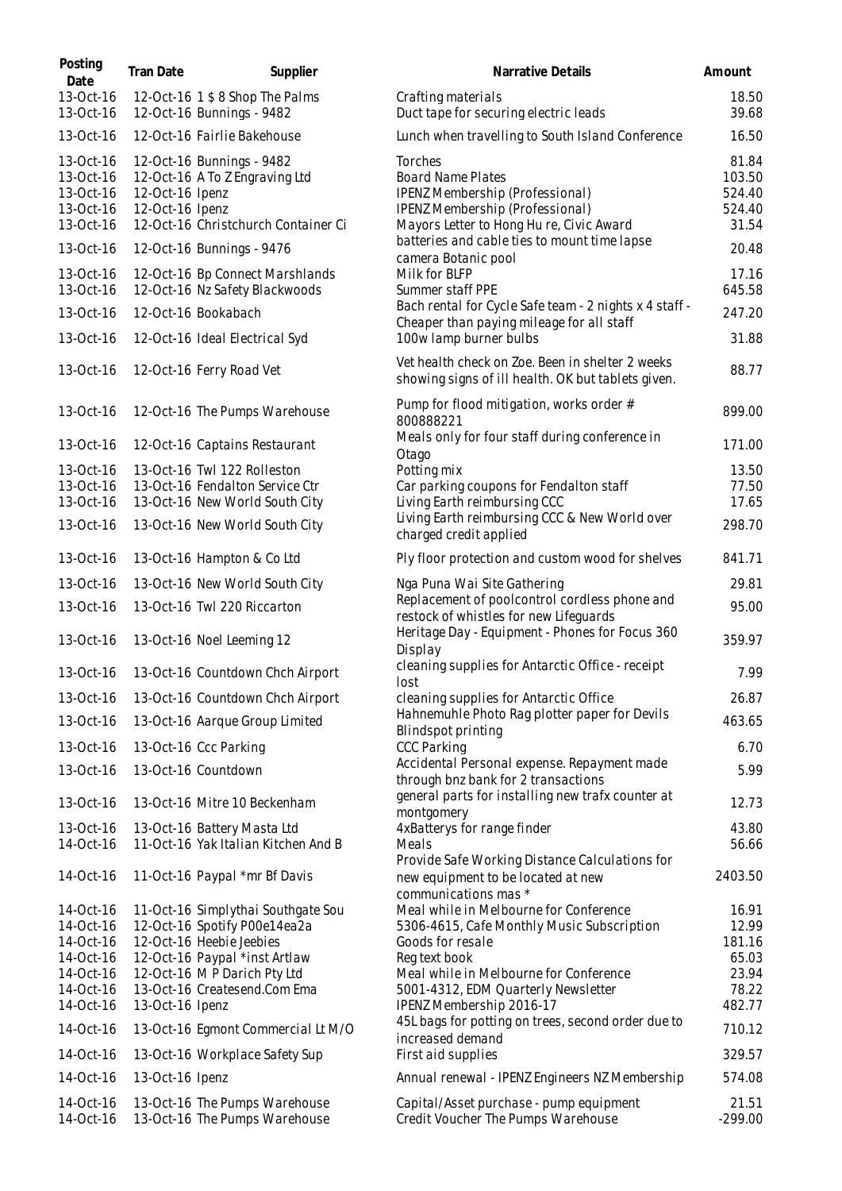| Posting Date | Tran Date | Supplier | Narrative Details | Amount |
|---|---|---|---|---|
| 13-Oct-16 | 12-Oct-16 | 1 $ 8 Shop The Palms | Crafting materials | 18.50 |
| 13-Oct-16 | 12-Oct-16 | Bunnings - 9482 | Duct tape for securing electric leads | 39.68 |
| 13-Oct-16 | 12-Oct-16 | Fairlie Bakehouse | Lunch when travelling to South Island Conference | 16.50 |
| 13-Oct-16 | 12-Oct-16 | Bunnings - 9482 | Torches | 81.84 |
| 13-Oct-16 | 12-Oct-16 | A To Z Engraving Ltd | Board Name Plates | 103.50 |
| 13-Oct-16 | 12-Oct-16 | Ipenz | IPENZ Membership (Professional) | 524.40 |
| 13-Oct-16 | 12-Oct-16 | Ipenz | IPENZ Membership (Professional) | 524.40 |
| 13-Oct-16 | 12-Oct-16 | Christchurch Container Ci | Mayors Letter to Hong Hu re, Civic Award | 31.54 |
| 13-Oct-16 | 12-Oct-16 | Bunnings - 9476 | batteries and cable ties to mount time lapse camera Botanic pool | 20.48 |
| 13-Oct-16 | 12-Oct-16 | Bp Connect Marshlands | Milk for BLFP | 17.16 |
| 13-Oct-16 | 12-Oct-16 | Nz Safety Blackwoods | Summer staff PPE | 645.58 |
| 13-Oct-16 | 12-Oct-16 | Bookabach | Bach rental for Cycle Safe team - 2 nights x 4 staff - Cheaper than paying mileage for all staff | 247.20 |
| 13-Oct-16 | 12-Oct-16 | Ideal Electrical Syd | 100w lamp burner bulbs | 31.88 |
| 13-Oct-16 | 12-Oct-16 | Ferry Road Vet | Vet health check on Zoe. Been in shelter 2 weeks showing signs of ill health. OK but tablets given. | 88.77 |
| 13-Oct-16 | 12-Oct-16 | The Pumps Warehouse | Pump for flood mitigation, works order # 800888221 | 899.00 |
| 13-Oct-16 | 12-Oct-16 | Captains Restaurant | Meals only for four staff during conference in Otago | 171.00 |
| 13-Oct-16 | 13-Oct-16 | Twl 122 Rolleston | Potting mix | 13.50 |
| 13-Oct-16 | 13-Oct-16 | Fendalton Service Ctr | Car parking coupons for Fendalton staff | 77.50 |
| 13-Oct-16 | 13-Oct-16 | New World South City | Living Earth reimbursing CCC | 17.65 |
| 13-Oct-16 | 13-Oct-16 | New World South City | Living Earth reimbursing CCC & New World over charged credit applied | 298.70 |
| 13-Oct-16 | 13-Oct-16 | Hampton & Co Ltd | Ply floor protection and custom wood for shelves | 841.71 |
| 13-Oct-16 | 13-Oct-16 | New World South City | Nga Puna Wai Site Gathering | 29.81 |
| 13-Oct-16 | 13-Oct-16 | Twl 220 Riccarton | Replacement of poolcontrol cordless phone and restock of whistles for new Lifeguards | 95.00 |
| 13-Oct-16 | 13-Oct-16 | Noel Leeming 12 | Heritage Day - Equipment - Phones for Focus 360 Display | 359.97 |
| 13-Oct-16 | 13-Oct-16 | Countdown Chch Airport | cleaning supplies for Antarctic Office - receipt lost | 7.99 |
| 13-Oct-16 | 13-Oct-16 | Countdown Chch Airport | cleaning supplies for Antarctic Office | 26.87 |
| 13-Oct-16 | 13-Oct-16 | Aarque Group Limited | Hahnemuhle Photo Rag plotter paper for Devils Blindspot printing | 463.65 |
| 13-Oct-16 | 13-Oct-16 | Ccc Parking | CCC Parking | 6.70 |
| 13-Oct-16 | 13-Oct-16 | Countdown | Accidental Personal expense. Repayment made through bnz bank for 2 transactions | 5.99 |
| 13-Oct-16 | 13-Oct-16 | Mitre 10 Beckenham | general parts for installing new trafx counter at montgomery | 12.73 |
| 13-Oct-16 | 13-Oct-16 | Battery Masta Ltd | 4xBatterys for range finder | 43.80 |
| 14-Oct-16 | 11-Oct-16 | Yak Italian Kitchen And B | Meals | 56.66 |
| 14-Oct-16 | 11-Oct-16 | Paypal *mr Bf Davis | Provide Safe Working Distance Calculations for new equipment to be located at new communications mas * | 2403.50 |
| 14-Oct-16 | 11-Oct-16 | Simplythai Southgate Sou | Meal while in Melbourne for Conference | 16.91 |
| 14-Oct-16 | 12-Oct-16 | Spotify P00e14ea2a | 5306-4615, Cafe Monthly Music Subscription | 12.99 |
| 14-Oct-16 | 12-Oct-16 | Heebie Jeebies | Goods for resale | 181.16 |
| 14-Oct-16 | 12-Oct-16 | Paypal *inst Artlaw | Reg text book | 65.03 |
| 14-Oct-16 | 12-Oct-16 | M P Darich Pty Ltd | Meal while in Melbourne for Conference | 23.94 |
| 14-Oct-16 | 13-Oct-16 | Createsend.Com Ema | 5001-4312, EDM Quarterly Newsletter | 78.22 |
| 14-Oct-16 | 13-Oct-16 | Ipenz | IPENZ Membership 2016-17 | 482.77 |
| 14-Oct-16 | 13-Oct-16 | Egmont Commercial Lt M/O | 45L bags for potting on trees, second order due to increased demand | 710.12 |
| 14-Oct-16 | 13-Oct-16 | Workplace Safety Sup | First aid supplies | 329.57 |
| 14-Oct-16 | 13-Oct-16 | Ipenz | Annual renewal - IPENZ Engineers NZ Membership | 574.08 |
| 14-Oct-16 | 13-Oct-16 | The Pumps Warehouse | Capital/Asset purchase - pump equipment | 21.51 |
| 14-Oct-16 | 13-Oct-16 | The Pumps Warehouse | Credit Voucher The Pumps Warehouse | -299.00 |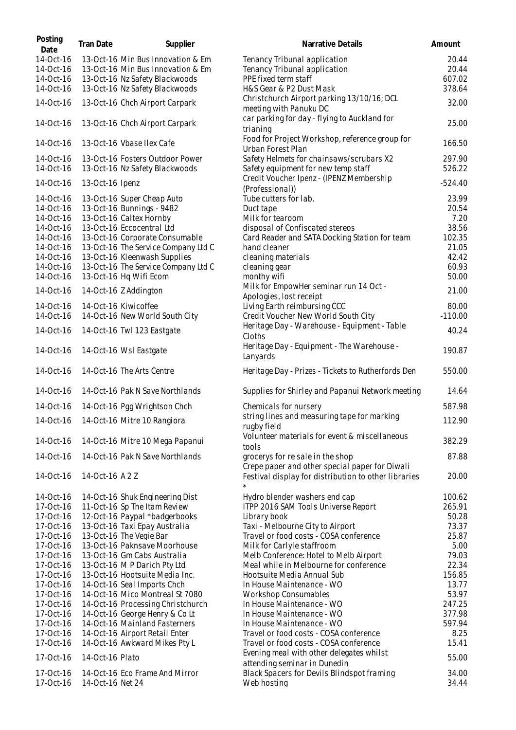| Posting Date | Tran Date | Supplier | Narrative Details | Amount |
|---|---|---|---|---|
| 14-Oct-16 | 13-Oct-16 | Min Bus Innovation & Em | Tenancy Tribunal application | 20.44 |
| 14-Oct-16 | 13-Oct-16 | Min Bus Innovation & Em | Tenancy Tribunal application | 20.44 |
| 14-Oct-16 | 13-Oct-16 | Nz Safety Blackwoods | PPE fixed term staff | 607.02 |
| 14-Oct-16 | 13-Oct-16 | Nz Safety Blackwoods | H&S Gear & P2 Dust Mask | 378.64 |
| 14-Oct-16 | 13-Oct-16 | Chch Airport Carpark | Christchurch Airport parking 13/10/16; DCL meeting with Panuku DC | 32.00 |
| 14-Oct-16 | 13-Oct-16 | Chch Airport Carpark | car parking for day - flying to Auckland for trianing | 25.00 |
| 14-Oct-16 | 13-Oct-16 | Vbase Ilex Cafe | Food for Project Workshop, reference group for Urban Forest Plan | 166.50 |
| 14-Oct-16 | 13-Oct-16 | Fosters Outdoor Power | Safety Helmets for chainsaws/scrubars X2 | 297.90 |
| 14-Oct-16 | 13-Oct-16 | Nz Safety Blackwoods | Safety equipment for new temp staff | 526.22 |
| 14-Oct-16 | 13-Oct-16 | Ipenz | Credit Voucher Ipenz - (IPENZ Membership (Professional)) | -524.40 |
| 14-Oct-16 | 13-Oct-16 | Super Cheap Auto | Tube cutters for lab. | 23.99 |
| 14-Oct-16 | 13-Oct-16 | Bunnings - 9482 | Duct tape | 20.54 |
| 14-Oct-16 | 13-Oct-16 | Caltex Hornby | Milk for tearoom | 7.20 |
| 14-Oct-16 | 13-Oct-16 | Eccocentral Ltd | disposal of Confiscated stereos | 38.56 |
| 14-Oct-16 | 13-Oct-16 | Corporate Consumable | Card Reader and SATA Docking Station for team | 102.35 |
| 14-Oct-16 | 13-Oct-16 | The Service Company Ltd C | hand cleaner | 21.05 |
| 14-Oct-16 | 13-Oct-16 | Kleenwash Supplies | cleaning materials | 42.42 |
| 14-Oct-16 | 13-Oct-16 | The Service Company Ltd C | cleaning gear | 60.93 |
| 14-Oct-16 | 13-Oct-16 | Hq Wifi Ecom | monthy wifi | 50.00 |
| 14-Oct-16 | 14-Oct-16 | Z Addington | Milk for EmpowHer seminar run 14 Oct - Apologies, lost receipt | 21.00 |
| 14-Oct-16 | 14-Oct-16 | Kiwicoffee | Living Earth reimbursing CCC | 80.00 |
| 14-Oct-16 | 14-Oct-16 | New World South City | Credit Voucher New World South City | -110.00 |
| 14-Oct-16 | 14-Oct-16 | Twl 123 Eastgate | Heritage Day - Warehouse - Equipment - Table Cloths | 40.24 |
| 14-Oct-16 | 14-Oct-16 | Wsl Eastgate | Heritage Day - Equipment - The Warehouse - Lanyards | 190.87 |
| 14-Oct-16 | 14-Oct-16 | The Arts Centre | Heritage Day - Prizes - Tickets to Rutherfords Den | 550.00 |
| 14-Oct-16 | 14-Oct-16 | Pak N Save Northlands | Supplies for Shirley and Papanui Network meeting | 14.64 |
| 14-Oct-16 | 14-Oct-16 | Pgg Wrightson Chch | Chemicals for nursery | 587.98 |
| 14-Oct-16 | 14-Oct-16 | Mitre 10 Rangiora | string lines and measuring tape for marking rugby field | 112.90 |
| 14-Oct-16 | 14-Oct-16 | Mitre 10 Mega Papanui | Volunteer materials for event & miscellaneous tools | 382.29 |
| 14-Oct-16 | 14-Oct-16 | Pak N Save Northlands | grocerys for re sale in the shop | 87.88 |
| 14-Oct-16 | 14-Oct-16 | A 2 Z | Crepe paper and other special paper for Diwali Festival display for distribution to other libraries * | 20.00 |
| 14-Oct-16 | 14-Oct-16 | Shuk Engineering Dist | Hydro blender washers end cap | 100.62 |
| 17-Oct-16 | 11-Oct-16 | Sp The Itam Review | ITPP 2016 SAM Tools Universe Report | 265.91 |
| 17-Oct-16 | 12-Oct-16 | Paypal *badgerbooks | Library book | 50.28 |
| 17-Oct-16 | 13-Oct-16 | Taxi Epay Australia | Taxi - Melbourne City to Airport | 73.37 |
| 17-Oct-16 | 13-Oct-16 | The Vegie Bar | Travel or food costs - COSA conference | 25.87 |
| 17-Oct-16 | 13-Oct-16 | Paknsave Moorhouse | Milk for Carlyle staffroom | 5.00 |
| 17-Oct-16 | 13-Oct-16 | Gm Cabs Australia | Melb Conference: Hotel to Melb Airport | 79.03 |
| 17-Oct-16 | 13-Oct-16 | M P Darich Pty Ltd | Meal while in Melbourne for conference | 22.34 |
| 17-Oct-16 | 13-Oct-16 | Hootsuite Media Inc. | Hootsuite Media Annual Sub | 156.85 |
| 17-Oct-16 | 14-Oct-16 | Seal Imports Chch | In House Maintenance - WO | 13.77 |
| 17-Oct-16 | 14-Oct-16 | Mico Montreal St 7080 | Workshop Consumables | 53.97 |
| 17-Oct-16 | 14-Oct-16 | Processing Christchurch | In House Maintenance - WO | 247.25 |
| 17-Oct-16 | 14-Oct-16 | George Henry & Co Lt | In House Maintenance - WO | 377.98 |
| 17-Oct-16 | 14-Oct-16 | Mainland Fasterners | In House Maintenance - WO | 597.94 |
| 17-Oct-16 | 14-Oct-16 | Airport Retail Enter | Travel or food costs - COSA conference | 8.25 |
| 17-Oct-16 | 14-Oct-16 | Awkward Mikes Pty L | Travel or food costs - COSA conference | 15.41 |
| 17-Oct-16 | 14-Oct-16 | Plato | Evening meal with other delegates whilst attending seminar in Dunedin | 55.00 |
| 17-Oct-16 | 14-Oct-16 | Eco Frame And Mirror | Black Spacers for Devils Blindspot framing | 34.00 |
| 17-Oct-16 | 14-Oct-16 | Net 24 | Web hosting | 34.44 |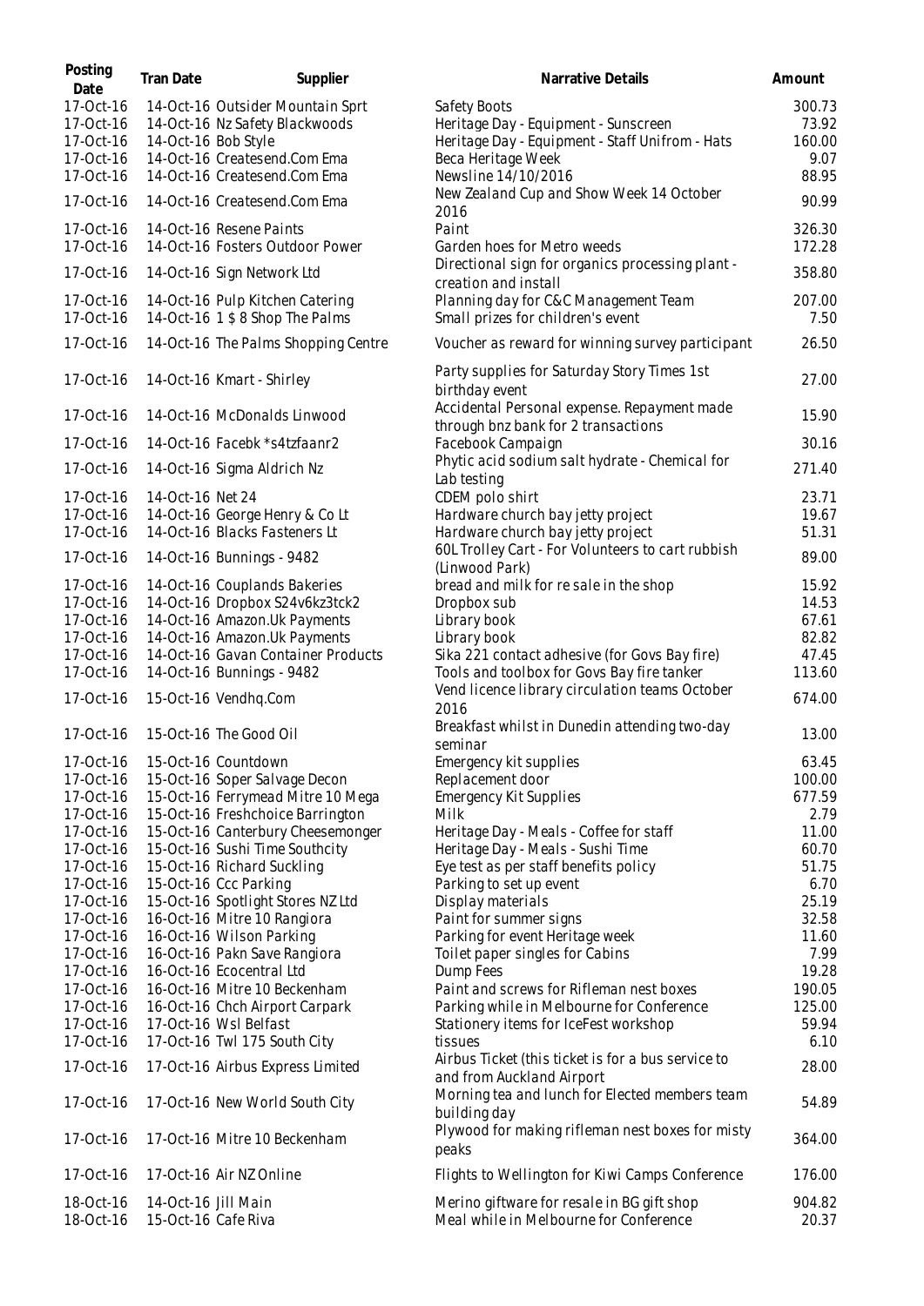| Posting Date | Tran Date | Supplier | Narrative Details | Amount |
|---|---|---|---|---|
| 17-Oct-16 | 14-Oct-16 | Outsider Mountain Sprt | Safety Boots | 300.73 |
| 17-Oct-16 | 14-Oct-16 | Nz Safety Blackwoods | Heritage Day - Equipment - Sunscreen | 73.92 |
| 17-Oct-16 | 14-Oct-16 | Bob Style | Heritage Day - Equipment - Staff Unifrom - Hats | 160.00 |
| 17-Oct-16 | 14-Oct-16 | Createsend.Com Ema | Beca Heritage Week | 9.07 |
| 17-Oct-16 | 14-Oct-16 | Createsend.Com Ema | Newsline 14/10/2016 | 88.95 |
| 17-Oct-16 | 14-Oct-16 | Createsend.Com Ema | New Zealand Cup and Show Week 14 October 2016 | 90.99 |
| 17-Oct-16 | 14-Oct-16 | Resene Paints | Paint | 326.30 |
| 17-Oct-16 | 14-Oct-16 | Fosters Outdoor Power | Garden hoes for Metro weeds | 172.28 |
| 17-Oct-16 | 14-Oct-16 | Sign Network Ltd | Directional sign for organics processing plant - creation and install | 358.80 |
| 17-Oct-16 | 14-Oct-16 | Pulp Kitchen Catering | Planning day for C&C Management Team | 207.00 |
| 17-Oct-16 | 14-Oct-16 | 1 $ 8 Shop The Palms | Small prizes for children's event | 7.50 |
| 17-Oct-16 | 14-Oct-16 | The Palms Shopping Centre | Voucher as reward for winning survey participant | 26.50 |
| 17-Oct-16 | 14-Oct-16 | Kmart - Shirley | Party supplies for Saturday Story Times 1st birthday event | 27.00 |
| 17-Oct-16 | 14-Oct-16 | McDonalds Linwood | Accidental Personal expense. Repayment made through bnz bank for 2 transactions | 15.90 |
| 17-Oct-16 | 14-Oct-16 | Facebk *s4tzfaanr2 | Facebook Campaign | 30.16 |
| 17-Oct-16 | 14-Oct-16 | Sigma Aldrich Nz | Phytic acid sodium salt hydrate - Chemical for Lab testing | 271.40 |
| 17-Oct-16 | 14-Oct-16 | Net 24 | CDEM polo shirt | 23.71 |
| 17-Oct-16 | 14-Oct-16 | George Henry & Co Lt | Hardware church bay jetty project | 19.67 |
| 17-Oct-16 | 14-Oct-16 | Blacks Fasteners Lt | Hardware church bay jetty project | 51.31 |
| 17-Oct-16 | 14-Oct-16 | Bunnings - 9482 | 60L Trolley Cart - For Volunteers to cart rubbish (Linwood Park) | 89.00 |
| 17-Oct-16 | 14-Oct-16 | Couplands Bakeries | bread and milk for re sale in the shop | 15.92 |
| 17-Oct-16 | 14-Oct-16 | Dropbox S24v6kz3tck2 | Dropbox sub | 14.53 |
| 17-Oct-16 | 14-Oct-16 | Amazon.Uk Payments | Library book | 67.61 |
| 17-Oct-16 | 14-Oct-16 | Amazon.Uk Payments | Library book | 82.82 |
| 17-Oct-16 | 14-Oct-16 | Gavan Container Products | Sika 221 contact adhesive (for Govs Bay fire) | 47.45 |
| 17-Oct-16 | 14-Oct-16 | Bunnings - 9482 | Tools and toolbox for Govs Bay fire tanker | 113.60 |
| 17-Oct-16 | 15-Oct-16 | Vendhq.Com | Vend licence library circulation teams October 2016 | 674.00 |
| 17-Oct-16 | 15-Oct-16 | The Good Oil | Breakfast whilst in Dunedin attending two-day seminar | 13.00 |
| 17-Oct-16 | 15-Oct-16 | Countdown | Emergency kit supplies | 63.45 |
| 17-Oct-16 | 15-Oct-16 | Soper Salvage Decon | Replacement door | 100.00 |
| 17-Oct-16 | 15-Oct-16 | Ferrymead Mitre 10 Mega | Emergency Kit Supplies | 677.59 |
| 17-Oct-16 | 15-Oct-16 | Freshchoice Barrington | Milk | 2.79 |
| 17-Oct-16 | 15-Oct-16 | Canterbury Cheesemonger | Heritage Day - Meals - Coffee for staff | 11.00 |
| 17-Oct-16 | 15-Oct-16 | Sushi Time Southcity | Heritage Day - Meals - Sushi Time | 60.70 |
| 17-Oct-16 | 15-Oct-16 | Richard Suckling | Eye test as per staff benefits policy | 51.75 |
| 17-Oct-16 | 15-Oct-16 | Ccc Parking | Parking to set up event | 6.70 |
| 17-Oct-16 | 15-Oct-16 | Spotlight Stores NZ Ltd | Display materials | 25.19 |
| 17-Oct-16 | 16-Oct-16 | Mitre 10 Rangiora | Paint for summer signs | 32.58 |
| 17-Oct-16 | 16-Oct-16 | Wilson Parking | Parking for event Heritage week | 11.60 |
| 17-Oct-16 | 16-Oct-16 | Pakn Save Rangiora | Toilet paper singles for Cabins | 7.99 |
| 17-Oct-16 | 16-Oct-16 | Ecocentral Ltd | Dump Fees | 19.28 |
| 17-Oct-16 | 16-Oct-16 | Mitre 10 Beckenham | Paint and screws for Rifleman nest boxes | 190.05 |
| 17-Oct-16 | 16-Oct-16 | Chch Airport Carpark | Parking while in Melbourne for Conference | 125.00 |
| 17-Oct-16 | 17-Oct-16 | Wsl Belfast | Stationery items for IceFest workshop | 59.94 |
| 17-Oct-16 | 17-Oct-16 | Twl 175 South City | tissues | 6.10 |
| 17-Oct-16 | 17-Oct-16 | Airbus Express Limited | Airbus Ticket (this ticket is for a bus service to and from Auckland Airport | 28.00 |
| 17-Oct-16 | 17-Oct-16 | New World South City | Morning tea and lunch for Elected members team building day | 54.89 |
| 17-Oct-16 | 17-Oct-16 | Mitre 10 Beckenham | Plywood for making rifleman nest boxes for misty peaks | 364.00 |
| 17-Oct-16 | 17-Oct-16 | Air NZ Online | Flights to Wellington for Kiwi Camps Conference | 176.00 |
| 18-Oct-16 | 14-Oct-16 | Jill Main | Merino giftware for resale in BG gift shop | 904.82 |
| 18-Oct-16 | 15-Oct-16 | Cafe Riva | Meal while in Melbourne for Conference | 20.37 |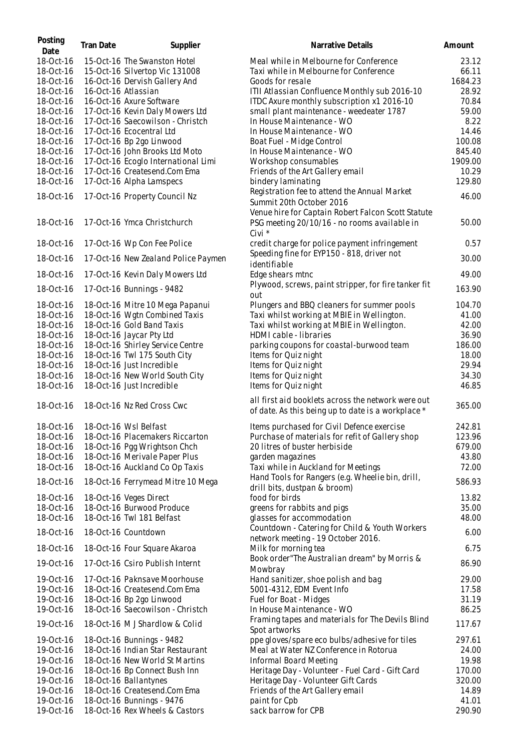| Posting Date | Tran Date | Supplier | Narrative Details | Amount |
|---|---|---|---|---|
| 18-Oct-16 | 15-Oct-16 | The Swanston Hotel | Meal while in Melbourne for Conference | 23.12 |
| 18-Oct-16 | 15-Oct-16 | Silvertop Vic 131008 | Taxi while in Melbourne for Conference | 66.11 |
| 18-Oct-16 | 16-Oct-16 | Dervish Gallery And | Goods for resale | 1684.23 |
| 18-Oct-16 | 16-Oct-16 | Atlassian | ITII Atlassian Confluence Monthly sub 2016-10 | 28.92 |
| 18-Oct-16 | 16-Oct-16 | Axure Software | ITDC Axure monthly subscription x1 2016-10 | 70.84 |
| 18-Oct-16 | 17-Oct-16 | Kevin Daly Mowers Ltd | small plant maintenance - weedeater 1787 | 59.00 |
| 18-Oct-16 | 17-Oct-16 | Saecowilson - Christch | In House Maintenance - WO | 8.22 |
| 18-Oct-16 | 17-Oct-16 | Ecocentral Ltd | In House Maintenance - WO | 14.46 |
| 18-Oct-16 | 17-Oct-16 | Bp 2go Linwood | Boat Fuel - Midge Control | 100.08 |
| 18-Oct-16 | 17-Oct-16 | John Brooks Ltd Moto | In House Maintenance - WO | 845.40 |
| 18-Oct-16 | 17-Oct-16 | Ecoglo International Limi | Workshop consumables | 1909.00 |
| 18-Oct-16 | 17-Oct-16 | Createsend.Com Ema | Friends of the Art Gallery email | 10.29 |
| 18-Oct-16 | 17-Oct-16 | Alpha Lamspecs | bindery laminating | 129.80 |
| 18-Oct-16 | 17-Oct-16 | Property Council Nz | Registration fee to attend the Annual Market Summit 20th October 2016 | 46.00 |
| 18-Oct-16 | 17-Oct-16 | Ymca Christchurch | Venue hire for Captain Robert Falcon Scott Statute PSG meeting 20/10/16 - no rooms available in Civi * | 50.00 |
| 18-Oct-16 | 17-Oct-16 | Wp Con Fee Police | credit charge for police payment infringement | 0.57 |
| 18-Oct-16 | 17-Oct-16 | New Zealand Police Paymen | Speeding fine for EYP150 - 818, driver not identifiable | 30.00 |
| 18-Oct-16 | 17-Oct-16 | Kevin Daly Mowers Ltd | Edge shears mtnc | 49.00 |
| 18-Oct-16 | 17-Oct-16 | Bunnings - 9482 | Plywood, screws, paint stripper, for fire tanker fit out | 163.90 |
| 18-Oct-16 | 18-Oct-16 | Mitre 10 Mega Papanui | Plungers and BBQ cleaners for summer pools | 104.70 |
| 18-Oct-16 | 18-Oct-16 | Wgtn Combined Taxis | Taxi whilst working at MBIE in Wellington. | 41.00 |
| 18-Oct-16 | 18-Oct-16 | Gold Band Taxis | Taxi whilst working at MBIE in Wellington. | 42.00 |
| 18-Oct-16 | 18-Oct-16 | Jaycar Pty Ltd | HDMI cable - libraries | 36.90 |
| 18-Oct-16 | 18-Oct-16 | Shirley Service Centre | parking coupons for coastal-burwood team | 186.00 |
| 18-Oct-16 | 18-Oct-16 | Twl 175 South City | Items for Quiz night | 18.00 |
| 18-Oct-16 | 18-Oct-16 | Just Incredible | Items for Quiz night | 29.94 |
| 18-Oct-16 | 18-Oct-16 | New World South City | Items for Quiz night | 34.30 |
| 18-Oct-16 | 18-Oct-16 | Just Incredible | Items for Quiz night | 46.85 |
| 18-Oct-16 | 18-Oct-16 | Nz Red Cross Cwc | all first aid booklets across the network were out of date. As this being up to date is a workplace * | 365.00 |
| 18-Oct-16 | 18-Oct-16 | Wsl Belfast | Items purchased for Civil Defence exercise | 242.81 |
| 18-Oct-16 | 18-Oct-16 | Placemakers Riccarton | Purchase of materials for refit of Gallery shop | 123.96 |
| 18-Oct-16 | 18-Oct-16 | Pgg Wrightson Chch | 20 litres of buster herbiside | 679.00 |
| 18-Oct-16 | 18-Oct-16 | Merivale Paper Plus | garden magazines | 43.80 |
| 18-Oct-16 | 18-Oct-16 | Auckland Co Op Taxis | Taxi while in Auckland for Meetings | 72.00 |
| 18-Oct-16 | 18-Oct-16 | Ferrymead Mitre 10 Mega | Hand Tools for Rangers (e.g. Wheelie bin, drill, drill bits, dustpan & broom) | 586.93 |
| 18-Oct-16 | 18-Oct-16 | Veges Direct | food for birds | 13.82 |
| 18-Oct-16 | 18-Oct-16 | Burwood Produce | greens for rabbits and pigs | 35.00 |
| 18-Oct-16 | 18-Oct-16 | Twl 181 Belfast | glasses for accommodation | 48.00 |
| 18-Oct-16 | 18-Oct-16 | Countdown | Countdown - Catering for Child & Youth Workers network meeting - 19 October 2016. | 6.00 |
| 18-Oct-16 | 18-Oct-16 | Four Square Akaroa | Milk for morning tea | 6.75 |
| 19-Oct-16 | 17-Oct-16 | Csiro Publish Internt | Book order"The Australian dream" by Morris & Mowbray | 86.90 |
| 19-Oct-16 | 17-Oct-16 | Paknsave Moorhouse | Hand sanitizer, shoe polish and bag | 29.00 |
| 19-Oct-16 | 18-Oct-16 | Createsend.Com Ema | 5001-4312, EDM Event Info | 17.58 |
| 19-Oct-16 | 18-Oct-16 | Bp 2go Linwood | Fuel for Boat - Midges | 31.19 |
| 19-Oct-16 | 18-Oct-16 | Saecowilson - Christch | In House Maintenance - WO | 86.25 |
| 19-Oct-16 | 18-Oct-16 | M J Shardlow & Colid | Framing tapes and materials for The Devils Blind Spot artworks | 117.67 |
| 19-Oct-16 | 18-Oct-16 | Bunnings - 9482 | ppe gloves/spare eco bulbs/adhesive for tiles | 297.61 |
| 19-Oct-16 | 18-Oct-16 | Indian Star Restaurant | Meal at Water NZ Conference in Rotorua | 24.00 |
| 19-Oct-16 | 18-Oct-16 | New World St Martins | Informal Board Meeting | 19.98 |
| 19-Oct-16 | 18-Oct-16 | Bp Connect Bush Inn | Heritage Day - Volunteer - Fuel Card - Gift Card | 170.00 |
| 19-Oct-16 | 18-Oct-16 | Ballantynes | Heritage Day - Volunteer Gift Cards | 320.00 |
| 19-Oct-16 | 18-Oct-16 | Createsend.Com Ema | Friends of the Art Gallery email | 14.89 |
| 19-Oct-16 | 18-Oct-16 | Bunnings - 9476 | paint for Cpb | 41.01 |
| 19-Oct-16 | 18-Oct-16 | Rex Wheels & Castors | sack barrow for CPB | 290.90 |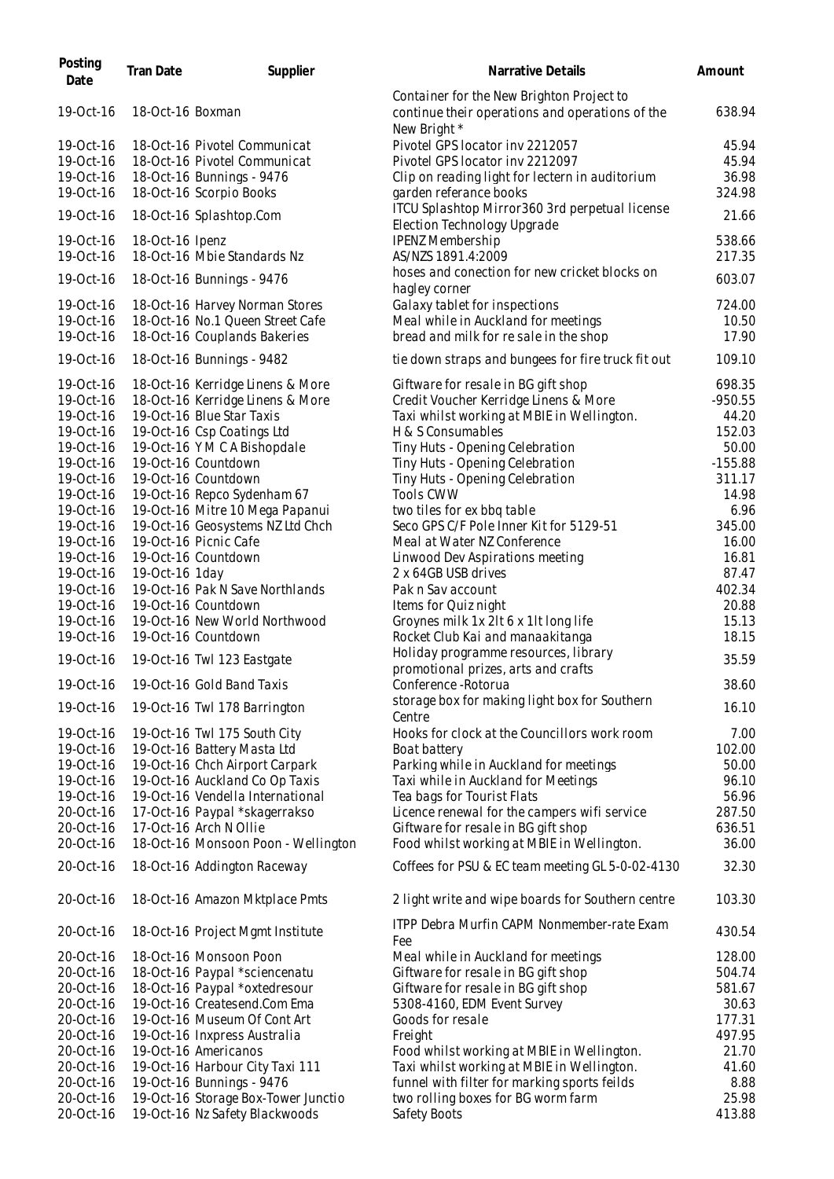| Posting Date | Tran Date | Supplier | Narrative Details | Amount |
|---|---|---|---|---|
| 19-Oct-16 | 18-Oct-16 | Boxman | Container for the New Brighton Project to continue their operations and operations of the New Bright * | 638.94 |
| 19-Oct-16 | 18-Oct-16 | Pivotel Communicat | Pivotel GPS locator inv 2212057 | 45.94 |
| 19-Oct-16 | 18-Oct-16 | Pivotel Communicat | Pivotel GPS locator inv 2212097 | 45.94 |
| 19-Oct-16 | 18-Oct-16 | Bunnings - 9476 | Clip on reading light for lectern in auditorium | 36.98 |
| 19-Oct-16 | 18-Oct-16 | Scorpio Books | garden referance books | 324.98 |
| 19-Oct-16 | 18-Oct-16 | Splashtop.Com | ITCU Splashtop Mirror360 3rd perpetual license Election Technology Upgrade | 21.66 |
| 19-Oct-16 | 18-Oct-16 | Ipenz | IPENZ Membership | 538.66 |
| 19-Oct-16 | 18-Oct-16 | Mbie Standards Nz | AS/NZS 1891.4:2009 | 217.35 |
| 19-Oct-16 | 18-Oct-16 | Bunnings - 9476 | hoses and conection for new cricket blocks on hagley corner | 603.07 |
| 19-Oct-16 | 18-Oct-16 | Harvey Norman Stores | Galaxy tablet for inspections | 724.00 |
| 19-Oct-16 | 18-Oct-16 | No.1 Queen Street Cafe | Meal while in Auckland for meetings | 10.50 |
| 19-Oct-16 | 18-Oct-16 | Couplands Bakeries | bread and milk for re sale in the shop | 17.90 |
| 19-Oct-16 | 18-Oct-16 | Bunnings - 9482 | tie down straps and bungees for fire truck fit out | 109.10 |
| 19-Oct-16 | 18-Oct-16 | Kerridge Linens & More | Giftware for resale in BG gift shop | 698.35 |
| 19-Oct-16 | 18-Oct-16 | Kerridge Linens & More | Credit Voucher Kerridge Linens & More | -950.55 |
| 19-Oct-16 | 19-Oct-16 | Blue Star Taxis | Taxi whilst working at MBIE in Wellington. | 44.20 |
| 19-Oct-16 | 19-Oct-16 | Csp Coatings Ltd | H & S Consumables | 152.03 |
| 19-Oct-16 | 19-Oct-16 | Y M C A Bishopdale | Tiny Huts - Opening Celebration | 50.00 |
| 19-Oct-16 | 19-Oct-16 | Countdown | Tiny Huts - Opening Celebration | -155.88 |
| 19-Oct-16 | 19-Oct-16 | Countdown | Tiny Huts - Opening Celebration | 311.17 |
| 19-Oct-16 | 19-Oct-16 | Repco Sydenham 67 | Tools CWW | 14.98 |
| 19-Oct-16 | 19-Oct-16 | Mitre 10 Mega Papanui | two tiles for ex bbq table | 6.96 |
| 19-Oct-16 | 19-Oct-16 | Geosystems NZ Ltd Chch | Seco GPS C/F Pole Inner Kit for 5129-51 | 345.00 |
| 19-Oct-16 | 19-Oct-16 | Picnic Cafe | Meal at Water NZ Conference | 16.00 |
| 19-Oct-16 | 19-Oct-16 | Countdown | Linwood Dev Aspirations meeting | 16.81 |
| 19-Oct-16 | 19-Oct-16 | 1day | 2 x 64GB USB drives | 87.47 |
| 19-Oct-16 | 19-Oct-16 | Pak N Save Northlands | Pak n Sav account | 402.34 |
| 19-Oct-16 | 19-Oct-16 | Countdown | Items for Quiz night | 20.88 |
| 19-Oct-16 | 19-Oct-16 | New World Northwood | Groynes milk 1x 2lt 6 x 1lt long life | 15.13 |
| 19-Oct-16 | 19-Oct-16 | Countdown | Rocket Club Kai and manaakitanga | 18.15 |
| 19-Oct-16 | 19-Oct-16 | Twl 123 Eastgate | Holiday programme resources, library promotional prizes, arts and crafts | 35.59 |
| 19-Oct-16 | 19-Oct-16 | Gold Band Taxis | Conference -Rotorua | 38.60 |
| 19-Oct-16 | 19-Oct-16 | Twl 178 Barrington | storage box for making light box for Southern Centre | 16.10 |
| 19-Oct-16 | 19-Oct-16 | Twl 175 South City | Hooks for clock at the Councillors work room | 7.00 |
| 19-Oct-16 | 19-Oct-16 | Battery Masta Ltd | Boat battery | 102.00 |
| 19-Oct-16 | 19-Oct-16 | Chch Airport Carpark | Parking while in Auckland for meetings | 50.00 |
| 19-Oct-16 | 19-Oct-16 | Auckland Co Op Taxis | Taxi while in Auckland for Meetings | 96.10 |
| 19-Oct-16 | 19-Oct-16 | Vendella International | Tea bags for Tourist Flats | 56.96 |
| 20-Oct-16 | 17-Oct-16 | Paypal *skagerrakso | Licence renewal for the campers wifi service | 287.50 |
| 20-Oct-16 | 17-Oct-16 | Arch N Ollie | Giftware for resale in BG gift shop | 636.51 |
| 20-Oct-16 | 18-Oct-16 | Monsoon Poon - Wellington | Food whilst working at MBIE in Wellington. | 36.00 |
| 20-Oct-16 | 18-Oct-16 | Addington Raceway | Coffees for PSU & EC team meeting GL 5-0-02-4130 | 32.30 |
| 20-Oct-16 | 18-Oct-16 | Amazon Mktplace Pmts | 2 light write and wipe boards for Southern centre | 103.30 |
| 20-Oct-16 | 18-Oct-16 | Project Mgmt Institute | ITPP Debra Murfin CAPM Nonmember-rate Exam Fee | 430.54 |
| 20-Oct-16 | 18-Oct-16 | Monsoon Poon | Meal while in Auckland for meetings | 128.00 |
| 20-Oct-16 | 18-Oct-16 | Paypal *sciencenatu | Giftware for resale in BG gift shop | 504.74 |
| 20-Oct-16 | 18-Oct-16 | Paypal *oxtedresour | Giftware for resale in BG gift shop | 581.67 |
| 20-Oct-16 | 19-Oct-16 | Createsend.Com Ema | 5308-4160, EDM Event Survey | 30.63 |
| 20-Oct-16 | 19-Oct-16 | Museum Of Cont Art | Goods for resale | 177.31 |
| 20-Oct-16 | 19-Oct-16 | Inxpress Australia | Freight | 497.95 |
| 20-Oct-16 | 19-Oct-16 | Americanos | Food whilst working at MBIE in Wellington. | 21.70 |
| 20-Oct-16 | 19-Oct-16 | Harbour City Taxi 111 | Taxi whilst working at MBIE in Wellington. | 41.60 |
| 20-Oct-16 | 19-Oct-16 | Bunnings - 9476 | funnel with filter for marking sports feilds | 8.88 |
| 20-Oct-16 | 19-Oct-16 | Storage Box-Tower Junctio | two rolling boxes for BG worm farm | 25.98 |
| 20-Oct-16 | 19-Oct-16 | Nz Safety Blackwoods | Safety Boots | 413.88 |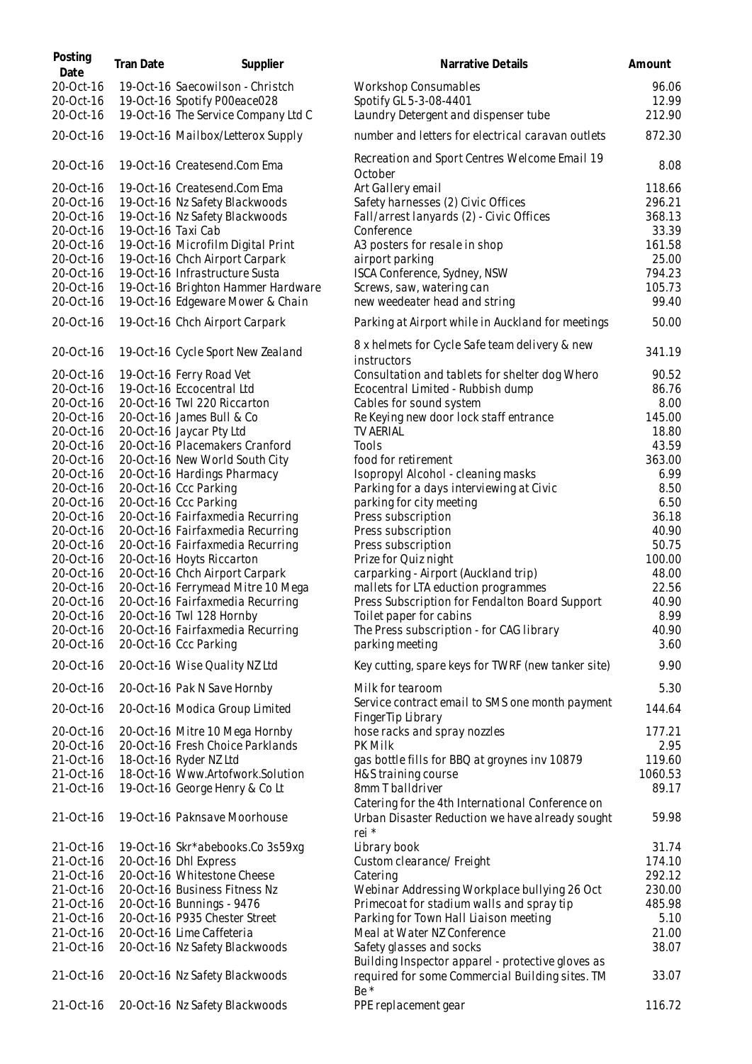| Posting Date | Tran Date | Supplier | Narrative Details | Amount |
|---|---|---|---|---|
| 20-Oct-16 | 19-Oct-16 | Saecowilson - Christch | Workshop Consumables | 96.06 |
| 20-Oct-16 | 19-Oct-16 | Spotify P00eace028 | Spotify GL 5-3-08-4401 | 12.99 |
| 20-Oct-16 | 19-Oct-16 | The Service Company Ltd C | Laundry Detergent and dispenser tube | 212.90 |
| 20-Oct-16 | 19-Oct-16 | Mailbox/Letterox Supply | number and letters for electrical caravan outlets | 872.30 |
| 20-Oct-16 | 19-Oct-16 | Createsend.Com Ema | Recreation and Sport Centres Welcome Email 19 October | 8.08 |
| 20-Oct-16 | 19-Oct-16 | Createsend.Com Ema | Art Gallery email | 118.66 |
| 20-Oct-16 | 19-Oct-16 | Nz Safety Blackwoods | Safety harnesses (2) Civic Offices | 296.21 |
| 20-Oct-16 | 19-Oct-16 | Nz Safety Blackwoods | Fall/arrest lanyards (2) - Civic Offices | 368.13 |
| 20-Oct-16 | 19-Oct-16 | Taxi Cab | Conference | 33.39 |
| 20-Oct-16 | 19-Oct-16 | Microfilm Digital Print | A3 posters for resale in shop | 161.58 |
| 20-Oct-16 | 19-Oct-16 | Chch Airport Carpark | airport parking | 25.00 |
| 20-Oct-16 | 19-Oct-16 | Infrastructure Susta | ISCA Conference, Sydney, NSW | 794.23 |
| 20-Oct-16 | 19-Oct-16 | Brighton Hammer Hardware | Screws, saw, watering can | 105.73 |
| 20-Oct-16 | 19-Oct-16 | Edgeware Mower & Chain | new weedeater head and string | 99.40 |
| 20-Oct-16 | 19-Oct-16 | Chch Airport Carpark | Parking at Airport while in Auckland for meetings | 50.00 |
| 20-Oct-16 | 19-Oct-16 | Cycle Sport New Zealand | 8 x helmets for Cycle Safe team delivery & new instructors | 341.19 |
| 20-Oct-16 | 19-Oct-16 | Ferry Road Vet | Consultation and tablets for shelter dog Whero | 90.52 |
| 20-Oct-16 | 19-Oct-16 | Eccocentral Ltd | Ecocentral Limited - Rubbish dump | 86.76 |
| 20-Oct-16 | 20-Oct-16 | Twl 220 Riccarton | Cables for sound system | 8.00 |
| 20-Oct-16 | 20-Oct-16 | James Bull & Co | Re Keying new door lock staff entrance | 145.00 |
| 20-Oct-16 | 20-Oct-16 | Jaycar Pty Ltd | TV AERIAL | 18.80 |
| 20-Oct-16 | 20-Oct-16 | Placemakers Cranford | Tools | 43.59 |
| 20-Oct-16 | 20-Oct-16 | New World South City | food for retirement | 363.00 |
| 20-Oct-16 | 20-Oct-16 | Hardings Pharmacy | Isopropyl Alcohol - cleaning masks | 6.99 |
| 20-Oct-16 | 20-Oct-16 | Ccc Parking | Parking for a days interviewing at Civic | 8.50 |
| 20-Oct-16 | 20-Oct-16 | Ccc Parking | parking for city meeting | 6.50 |
| 20-Oct-16 | 20-Oct-16 | Fairfaxmedia Recurring | Press subscription | 36.18 |
| 20-Oct-16 | 20-Oct-16 | Fairfaxmedia Recurring | Press subscription | 40.90 |
| 20-Oct-16 | 20-Oct-16 | Fairfaxmedia Recurring | Press subscription | 50.75 |
| 20-Oct-16 | 20-Oct-16 | Hoyts Riccarton | Prize for Quiz night | 100.00 |
| 20-Oct-16 | 20-Oct-16 | Chch Airport Carpark | carparking - Airport (Auckland trip) | 48.00 |
| 20-Oct-16 | 20-Oct-16 | Ferrymead Mitre 10 Mega | mallets for LTA eduction programmes | 22.56 |
| 20-Oct-16 | 20-Oct-16 | Fairfaxmedia Recurring | Press Subscription for Fendalton Board Support | 40.90 |
| 20-Oct-16 | 20-Oct-16 | Twl 128 Hornby | Toilet paper for cabins | 8.99 |
| 20-Oct-16 | 20-Oct-16 | Fairfaxmedia Recurring | The Press subscription - for CAG library | 40.90 |
| 20-Oct-16 | 20-Oct-16 | Ccc Parking | parking meeting | 3.60 |
| 20-Oct-16 | 20-Oct-16 | Wise Quality NZ Ltd | Key cutting, spare keys for TWRF (new tanker site) | 9.90 |
| 20-Oct-16 | 20-Oct-16 | Pak N Save Hornby | Milk for tearoom | 5.30 |
| 20-Oct-16 | 20-Oct-16 | Modica Group Limited | Service contract email to SMS one month payment FingerTip Library | 144.64 |
| 20-Oct-16 | 20-Oct-16 | Mitre 10 Mega Hornby | hose racks and spray nozzles | 177.21 |
| 20-Oct-16 | 20-Oct-16 | Fresh Choice Parklands | PK Milk | 2.95 |
| 21-Oct-16 | 18-Oct-16 | Ryder NZ Ltd | gas bottle fills for BBQ at groynes inv 10879 | 119.60 |
| 21-Oct-16 | 18-Oct-16 | Www.Artofwork.Solution | H&S training course | 1060.53 |
| 21-Oct-16 | 19-Oct-16 | George Henry & Co Lt | 8mm T balldriver | 89.17 |
| 21-Oct-16 | 19-Oct-16 | Paknsave Moorhouse | Catering for the 4th International Conference on Urban Disaster Reduction we have already sought rei * | 59.98 |
| 21-Oct-16 | 19-Oct-16 | Skr*abebooks.Co 3s59xg | Library book | 31.74 |
| 21-Oct-16 | 20-Oct-16 | Dhl Express | Custom clearance/ Freight | 174.10 |
| 21-Oct-16 | 20-Oct-16 | Whitestone Cheese | Catering | 292.12 |
| 21-Oct-16 | 20-Oct-16 | Business Fitness Nz | Webinar Addressing Workplace bullying 26 Oct | 230.00 |
| 21-Oct-16 | 20-Oct-16 | Bunnings - 9476 | Primecoat for stadium walls and spray tip | 485.98 |
| 21-Oct-16 | 20-Oct-16 | P935 Chester Street | Parking for Town Hall Liaison meeting | 5.10 |
| 21-Oct-16 | 20-Oct-16 | Lime Caffeteria | Meal at Water NZ Conference | 21.00 |
| 21-Oct-16 | 20-Oct-16 | Nz Safety Blackwoods | Safety glasses and socks | 38.07 |
| 21-Oct-16 | 20-Oct-16 | Nz Safety Blackwoods | Building Inspector apparel - protective gloves as required for some Commercial Building sites. TM Be * | 33.07 |
| 21-Oct-16 | 20-Oct-16 | Nz Safety Blackwoods | PPE replacement gear | 116.72 |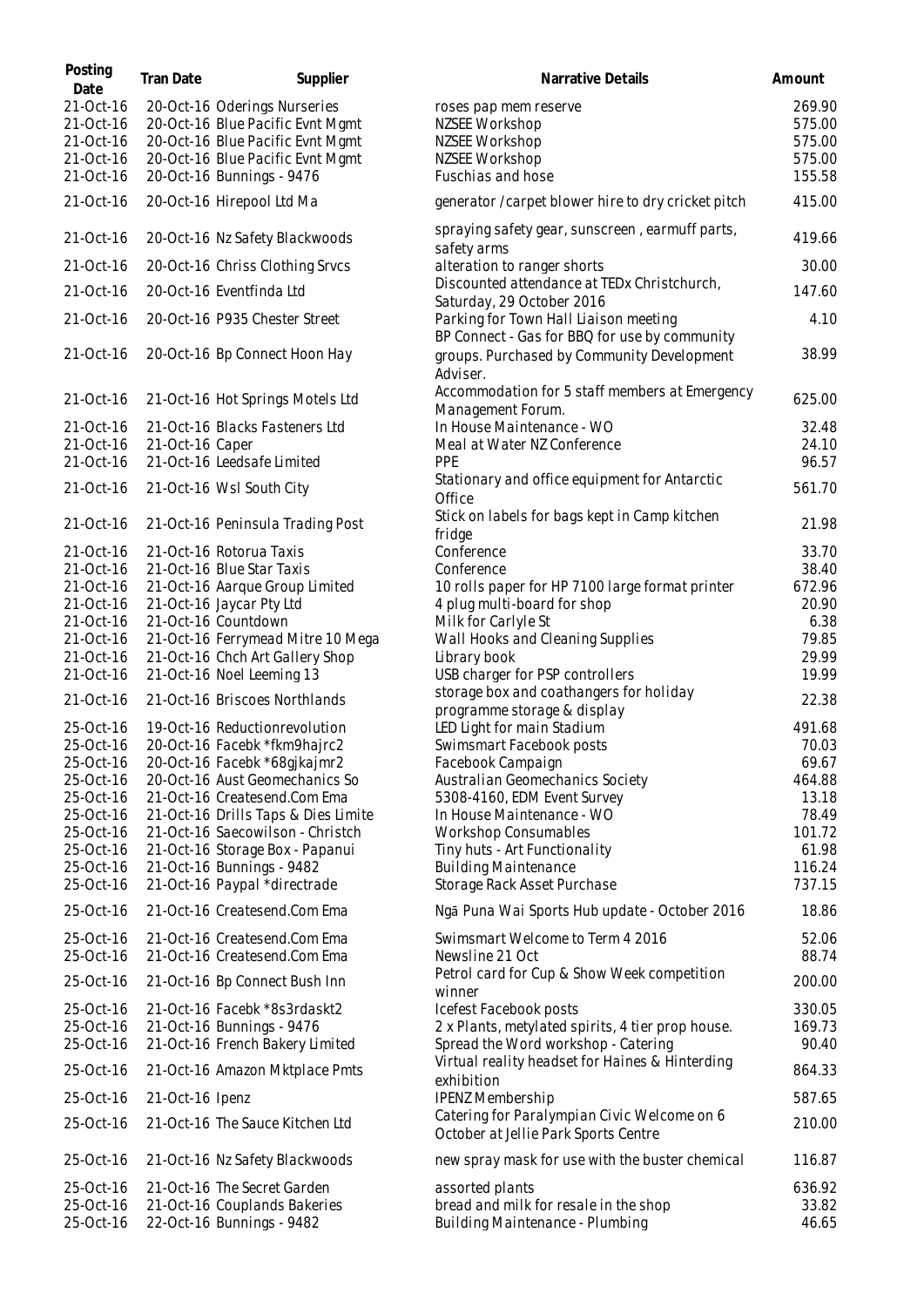| Posting Date | Tran Date | Supplier | Narrative Details | Amount |
|---|---|---|---|---|
| 21-Oct-16 | 20-Oct-16 | Oderings Nurseries | roses pap mem reserve | 269.90 |
| 21-Oct-16 | 20-Oct-16 | Blue Pacific Evnt Mgmt | NZSEE Workshop | 575.00 |
| 21-Oct-16 | 20-Oct-16 | Blue Pacific Evnt Mgmt | NZSEE Workshop | 575.00 |
| 21-Oct-16 | 20-Oct-16 | Blue Pacific Evnt Mgmt | NZSEE Workshop | 575.00 |
| 21-Oct-16 | 20-Oct-16 | Bunnings - 9476 | Fuschias and hose | 155.58 |
| 21-Oct-16 | 20-Oct-16 | Hirepool Ltd Ma | generator /carpet blower hire to dry cricket pitch | 415.00 |
| 21-Oct-16 | 20-Oct-16 | Nz Safety Blackwoods | spraying safety gear, sunscreen , earmuff parts, safety arms | 419.66 |
| 21-Oct-16 | 20-Oct-16 | Chriss Clothing Srvcs | alteration to ranger shorts | 30.00 |
| 21-Oct-16 | 20-Oct-16 | Eventfinda Ltd | Discounted attendance at TEDx Christchurch, Saturday, 29 October 2016 | 147.60 |
| 21-Oct-16 | 20-Oct-16 | P935 Chester Street | Parking for Town Hall Liaison meeting | 4.10 |
| 21-Oct-16 | 20-Oct-16 | Bp Connect Hoon Hay | BP Connect - Gas for BBQ for use by community groups. Purchased by Community Development Adviser. | 38.99 |
| 21-Oct-16 | 21-Oct-16 | Hot Springs Motels Ltd | Accommodation for 5 staff members at Emergency Management Forum. | 625.00 |
| 21-Oct-16 | 21-Oct-16 | Blacks Fasteners Ltd | In House Maintenance - WO | 32.48 |
| 21-Oct-16 | 21-Oct-16 | Caper | Meal at Water NZ Conference | 24.10 |
| 21-Oct-16 | 21-Oct-16 | Leedsafe Limited | PPE | 96.57 |
| 21-Oct-16 | 21-Oct-16 | Wsl South City | Stationary and office equipment for Antarctic Office | 561.70 |
| 21-Oct-16 | 21-Oct-16 | Peninsula Trading Post | Stick on labels for bags kept in Camp kitchen fridge | 21.98 |
| 21-Oct-16 | 21-Oct-16 | Rotorua Taxis | Conference | 33.70 |
| 21-Oct-16 | 21-Oct-16 | Blue Star Taxis | Conference | 38.40 |
| 21-Oct-16 | 21-Oct-16 | Aarque Group Limited | 10 rolls paper for HP 7100 large format printer | 672.96 |
| 21-Oct-16 | 21-Oct-16 | Jaycar Pty Ltd | 4 plug multi-board for shop | 20.90 |
| 21-Oct-16 | 21-Oct-16 | Countdown | Milk for Carlyle St | 6.38 |
| 21-Oct-16 | 21-Oct-16 | Ferrymead Mitre 10 Mega | Wall Hooks and Cleaning Supplies | 79.85 |
| 21-Oct-16 | 21-Oct-16 | Chch Art Gallery Shop | Library book | 29.99 |
| 21-Oct-16 | 21-Oct-16 | Noel Leeming 13 | USB charger for PSP controllers | 19.99 |
| 21-Oct-16 | 21-Oct-16 | Briscoes Northlands | storage box and coathangers for holiday programme storage & display | 22.38 |
| 25-Oct-16 | 19-Oct-16 | Reductionrevolution | LED Light for main Stadium | 491.68 |
| 25-Oct-16 | 20-Oct-16 | Facebk *fkm9hajrc2 | Swimsmart Facebook posts | 70.03 |
| 25-Oct-16 | 20-Oct-16 | Facebk *68gjkajmr2 | Facebook Campaign | 69.67 |
| 25-Oct-16 | 20-Oct-16 | Aust Geomechanics So | Australian Geomechanics Society | 464.88 |
| 25-Oct-16 | 21-Oct-16 | Createsend.Com Ema | 5308-4160, EDM Event Survey | 13.18 |
| 25-Oct-16 | 21-Oct-16 | Drills Taps & Dies Limite | In House Maintenance - WO | 78.49 |
| 25-Oct-16 | 21-Oct-16 | Saecowilson - Christch | Workshop Consumables | 101.72 |
| 25-Oct-16 | 21-Oct-16 | Storage Box - Papanui | Tiny huts - Art Functionality | 61.98 |
| 25-Oct-16 | 21-Oct-16 | Bunnings - 9482 | Building Maintenance | 116.24 |
| 25-Oct-16 | 21-Oct-16 | Paypal *directrade | Storage Rack Asset Purchase | 737.15 |
| 25-Oct-16 | 21-Oct-16 | Createsend.Com Ema | Ngā Puna Wai Sports Hub update - October 2016 | 18.86 |
| 25-Oct-16 | 21-Oct-16 | Createsend.Com Ema | Swimsmart Welcome to Term 4 2016 | 52.06 |
| 25-Oct-16 | 21-Oct-16 | Createsend.Com Ema | Newsline 21 Oct | 88.74 |
| 25-Oct-16 | 21-Oct-16 | Bp Connect Bush Inn | Petrol card for Cup & Show Week competition winner | 200.00 |
| 25-Oct-16 | 21-Oct-16 | Facebk *8s3rdaskt2 | Icefest Facebook posts | 330.05 |
| 25-Oct-16 | 21-Oct-16 | Bunnings - 9476 | 2 x Plants, metylated spirits, 4 tier prop house. | 169.73 |
| 25-Oct-16 | 21-Oct-16 | French Bakery Limited | Spread the Word workshop - Catering | 90.40 |
| 25-Oct-16 | 21-Oct-16 | Amazon Mktplace Pmts | Virtual reality headset for Haines & Hinterding exhibition | 864.33 |
| 25-Oct-16 | 21-Oct-16 | Ipenz | IPENZ Membership | 587.65 |
| 25-Oct-16 | 21-Oct-16 | The Sauce Kitchen Ltd | Catering for Paralympian Civic Welcome on 6 October at Jellie Park Sports Centre | 210.00 |
| 25-Oct-16 | 21-Oct-16 | Nz Safety Blackwoods | new spray mask for use with the buster chemical | 116.87 |
| 25-Oct-16 | 21-Oct-16 | The Secret Garden | assorted plants | 636.92 |
| 25-Oct-16 | 21-Oct-16 | Couplands Bakeries | bread and milk for resale in the shop | 33.82 |
| 25-Oct-16 | 22-Oct-16 | Bunnings - 9482 | Building Maintenance - Plumbing | 46.65 |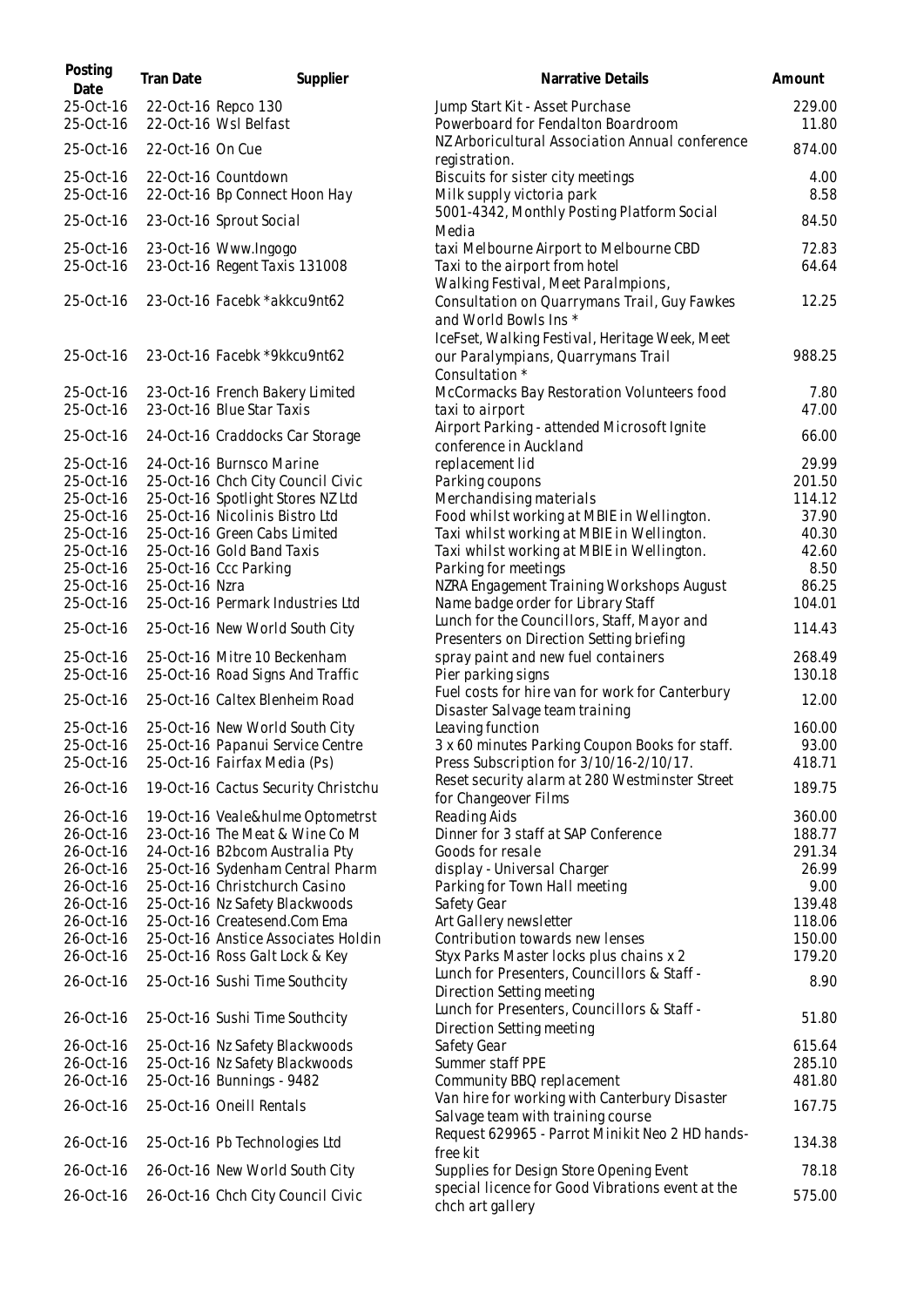| Posting Date | Tran Date | Supplier | Narrative Details | Amount |
|---|---|---|---|---|
| 25-Oct-16 | 22-Oct-16 | Repco 130 | Jump Start Kit - Asset Purchase | 229.00 |
| 25-Oct-16 | 22-Oct-16 | Wsl Belfast | Powerboard for Fendalton Boardroom | 11.80 |
| 25-Oct-16 | 22-Oct-16 | On Cue | NZ Arboricultural Association Annual conference registration. | 874.00 |
| 25-Oct-16 | 22-Oct-16 | Countdown | Biscuits for sister city meetings | 4.00 |
| 25-Oct-16 | 22-Oct-16 | Bp Connect Hoon Hay | Milk supply victoria park | 8.58 |
| 25-Oct-16 | 23-Oct-16 | Sprout Social | 5001-4342, Monthly Posting Platform Social Media | 84.50 |
| 25-Oct-16 | 23-Oct-16 | Www.Ingogo | taxi Melbourne Airport to Melbourne CBD | 72.83 |
| 25-Oct-16 | 23-Oct-16 | Regent Taxis 131008 | Taxi to the airport from hotel | 64.64 |
| 25-Oct-16 | 23-Oct-16 | Facebk *akkcu9nt62 | Walking Festival, Meet Paralmpions, Consultation on Quarrymans Trail, Guy Fawkes and World Bowls Ins * | 12.25 |
| 25-Oct-16 | 23-Oct-16 | Facebk *9kkcu9nt62 | IceFset, Walking Festival, Heritage Week, Meet our Paralympians, Quarrymans Trail Consultation * | 988.25 |
| 25-Oct-16 | 23-Oct-16 | French Bakery Limited | McCormacks Bay Restoration Volunteers food | 7.80 |
| 25-Oct-16 | 23-Oct-16 | Blue Star Taxis | taxi to airport | 47.00 |
| 25-Oct-16 | 24-Oct-16 | Craddocks Car Storage | Airport Parking - attended Microsoft Ignite conference in Auckland | 66.00 |
| 25-Oct-16 | 24-Oct-16 | Burnsco Marine | replacement lid | 29.99 |
| 25-Oct-16 | 25-Oct-16 | Chch City Council Civic | Parking coupons | 201.50 |
| 25-Oct-16 | 25-Oct-16 | Spotlight Stores NZ Ltd | Merchandising materials | 114.12 |
| 25-Oct-16 | 25-Oct-16 | Nicolinis Bistro Ltd | Food whilst working at MBIE in Wellington. | 37.90 |
| 25-Oct-16 | 25-Oct-16 | Green Cabs Limited | Taxi whilst working at MBIE in Wellington. | 40.30 |
| 25-Oct-16 | 25-Oct-16 | Gold Band Taxis | Taxi whilst working at MBIE in Wellington. | 42.60 |
| 25-Oct-16 | 25-Oct-16 | Ccc Parking | Parking for meetings | 8.50 |
| 25-Oct-16 | 25-Oct-16 | Nzra | NZRA Engagement Training Workshops August | 86.25 |
| 25-Oct-16 | 25-Oct-16 | Permark Industries Ltd | Name badge order for Library Staff | 104.01 |
| 25-Oct-16 | 25-Oct-16 | New World South City | Lunch for the Councillors, Staff, Mayor and Presenters on Direction Setting briefing | 114.43 |
| 25-Oct-16 | 25-Oct-16 | Mitre 10 Beckenham | spray paint and new fuel containers | 268.49 |
| 25-Oct-16 | 25-Oct-16 | Road Signs And Traffic | Pier parking signs | 130.18 |
| 25-Oct-16 | 25-Oct-16 | Caltex Blenheim Road | Fuel costs for hire van for work for Canterbury Disaster Salvage team training | 12.00 |
| 25-Oct-16 | 25-Oct-16 | New World South City | Leaving function | 160.00 |
| 25-Oct-16 | 25-Oct-16 | Papanui Service Centre | 3 x 60 minutes Parking Coupon Books for staff. | 93.00 |
| 25-Oct-16 | 25-Oct-16 | Fairfax Media (Ps) | Press Subscription for 3/10/16-2/10/17. | 418.71 |
| 26-Oct-16 | 19-Oct-16 | Cactus Security Christchu | Reset security alarm at 280 Westminster Street for Changeover Films | 189.75 |
| 26-Oct-16 | 19-Oct-16 | Veale&hulme Optometrst | Reading Aids | 360.00 |
| 26-Oct-16 | 23-Oct-16 | The Meat & Wine Co M | Dinner for 3 staff at SAP Conference | 188.77 |
| 26-Oct-16 | 24-Oct-16 | B2bcom Australia Pty | Goods for resale | 291.34 |
| 26-Oct-16 | 25-Oct-16 | Sydenham Central Pharm | display - Universal Charger | 26.99 |
| 26-Oct-16 | 25-Oct-16 | Christchurch Casino | Parking for Town Hall meeting | 9.00 |
| 26-Oct-16 | 25-Oct-16 | Nz Safety Blackwoods | Safety Gear | 139.48 |
| 26-Oct-16 | 25-Oct-16 | Createsend.Com Ema | Art Gallery newsletter | 118.06 |
| 26-Oct-16 | 25-Oct-16 | Anstice Associates Holdin | Contribution towards new lenses | 150.00 |
| 26-Oct-16 | 25-Oct-16 | Ross Galt Lock & Key | Styx Parks Master locks plus chains x 2 | 179.20 |
| 26-Oct-16 | 25-Oct-16 | Sushi Time Southcity | Lunch for Presenters, Councillors & Staff - Direction Setting meeting | 8.90 |
| 26-Oct-16 | 25-Oct-16 | Sushi Time Southcity | Lunch for Presenters, Councillors & Staff - Direction Setting meeting | 51.80 |
| 26-Oct-16 | 25-Oct-16 | Nz Safety Blackwoods | Safety Gear | 615.64 |
| 26-Oct-16 | 25-Oct-16 | Nz Safety Blackwoods | Summer staff PPE | 285.10 |
| 26-Oct-16 | 25-Oct-16 | Bunnings - 9482 | Community BBQ replacement | 481.80 |
| 26-Oct-16 | 25-Oct-16 | Oneill Rentals | Van hire for working with Canterbury Disaster Salvage team with training course | 167.75 |
| 26-Oct-16 | 25-Oct-16 | Pb Technologies Ltd | Request 629965 - Parrot Minikit Neo 2 HD hands-free kit | 134.38 |
| 26-Oct-16 | 26-Oct-16 | New World South City | Supplies for Design Store Opening Event | 78.18 |
| 26-Oct-16 | 26-Oct-16 | Chch City Council Civic | special licence for Good Vibrations event at the chch art gallery | 575.00 |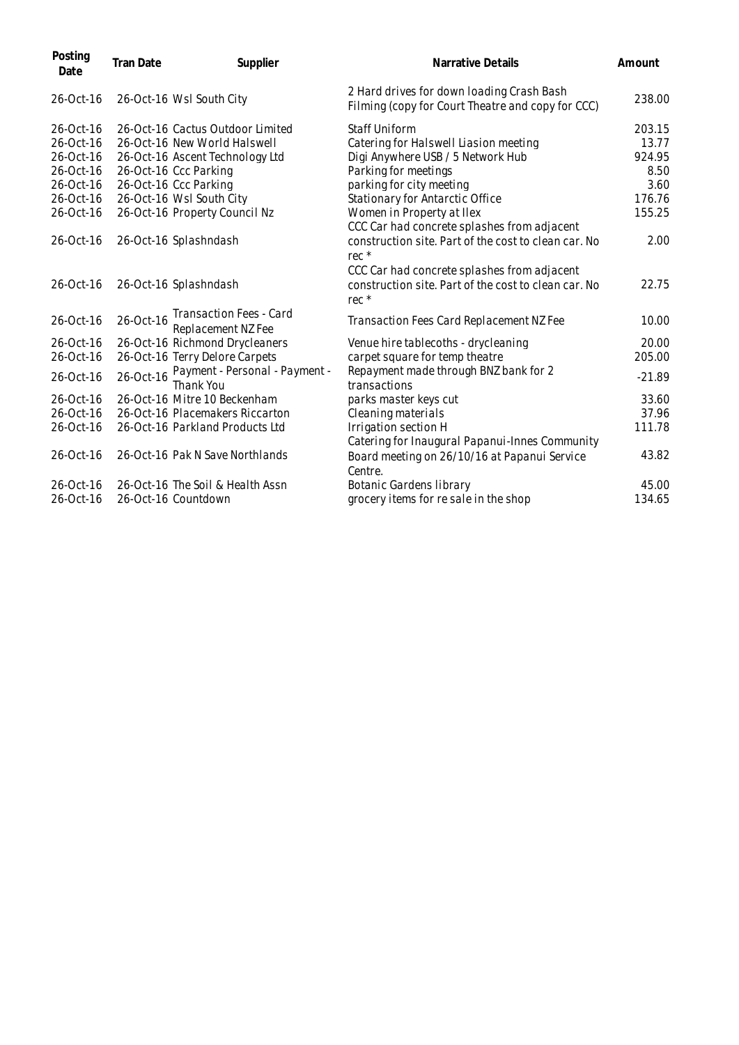| Posting Date | Tran Date | Supplier | Narrative Details | Amount |
|---|---|---|---|---|
| 26-Oct-16 | 26-Oct-16 | Wsl South City | 2 Hard drives for down loading Crash Bash Filming (copy for Court Theatre and copy for CCC) | 238.00 |
| 26-Oct-16 | 26-Oct-16 | Cactus Outdoor Limited | Staff Uniform | 203.15 |
| 26-Oct-16 | 26-Oct-16 | New World Halswell | Catering for Halswell Liasion meeting | 13.77 |
| 26-Oct-16 | 26-Oct-16 | Ascent Technology Ltd | Digi Anywhere USB / 5 Network Hub | 924.95 |
| 26-Oct-16 | 26-Oct-16 | Ccc Parking | Parking for meetings | 8.50 |
| 26-Oct-16 | 26-Oct-16 | Ccc Parking | parking for city meeting | 3.60 |
| 26-Oct-16 | 26-Oct-16 | Wsl South City | Stationary for Antarctic Office | 176.76 |
| 26-Oct-16 | 26-Oct-16 | Property Council Nz | Women in Property at Ilex | 155.25 |
| 26-Oct-16 | 26-Oct-16 | Splashndash | CCC Car had concrete splashes from adjacent construction site. Part of the cost to clean car. No rec * | 2.00 |
| 26-Oct-16 | 26-Oct-16 | Splashndash | CCC Car had concrete splashes from adjacent construction site. Part of the cost to clean car. No rec * | 22.75 |
| 26-Oct-16 | 26-Oct-16 | Transaction Fees - Card Replacement NZ Fee | Transaction Fees Card Replacement NZ Fee | 10.00 |
| 26-Oct-16 | 26-Oct-16 | Richmond Drycleaners | Venue hire tablecoths - drycleaning | 20.00 |
| 26-Oct-16 | 26-Oct-16 | Terry Delore Carpets | carpet square for temp theatre | 205.00 |
| 26-Oct-16 | 26-Oct-16 | Payment - Personal - Payment - Thank You | Repayment made through BNZ bank for 2 transactions | -21.89 |
| 26-Oct-16 | 26-Oct-16 | Mitre 10 Beckenham | parks master keys cut | 33.60 |
| 26-Oct-16 | 26-Oct-16 | Placemakers Riccarton | Cleaning materials | 37.96 |
| 26-Oct-16 | 26-Oct-16 | Parkland Products Ltd | Irrigation section H | 111.78 |
| 26-Oct-16 | 26-Oct-16 | Pak N Save Northlands | Catering for Inaugural Papanui-Innes Community Board meeting on 26/10/16 at Papanui Service Centre. | 43.82 |
| 26-Oct-16 | 26-Oct-16 | The Soil & Health Assn | Botanic Gardens library | 45.00 |
| 26-Oct-16 | 26-Oct-16 | Countdown | grocery items for re sale in the shop | 134.65 |